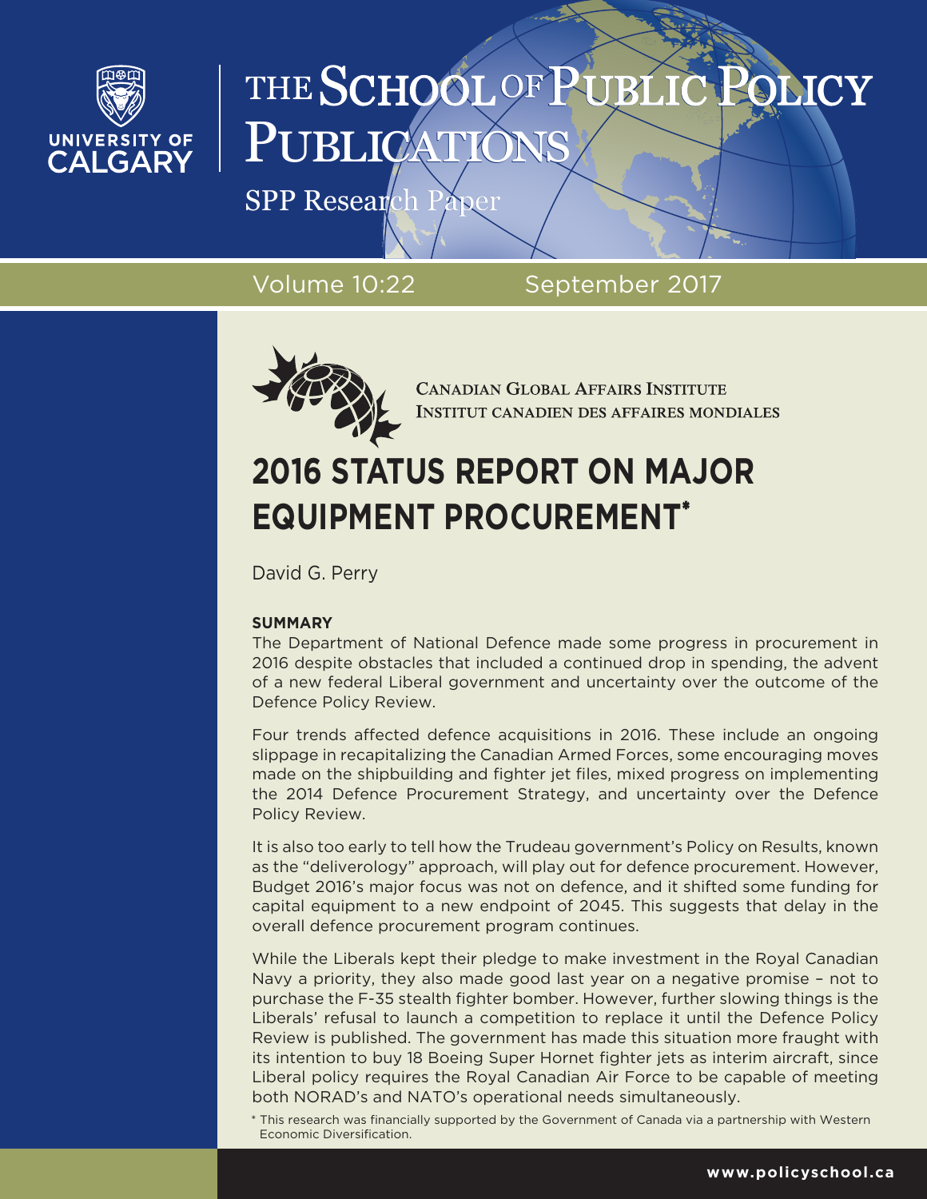UNIVERSITY OF CALGARY

# THE SCHOOL OF PUBLIC POLICY PUBLICATIONS

SPP Research Paper

Volume 10:22 September 2017

CANADIAN GLOBAL AFFAIRS INSTITUTE
INSTITUT CANADIEN DES AFFAIRES MONDIALES

# 2016 STATUS REPORT ON MAJOR EQUIPMENT PROCUREMENT*

David G. Perry

**SUMMARY**

The Department of National Defence made some progress in procurement in 2016 despite obstacles that included a continued drop in spending, the advent of a new federal Liberal government and uncertainty over the outcome of the Defence Policy Review.

Four trends affected defence acquisitions in 2016. These include an ongoing slippage in recapitalizing the Canadian Armed Forces, some encouraging moves made on the shipbuilding and fighter jet files, mixed progress on implementing the 2014 Defence Procurement Strategy, and uncertainty over the Defence Policy Review.

It is also too early to tell how the Trudeau government's Policy on Results, known as the "deliverology" approach, will play out for defence procurement. However, Budget 2016's major focus was not on defence, and it shifted some funding for capital equipment to a new endpoint of 2045. This suggests that delay in the overall defence procurement program continues.

While the Liberals kept their pledge to make investment in the Royal Canadian Navy a priority, they also made good last year on a negative promise – not to purchase the F-35 stealth fighter bomber. However, further slowing things is the Liberals' refusal to launch a competition to replace it until the Defence Policy Review is published. The government has made this situation more fraught with its intention to buy 18 Boeing Super Hornet fighter jets as interim aircraft, since Liberal policy requires the Royal Canadian Air Force to be capable of meeting both NORAD's and NATO's operational needs simultaneously.

* This research was financially supported by the Government of Canada via a partnership with Western Economic Diversification.

www.policyschool.ca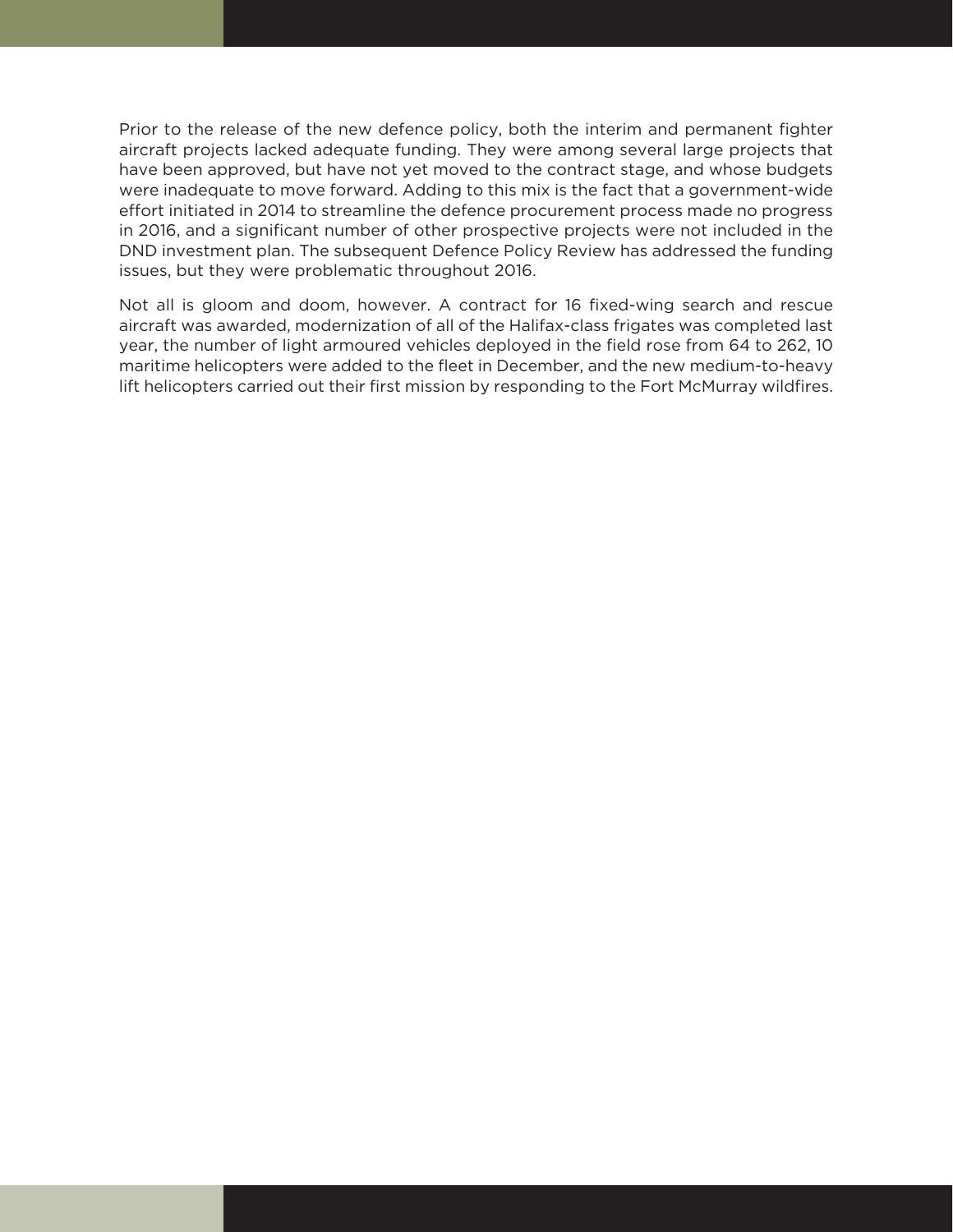Prior to the release of the new defence policy, both the interim and permanent fighter aircraft projects lacked adequate funding. They were among several large projects that have been approved, but have not yet moved to the contract stage, and whose budgets were inadequate to move forward. Adding to this mix is the fact that a government-wide effort initiated in 2014 to streamline the defence procurement process made no progress in 2016, and a significant number of other prospective projects were not included in the DND investment plan. The subsequent Defence Policy Review has addressed the funding issues, but they were problematic throughout 2016.

Not all is gloom and doom, however. A contract for 16 fixed-wing search and rescue aircraft was awarded, modernization of all of the Halifax-class frigates was completed last year, the number of light armoured vehicles deployed in the field rose from 64 to 262, 10 maritime helicopters were added to the fleet in December, and the new medium-to-heavy lift helicopters carried out their first mission by responding to the Fort McMurray wildfires.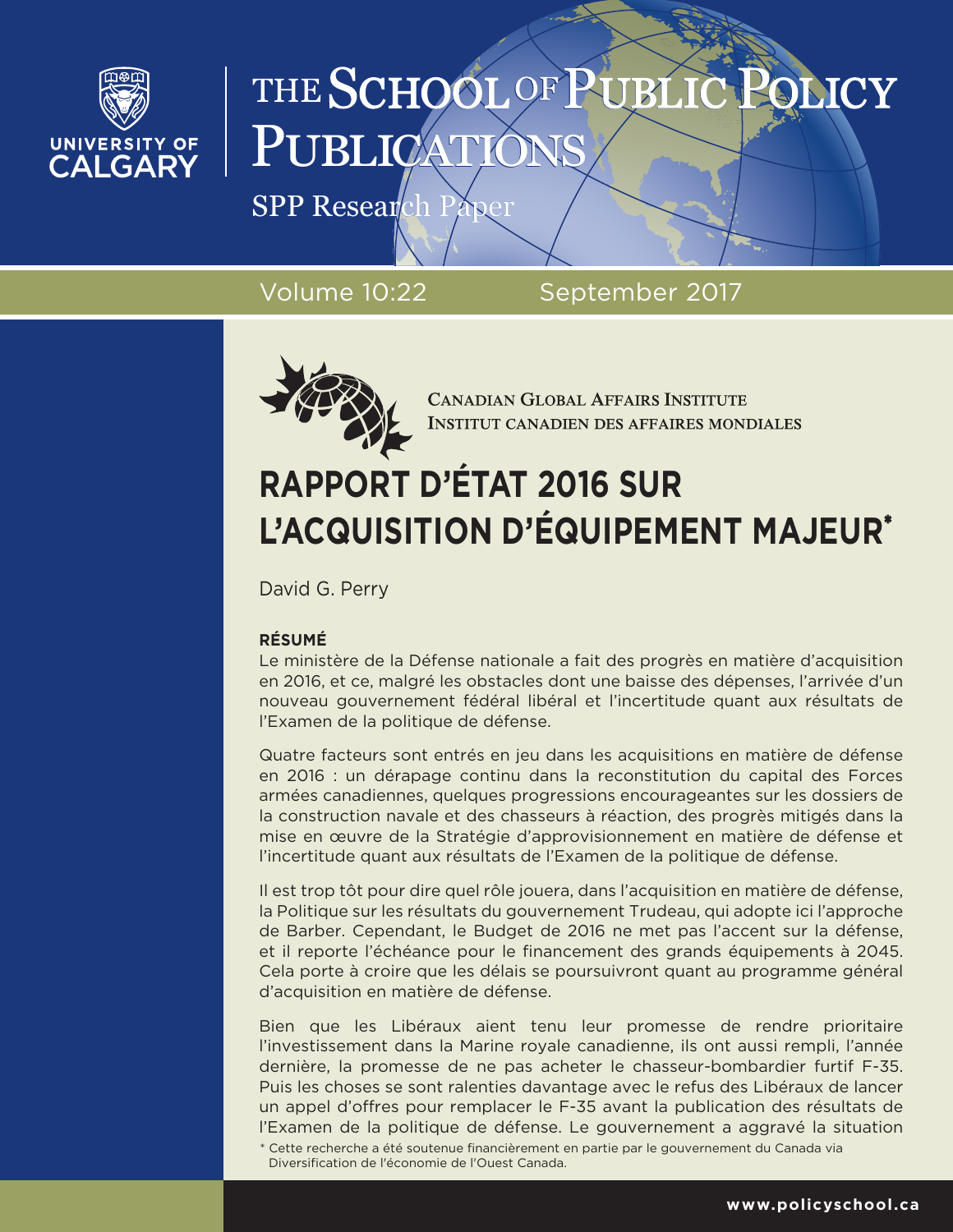THE SCHOOL OF PUBLIC POLICY PUBLICATIONS

SPP Research Paper

Volume 10:22 September 2017

CANADIAN GLOBAL AFFAIRS INSTITUTE
INSTITUT CANADIEN DES AFFAIRES MONDIALES

# RAPPORT D'ÉTAT 2016 SUR L'ACQUISITION D'ÉQUIPEMENT MAJEUR*

David G. Perry

**RÉSUMÉ**

Le ministère de la Défense nationale a fait des progrès en matière d'acquisition en 2016, et ce, malgré les obstacles dont une baisse des dépenses, l'arrivée d'un nouveau gouvernement fédéral libéral et l'incertitude quant aux résultats de l'Examen de la politique de défense.

Quatre facteurs sont entrés en jeu dans les acquisitions en matière de défense en 2016 : un dérapage continu dans la reconstitution du capital des Forces armées canadiennes, quelques progressions encourageantes sur les dossiers de la construction navale et des chasseurs à réaction, des progrès mitigés dans la mise en œuvre de la Stratégie d'approvisionnement en matière de défense et l'incertitude quant aux résultats de l'Examen de la politique de défense.

Il est trop tôt pour dire quel rôle jouera, dans l'acquisition en matière de défense, la Politique sur les résultats du gouvernement Trudeau, qui adopte ici l'approche de Barber. Cependant, le Budget de 2016 ne met pas l'accent sur la défense, et il reporte l'échéance pour le financement des grands équipements à 2045. Cela porte à croire que les délais se poursuivront quant au programme général d'acquisition en matière de défense.

Bien que les Libéraux aient tenu leur promesse de rendre prioritaire l'investissement dans la Marine royale canadienne, ils ont aussi rempli, l'année dernière, la promesse de ne pas acheter le chasseur-bombardier furtif F-35. Puis les choses se sont ralenties davantage avec le refus des Libéraux de lancer un appel d'offres pour remplacer le F-35 avant la publication des résultats de l'Examen de la politique de défense. Le gouvernement a aggravé la situation

\* Cette recherche a été soutenue financièrement en partie par le gouvernement du Canada via Diversification de l'économie de l'Ouest Canada.

www.policyschool.ca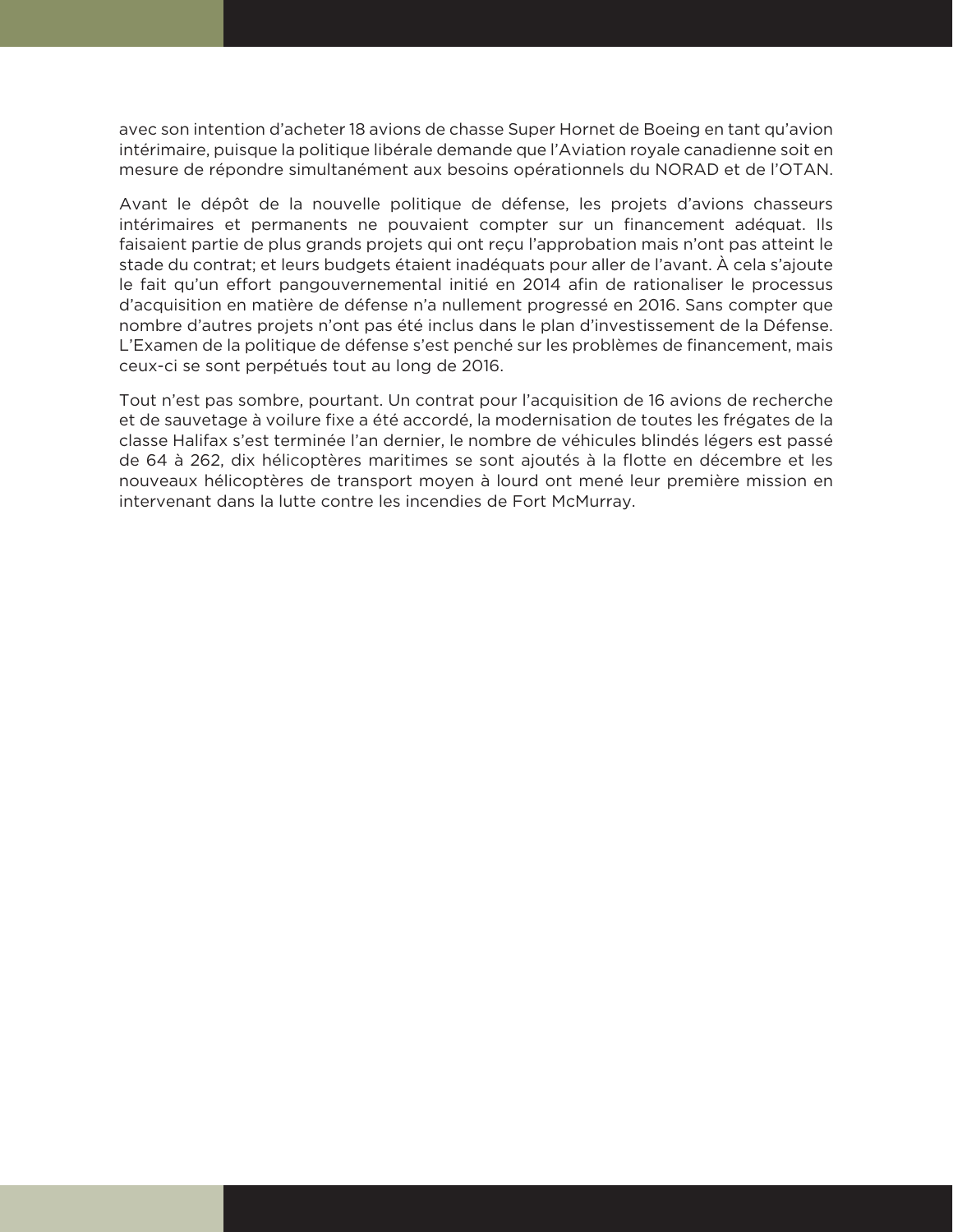avec son intention d'acheter 18 avions de chasse Super Hornet de Boeing en tant qu'avion intérimaire, puisque la politique libérale demande que l'Aviation royale canadienne soit en mesure de répondre simultanément aux besoins opérationnels du NORAD et de l'OTAN.

Avant le dépôt de la nouvelle politique de défense, les projets d'avions chasseurs intérimaires et permanents ne pouvaient compter sur un financement adéquat. Ils faisaient partie de plus grands projets qui ont reçu l'approbation mais n'ont pas atteint le stade du contrat; et leurs budgets étaient inadéquats pour aller de l'avant. À cela s'ajoute le fait qu'un effort pangouvernemental initié en 2014 afin de rationaliser le processus d'acquisition en matière de défense n'a nullement progressé en 2016. Sans compter que nombre d'autres projets n'ont pas été inclus dans le plan d'investissement de la Défense. L'Examen de la politique de défense s'est penché sur les problèmes de financement, mais ceux-ci se sont perpétués tout au long de 2016.

Tout n'est pas sombre, pourtant. Un contrat pour l'acquisition de 16 avions de recherche et de sauvetage à voilure fixe a été accordé, la modernisation de toutes les frégates de la classe Halifax s'est terminée l'an dernier, le nombre de véhicules blindés légers est passé de 64 à 262, dix hélicoptères maritimes se sont ajoutés à la flotte en décembre et les nouveaux hélicoptères de transport moyen à lourd ont mené leur première mission en intervenant dans la lutte contre les incendies de Fort McMurray.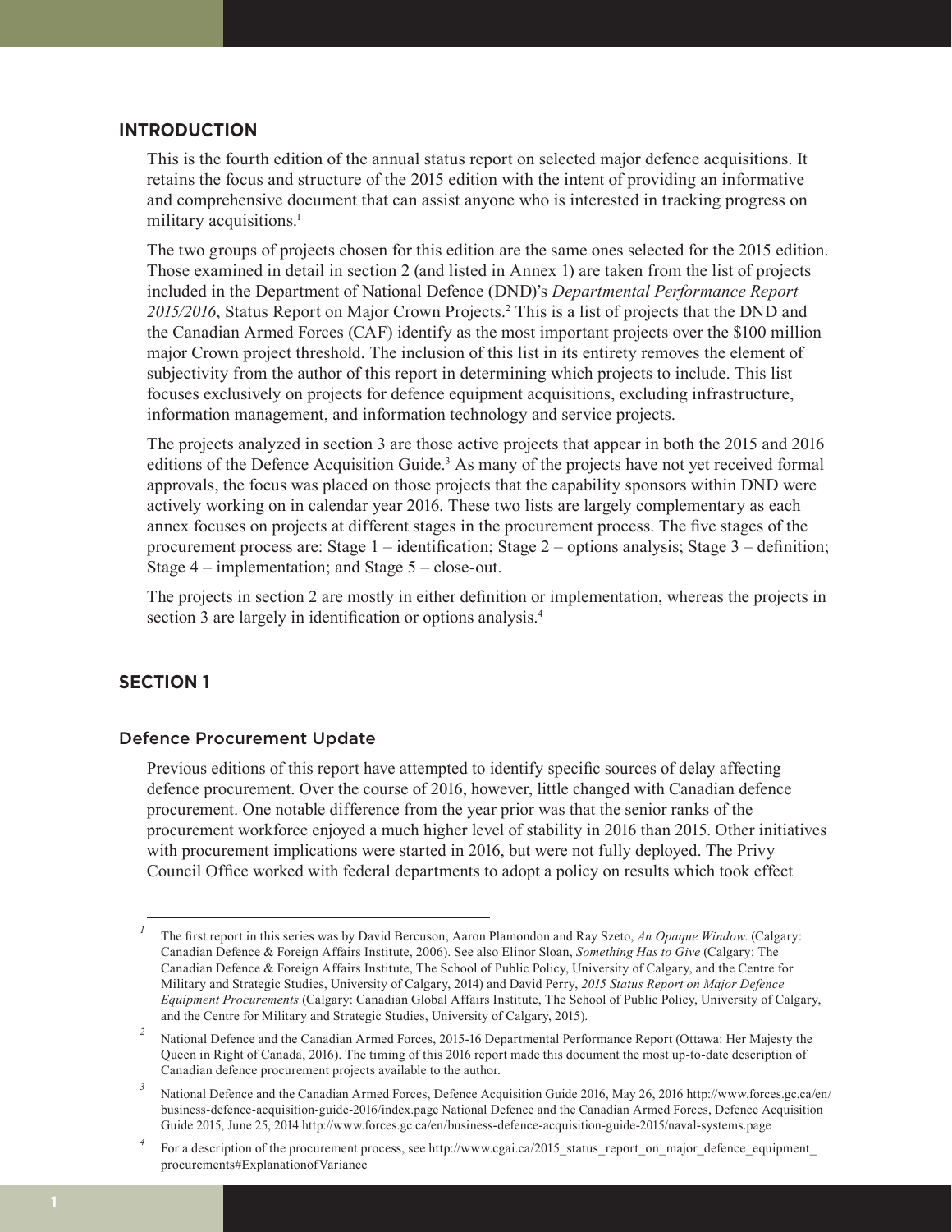## INTRODUCTION

This is the fourth edition of the annual status report on selected major defence acquisitions. It retains the focus and structure of the 2015 edition with the intent of providing an informative and comprehensive document that can assist anyone who is interested in tracking progress on military acquisitions.[1]

The two groups of projects chosen for this edition are the same ones selected for the 2015 edition. Those examined in detail in section 2 (and listed in Annex 1) are taken from the list of projects included in the Department of National Defence (DND)'s *Departmental Performance Report 2015/2016*, Status Report on Major Crown Projects.[2] This is a list of projects that the DND and the Canadian Armed Forces (CAF) identify as the most important projects over the $100 million major Crown project threshold. The inclusion of this list in its entirety removes the element of subjectivity from the author of this report in determining which projects to include. This list focuses exclusively on projects for defence equipment acquisitions, excluding infrastructure, information management, and information technology and service projects.

The projects analyzed in section 3 are those active projects that appear in both the 2015 and 2016 editions of the Defence Acquisition Guide.[3] As many of the projects have not yet received formal approvals, the focus was placed on those projects that the capability sponsors within DND were actively working on in calendar year 2016. These two lists are largely complementary as each annex focuses on projects at different stages in the procurement process. The five stages of the procurement process are: Stage 1 – identification; Stage 2 – options analysis; Stage 3 – definition; Stage 4 – implementation; and Stage 5 – close-out.

The projects in section 2 are mostly in either definition or implementation, whereas the projects in section 3 are largely in identification or options analysis.[4]

## SECTION 1

### Defence Procurement Update

Previous editions of this report have attempted to identify specific sources of delay affecting defence procurement. Over the course of 2016, however, little changed with Canadian defence procurement. One notable difference from the year prior was that the senior ranks of the procurement workforce enjoyed a much higher level of stability in 2016 than 2015. Other initiatives with procurement implications were started in 2016, but were not fully deployed. The Privy Council Office worked with federal departments to adopt a policy on results which took effect

---

[1] The first report in this series was by David Bercuson, Aaron Plamondon and Ray Szeto, *An Opaque Window*. (Calgary: Canadian Defence & Foreign Affairs Institute, 2006). See also Elinor Sloan, *Something Has to Give* (Calgary: The Canadian Defence & Foreign Affairs Institute, The School of Public Policy, University of Calgary, and the Centre for Military and Strategic Studies, University of Calgary, 2014) and David Perry, *2015 Status Report on Major Defence Equipment Procurements* (Calgary: Canadian Global Affairs Institute, The School of Public Policy, University of Calgary, and the Centre for Military and Strategic Studies, University of Calgary, 2015).

[2] National Defence and the Canadian Armed Forces, 2015-16 Departmental Performance Report (Ottawa: Her Majesty the Queen in Right of Canada, 2016). The timing of this 2016 report made this document the most up-to-date description of Canadian defence procurement projects available to the author.

[3] National Defence and the Canadian Armed Forces, Defence Acquisition Guide 2016, May 26, 2016 http://www.forces.gc.ca/en/business-defence-acquisition-guide-2016/index.page National Defence and the Canadian Armed Forces, Defence Acquisition Guide 2015, June 25, 2014 http://www.forces.gc.ca/en/business-defence-acquisition-guide-2015/naval-systems.page

[4] For a description of the procurement process, see http://www.cgai.ca/2015_status_report_on_major_defence_equipment_procurements#ExplanationofVariance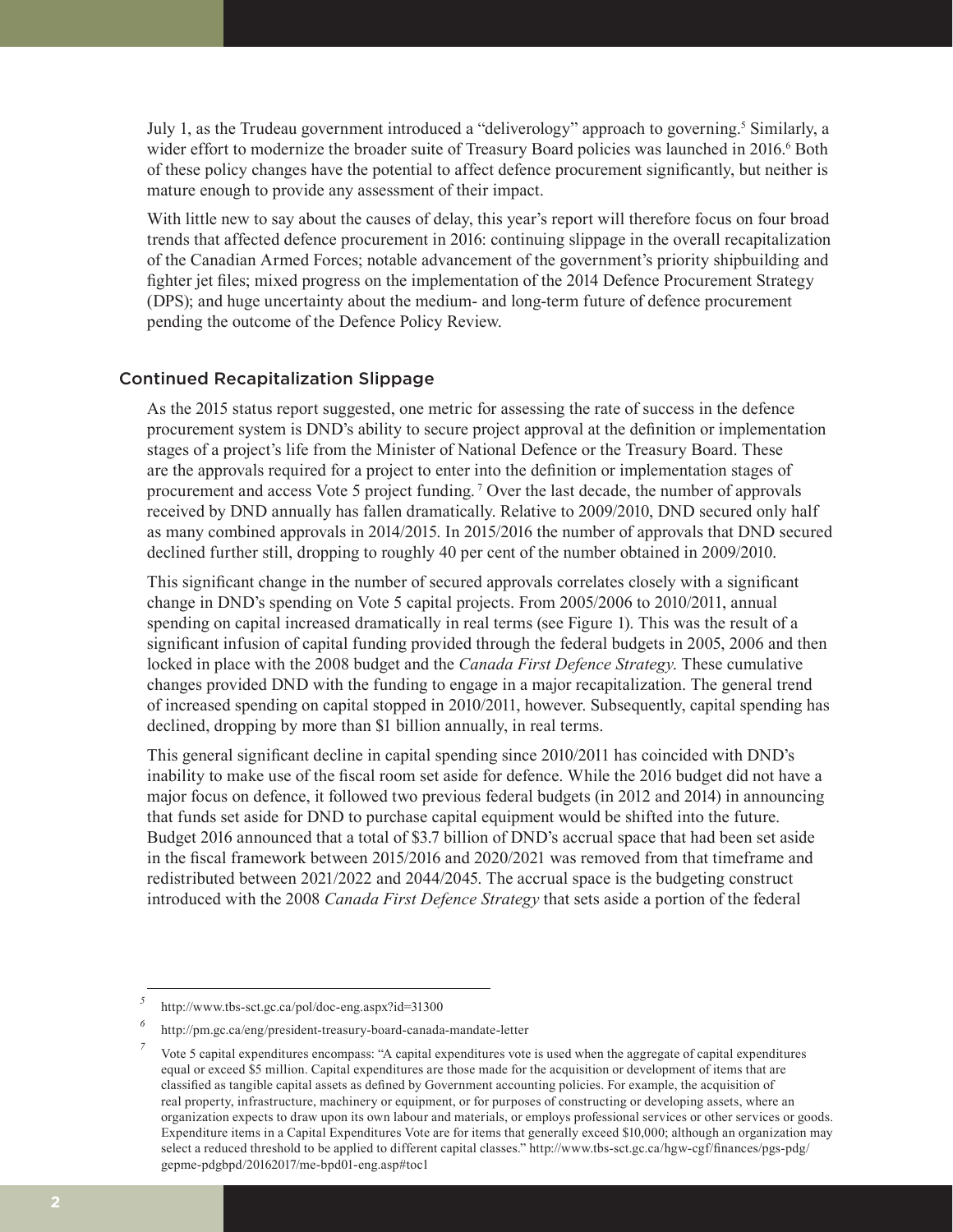July 1, as the Trudeau government introduced a "deliverology" approach to governing.[5] Similarly, a wider effort to modernize the broader suite of Treasury Board policies was launched in 2016.[6] Both of these policy changes have the potential to affect defence procurement significantly, but neither is mature enough to provide any assessment of their impact.

With little new to say about the causes of delay, this year's report will therefore focus on four broad trends that affected defence procurement in 2016: continuing slippage in the overall recapitalization of the Canadian Armed Forces; notable advancement of the government's priority shipbuilding and fighter jet files; mixed progress on the implementation of the 2014 Defence Procurement Strategy (DPS); and huge uncertainty about the medium- and long-term future of defence procurement pending the outcome of the Defence Policy Review.

## Continued Recapitalization Slippage

As the 2015 status report suggested, one metric for assessing the rate of success in the defence procurement system is DND's ability to secure project approval at the definition or implementation stages of a project's life from the Minister of National Defence or the Treasury Board. These are the approvals required for a project to enter into the definition or implementation stages of procurement and access Vote 5 project funding.[7] Over the last decade, the number of approvals received by DND annually has fallen dramatically. Relative to 2009/2010, DND secured only half as many combined approvals in 2014/2015. In 2015/2016 the number of approvals that DND secured declined further still, dropping to roughly 40 per cent of the number obtained in 2009/2010.

This significant change in the number of secured approvals correlates closely with a significant change in DND's spending on Vote 5 capital projects. From 2005/2006 to 2010/2011, annual spending on capital increased dramatically in real terms (see Figure 1). This was the result of a significant infusion of capital funding provided through the federal budgets in 2005, 2006 and then locked in place with the 2008 budget and the *Canada First Defence Strategy*. These cumulative changes provided DND with the funding to engage in a major recapitalization. The general trend of increased spending on capital stopped in 2010/2011, however. Subsequently, capital spending has declined, dropping by more than $1 billion annually, in real terms.

This general significant decline in capital spending since 2010/2011 has coincided with DND's inability to make use of the fiscal room set aside for defence. While the 2016 budget did not have a major focus on defence, it followed two previous federal budgets (in 2012 and 2014) in announcing that funds set aside for DND to purchase capital equipment would be shifted into the future. Budget 2016 announced that a total of $3.7 billion of DND's accrual space that had been set aside in the fiscal framework between 2015/2016 and 2020/2021 was removed from that timeframe and redistributed between 2021/2022 and 2044/2045. The accrual space is the budgeting construct introduced with the 2008 *Canada First Defence Strategy* that sets aside a portion of the federal

---

[5] http://www.tbs-sct.gc.ca/pol/doc-eng.aspx?id=31300

[6] http://pm.gc.ca/eng/president-treasury-board-canada-mandate-letter

[7] Vote 5 capital expenditures encompass: "A capital expenditures vote is used when the aggregate of capital expenditures equal or exceed $5 million. Capital expenditures are those made for the acquisition or development of items that are classified as tangible capital assets as defined by Government accounting policies. For example, the acquisition of real property, infrastructure, machinery or equipment, or for purposes of constructing or developing assets, where an organization expects to draw upon its own labour and materials, or employs professional services or other services or goods. Expenditure items in a Capital Expenditures Vote are for items that generally exceed $10,000; although an organization may select a reduced threshold to be applied to different capital classes." http://www.tbs-sct.gc.ca/hgw-cgf/finances/pgs-pdg/gepme-pdgbpd/20162017/me-bpd01-eng.asp#toc1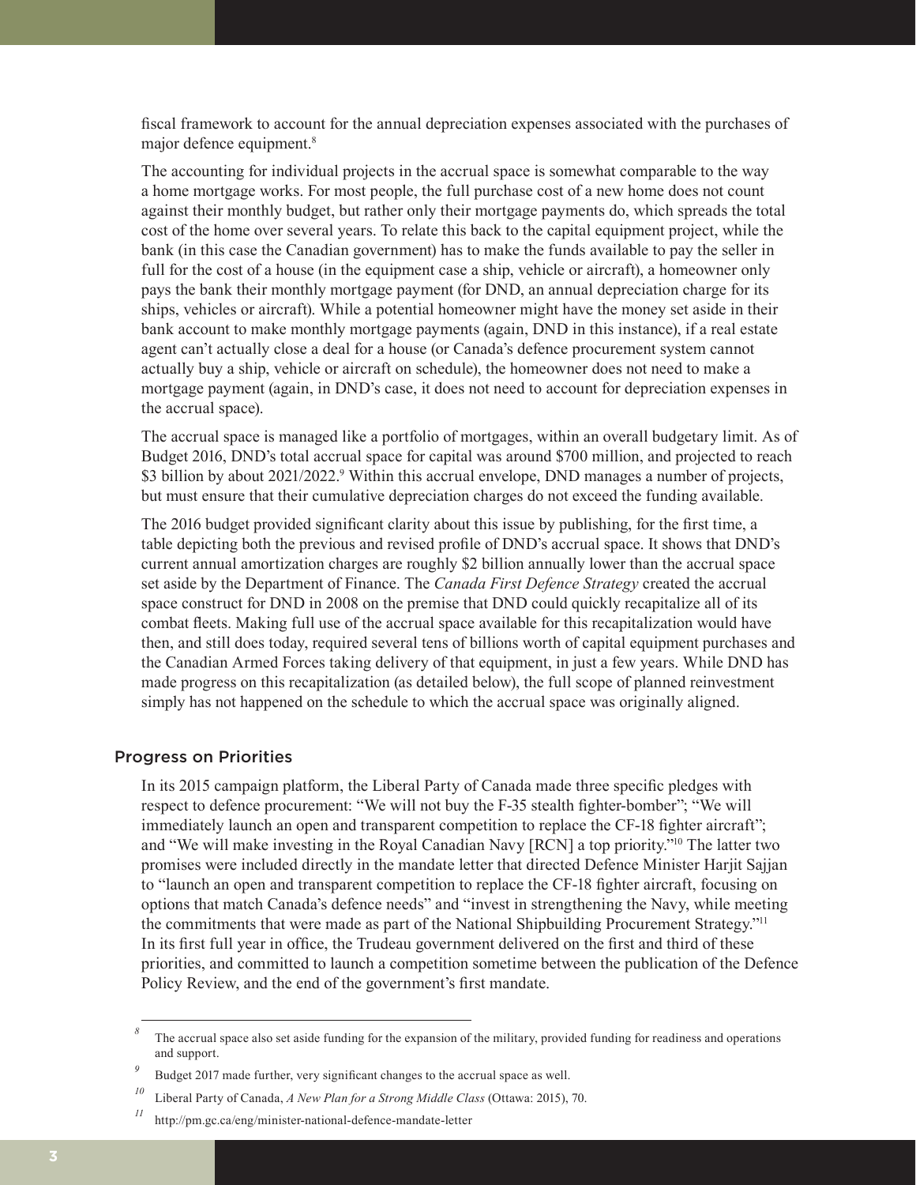fiscal framework to account for the annual depreciation expenses associated with the purchases of major defence equipment.[8]

The accounting for individual projects in the accrual space is somewhat comparable to the way a home mortgage works. For most people, the full purchase cost of a new home does not count against their monthly budget, but rather only their mortgage payments do, which spreads the total cost of the home over several years. To relate this back to the capital equipment project, while the bank (in this case the Canadian government) has to make the funds available to pay the seller in full for the cost of a house (in the equipment case a ship, vehicle or aircraft), a homeowner only pays the bank their monthly mortgage payment (for DND, an annual depreciation charge for its ships, vehicles or aircraft). While a potential homeowner might have the money set aside in their bank account to make monthly mortgage payments (again, DND in this instance), if a real estate agent can't actually close a deal for a house (or Canada's defence procurement system cannot actually buy a ship, vehicle or aircraft on schedule), the homeowner does not need to make a mortgage payment (again, in DND's case, it does not need to account for depreciation expenses in the accrual space).

The accrual space is managed like a portfolio of mortgages, within an overall budgetary limit. As of Budget 2016, DND's total accrual space for capital was around $700 million, and projected to reach $3 billion by about 2021/2022.[9] Within this accrual envelope, DND manages a number of projects, but must ensure that their cumulative depreciation charges do not exceed the funding available.

The 2016 budget provided significant clarity about this issue by publishing, for the first time, a table depicting both the previous and revised profile of DND's accrual space. It shows that DND's current annual amortization charges are roughly $2 billion annually lower than the accrual space set aside by the Department of Finance. The *Canada First Defence Strategy* created the accrual space construct for DND in 2008 on the premise that DND could quickly recapitalize all of its combat fleets. Making full use of the accrual space available for this recapitalization would have then, and still does today, required several tens of billions worth of capital equipment purchases and the Canadian Armed Forces taking delivery of that equipment, in just a few years. While DND has made progress on this recapitalization (as detailed below), the full scope of planned reinvestment simply has not happened on the schedule to which the accrual space was originally aligned.

## Progress on Priorities

In its 2015 campaign platform, the Liberal Party of Canada made three specific pledges with respect to defence procurement: "We will not buy the F-35 stealth fighter-bomber"; "We will immediately launch an open and transparent competition to replace the CF-18 fighter aircraft"; and "We will make investing in the Royal Canadian Navy [RCN] a top priority."[10] The latter two promises were included directly in the mandate letter that directed Defence Minister Harjit Sajjan to "launch an open and transparent competition to replace the CF-18 fighter aircraft, focusing on options that match Canada's defence needs" and "invest in strengthening the Navy, while meeting the commitments that were made as part of the National Shipbuilding Procurement Strategy."[11] In its first full year in office, the Trudeau government delivered on the first and third of these priorities, and committed to launch a competition sometime between the publication of the Defence Policy Review, and the end of the government's first mandate.

---

[8] The accrual space also set aside funding for the expansion of the military, provided funding for readiness and operations and support.

[9] Budget 2017 made further, very significant changes to the accrual space as well.

[10] Liberal Party of Canada, *A New Plan for a Strong Middle Class* (Ottawa: 2015), 70.

[11] http://pm.gc.ca/eng/minister-national-defence-mandate-letter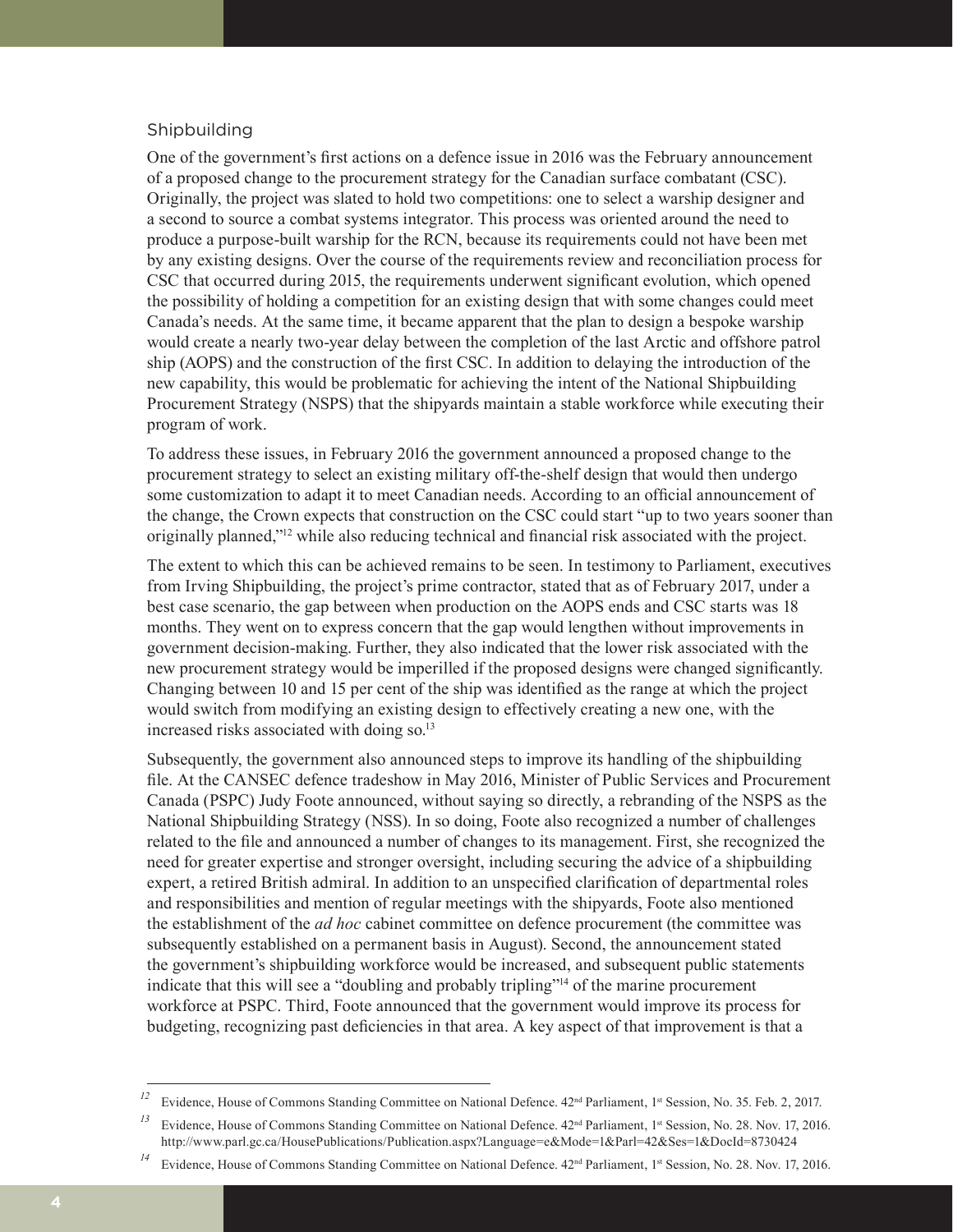## Shipbuilding

One of the government's first actions on a defence issue in 2016 was the February announcement of a proposed change to the procurement strategy for the Canadian surface combatant (CSC). Originally, the project was slated to hold two competitions: one to select a warship designer and a second to source a combat systems integrator. This process was oriented around the need to produce a purpose-built warship for the RCN, because its requirements could not have been met by any existing designs. Over the course of the requirements review and reconciliation process for CSC that occurred during 2015, the requirements underwent significant evolution, which opened the possibility of holding a competition for an existing design that with some changes could meet Canada's needs. At the same time, it became apparent that the plan to design a bespoke warship would create a nearly two-year delay between the completion of the last Arctic and offshore patrol ship (AOPS) and the construction of the first CSC. In addition to delaying the introduction of the new capability, this would be problematic for achieving the intent of the National Shipbuilding Procurement Strategy (NSPS) that the shipyards maintain a stable workforce while executing their program of work.

To address these issues, in February 2016 the government announced a proposed change to the procurement strategy to select an existing military off-the-shelf design that would then undergo some customization to adapt it to meet Canadian needs. According to an official announcement of the change, the Crown expects that construction on the CSC could start "up to two years sooner than originally planned,"[12] while also reducing technical and financial risk associated with the project.

The extent to which this can be achieved remains to be seen. In testimony to Parliament, executives from Irving Shipbuilding, the project's prime contractor, stated that as of February 2017, under a best case scenario, the gap between when production on the AOPS ends and CSC starts was 18 months. They went on to express concern that the gap would lengthen without improvements in government decision-making. Further, they also indicated that the lower risk associated with the new procurement strategy would be imperilled if the proposed designs were changed significantly. Changing between 10 and 15 per cent of the ship was identified as the range at which the project would switch from modifying an existing design to effectively creating a new one, with the increased risks associated with doing so.[13]

Subsequently, the government also announced steps to improve its handling of the shipbuilding file. At the CANSEC defence tradeshow in May 2016, Minister of Public Services and Procurement Canada (PSPC) Judy Foote announced, without saying so directly, a rebranding of the NSPS as the National Shipbuilding Strategy (NSS). In so doing, Foote also recognized a number of challenges related to the file and announced a number of changes to its management. First, she recognized the need for greater expertise and stronger oversight, including securing the advice of a shipbuilding expert, a retired British admiral. In addition to an unspecified clarification of departmental roles and responsibilities and mention of regular meetings with the shipyards, Foote also mentioned the establishment of the *ad hoc* cabinet committee on defence procurement (the committee was subsequently established on a permanent basis in August). Second, the announcement stated the government's shipbuilding workforce would be increased, and subsequent public statements indicate that this will see a "doubling and probably tripling"[14] of the marine procurement workforce at PSPC. Third, Foote announced that the government would improve its process for budgeting, recognizing past deficiencies in that area. A key aspect of that improvement is that a

---

[12] Evidence, House of Commons Standing Committee on National Defence. 42nd Parliament, 1st Session, No. 35. Feb. 2, 2017.

[13] Evidence, House of Commons Standing Committee on National Defence. 42nd Parliament, 1st Session, No. 28. Nov. 17, 2016. http://www.parl.gc.ca/HousePublications/Publication.aspx?Language=e&Mode=1&Parl=42&Ses=1&DocId=8730424

[14] Evidence, House of Commons Standing Committee on National Defence. 42nd Parliament, 1st Session, No. 28. Nov. 17, 2016.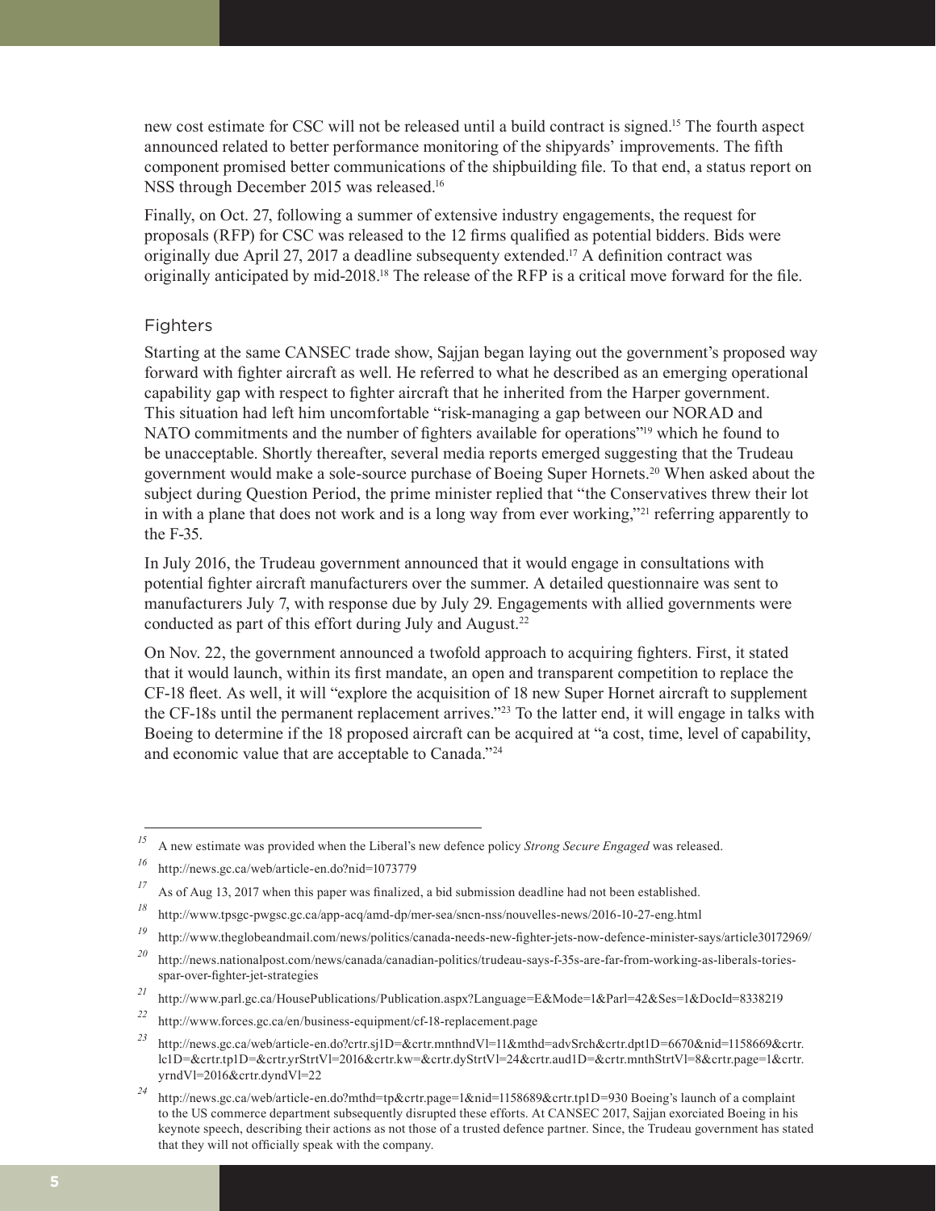new cost estimate for CSC will not be released until a build contract is signed.[15] The fourth aspect announced related to better performance monitoring of the shipyards' improvements. The fifth component promised better communications of the shipbuilding file. To that end, a status report on NSS through December 2015 was released.[16]

Finally, on Oct. 27, following a summer of extensive industry engagements, the request for proposals (RFP) for CSC was released to the 12 firms qualified as potential bidders. Bids were originally due April 27, 2017 a deadline subsequenty extended.[17] A definition contract was originally anticipated by mid-2018.[18] The release of the RFP is a critical move forward for the file.

### Fighters

Starting at the same CANSEC trade show, Sajjan began laying out the government's proposed way forward with fighter aircraft as well. He referred to what he described as an emerging operational capability gap with respect to fighter aircraft that he inherited from the Harper government. This situation had left him uncomfortable "risk-managing a gap between our NORAD and NATO commitments and the number of fighters available for operations"[19] which he found to be unacceptable. Shortly thereafter, several media reports emerged suggesting that the Trudeau government would make a sole-source purchase of Boeing Super Hornets.[20] When asked about the subject during Question Period, the prime minister replied that "the Conservatives threw their lot in with a plane that does not work and is a long way from ever working,"[21] referring apparently to the F-35.

In July 2016, the Trudeau government announced that it would engage in consultations with potential fighter aircraft manufacturers over the summer. A detailed questionnaire was sent to manufacturers July 7, with response due by July 29. Engagements with allied governments were conducted as part of this effort during July and August.[22]

On Nov. 22, the government announced a twofold approach to acquiring fighters. First, it stated that it would launch, within its first mandate, an open and transparent competition to replace the CF-18 fleet. As well, it will "explore the acquisition of 18 new Super Hornet aircraft to supplement the CF-18s until the permanent replacement arrives."[23] To the latter end, it will engage in talks with Boeing to determine if the 18 proposed aircraft can be acquired at "a cost, time, level of capability, and economic value that are acceptable to Canada."[24]

---

[15] A new estimate was provided when the Liberal's new defence policy *Strong Secure Engaged* was released.

[16] http://news.gc.ca/web/article-en.do?nid=1073779

[17] As of Aug 13, 2017 when this paper was finalized, a bid submission deadline had not been established.

[18] http://www.tpsgc-pwgsc.gc.ca/app-acq/amd-dp/mer-sea/sncn-nss/nouvelles-news/2016-10-27-eng.html

[19] http://www.theglobeandmail.com/news/politics/canada-needs-new-fighter-jets-now-defence-minister-says/article30172969/

[20] http://news.nationalpost.com/news/canada/canadian-politics/trudeau-says-f-35s-are-far-from-working-as-liberals-tories-spar-over-fighter-jet-strategies

[21] http://www.parl.gc.ca/HousePublications/Publication.aspx?Language=E&Mode=1&Parl=42&Ses=1&DocId=8338219

[22] http://www.forces.gc.ca/en/business-equipment/cf-18-replacement.page

[23] http://news.gc.ca/web/article-en.do?crtr.sj1D=&crtr.mnthndVl=11&mthd=advSrch&crtr.dpt1D=6670&nid=1158669&crtr.lc1D=&crtr.tp1D=&crtr.yrStrtVl=2016&crtr.kw=&crtr.dyStrtVl=24&crtr.aud1D=&crtr.mnthStrtVl=8&crtr.page=1&crtr.yrndVl=2016&crtr.dyndVl=22

[24] http://news.gc.ca/web/article-en.do?mthd=tp&crtr.page=1&nid=1158689&crtr.tp1D=930 Boeing's launch of a complaint to the US commerce department subsequently disrupted these efforts. At CANSEC 2017, Sajjan exorciated Boeing in his keynote speech, describing their actions as not those of a trusted defence partner. Since, the Trudeau government has stated that they will not officially speak with the company.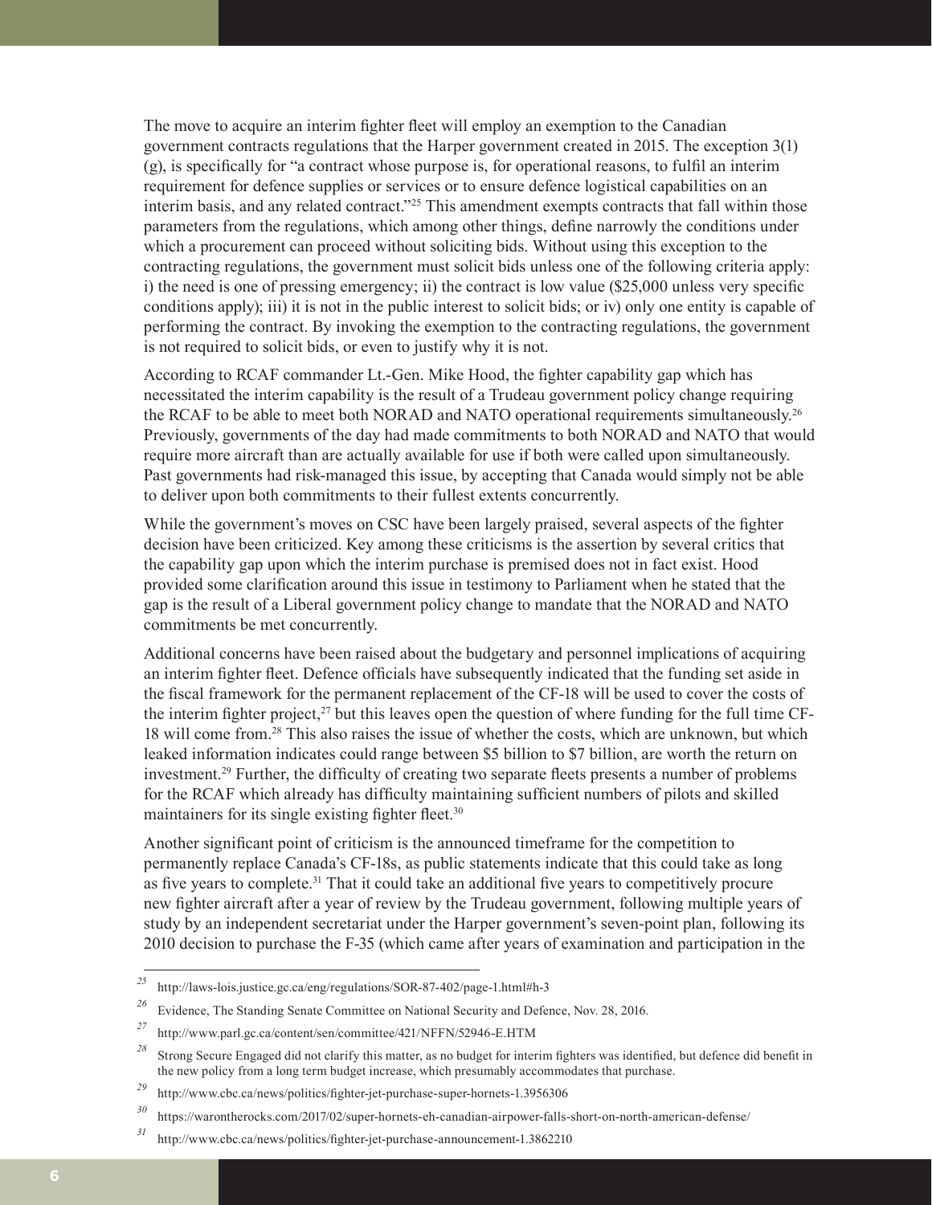The move to acquire an interim fighter fleet will employ an exemption to the Canadian government contracts regulations that the Harper government created in 2015. The exception 3(1)(g), is specifically for "a contract whose purpose is, for operational reasons, to fulfil an interim requirement for defence supplies or services or to ensure defence logistical capabilities on an interim basis, and any related contract."[25] This amendment exempts contracts that fall within those parameters from the regulations, which among other things, define narrowly the conditions under which a procurement can proceed without soliciting bids. Without using this exception to the contracting regulations, the government must solicit bids unless one of the following criteria apply: i) the need is one of pressing emergency; ii) the contract is low value ($25,000 unless very specific conditions apply); iii) it is not in the public interest to solicit bids; or iv) only one entity is capable of performing the contract. By invoking the exemption to the contracting regulations, the government is not required to solicit bids, or even to justify why it is not.

According to RCAF commander Lt.-Gen. Mike Hood, the fighter capability gap which has necessitated the interim capability is the result of a Trudeau government policy change requiring the RCAF to be able to meet both NORAD and NATO operational requirements simultaneously.[26] Previously, governments of the day had made commitments to both NORAD and NATO that would require more aircraft than are actually available for use if both were called upon simultaneously. Past governments had risk-managed this issue, by accepting that Canada would simply not be able to deliver upon both commitments to their fullest extents concurrently.

While the government's moves on CSC have been largely praised, several aspects of the fighter decision have been criticized. Key among these criticisms is the assertion by several critics that the capability gap upon which the interim purchase is premised does not in fact exist. Hood provided some clarification around this issue in testimony to Parliament when he stated that the gap is the result of a Liberal government policy change to mandate that the NORAD and NATO commitments be met concurrently.

Additional concerns have been raised about the budgetary and personnel implications of acquiring an interim fighter fleet. Defence officials have subsequently indicated that the funding set aside in the fiscal framework for the permanent replacement of the CF-18 will be used to cover the costs of the interim fighter project,[27] but this leaves open the question of where funding for the full time CF-18 will come from.[28] This also raises the issue of whether the costs, which are unknown, but which leaked information indicates could range between $5 billion to $7 billion, are worth the return on investment.[29] Further, the difficulty of creating two separate fleets presents a number of problems for the RCAF which already has difficulty maintaining sufficient numbers of pilots and skilled maintainers for its single existing fighter fleet.[30]

Another significant point of criticism is the announced timeframe for the competition to permanently replace Canada's CF-18s, as public statements indicate that this could take as long as five years to complete.[31] That it could take an additional five years to competitively procure new fighter aircraft after a year of review by the Trudeau government, following multiple years of study by an independent secretariat under the Harper government's seven-point plan, following its 2010 decision to purchase the F-35 (which came after years of examination and participation in the

---

[25] http://laws-lois.justice.gc.ca/eng/regulations/SOR-87-402/page-1.html#h-3

[26] Evidence, The Standing Senate Committee on National Security and Defence, Nov. 28, 2016.

[27] http://www.parl.gc.ca/content/sen/committee/421/NFFN/52946-E.HTM

[28] Strong Secure Engaged did not clarify this matter, as no budget for interim fighters was identified, but defence did benefit in the new policy from a long term budget increase, which presumably accommodates that purchase.

[29] http://www.cbc.ca/news/politics/fighter-jet-purchase-super-hornets-1.3956306

[30] https://warontherocks.com/2017/02/super-hornets-eh-canadian-airpower-falls-short-on-north-american-defense/

[31] http://www.cbc.ca/news/politics/fighter-jet-purchase-announcement-1.3862210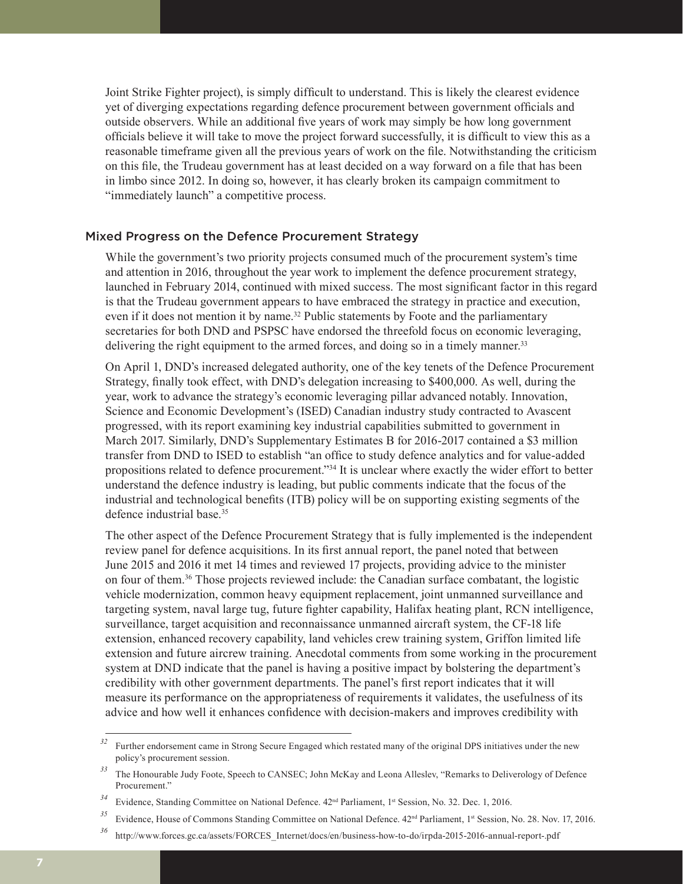Joint Strike Fighter project), is simply difficult to understand. This is likely the clearest evidence yet of diverging expectations regarding defence procurement between government officials and outside observers. While an additional five years of work may simply be how long government officials believe it will take to move the project forward successfully, it is difficult to view this as a reasonable timeframe given all the previous years of work on the file. Notwithstanding the criticism on this file, the Trudeau government has at least decided on a way forward on a file that has been in limbo since 2012. In doing so, however, it has clearly broken its campaign commitment to "immediately launch" a competitive process.

## Mixed Progress on the Defence Procurement Strategy

While the government's two priority projects consumed much of the procurement system's time and attention in 2016, throughout the year work to implement the defence procurement strategy, launched in February 2014, continued with mixed success. The most significant factor in this regard is that the Trudeau government appears to have embraced the strategy in practice and execution, even if it does not mention it by name.[32] Public statements by Foote and the parliamentary secretaries for both DND and PSPSC have endorsed the threefold focus on economic leveraging, delivering the right equipment to the armed forces, and doing so in a timely manner.[33]

On April 1, DND's increased delegated authority, one of the key tenets of the Defence Procurement Strategy, finally took effect, with DND's delegation increasing to $400,000. As well, during the year, work to advance the strategy's economic leveraging pillar advanced notably. Innovation, Science and Economic Development's (ISED) Canadian industry study contracted to Avascent progressed, with its report examining key industrial capabilities submitted to government in March 2017. Similarly, DND's Supplementary Estimates B for 2016-2017 contained a $3 million transfer from DND to ISED to establish "an office to study defence analytics and for value-added propositions related to defence procurement."[34] It is unclear where exactly the wider effort to better understand the defence industry is leading, but public comments indicate that the focus of the industrial and technological benefits (ITB) policy will be on supporting existing segments of the defence industrial base.[35]

The other aspect of the Defence Procurement Strategy that is fully implemented is the independent review panel for defence acquisitions. In its first annual report, the panel noted that between June 2015 and 2016 it met 14 times and reviewed 17 projects, providing advice to the minister on four of them.[36] Those projects reviewed include: the Canadian surface combatant, the logistic vehicle modernization, common heavy equipment replacement, joint unmanned surveillance and targeting system, naval large tug, future fighter capability, Halifax heating plant, RCN intelligence, surveillance, target acquisition and reconnaissance unmanned aircraft system, the CF-18 life extension, enhanced recovery capability, land vehicles crew training system, Griffon limited life extension and future aircrew training. Anecdotal comments from some working in the procurement system at DND indicate that the panel is having a positive impact by bolstering the department's credibility with other government departments. The panel's first report indicates that it will measure its performance on the appropriateness of requirements it validates, the usefulness of its advice and how well it enhances confidence with decision-makers and improves credibility with

---

[32] Further endorsement came in Strong Secure Engaged which restated many of the original DPS initiatives under the new policy's procurement session.

[33] The Honourable Judy Foote, Speech to CANSEC; John McKay and Leona Alleslev, "Remarks to Deliverology of Defence Procurement."

[34] Evidence, Standing Committee on National Defence. 42nd Parliament, 1st Session, No. 32. Dec. 1, 2016.

[35] Evidence, House of Commons Standing Committee on National Defence. 42nd Parliament, 1st Session, No. 28. Nov. 17, 2016.

[36] http://www.forces.gc.ca/assets/FORCES_Internet/docs/en/business-how-to-do/irpda-2015-2016-annual-report-.pdf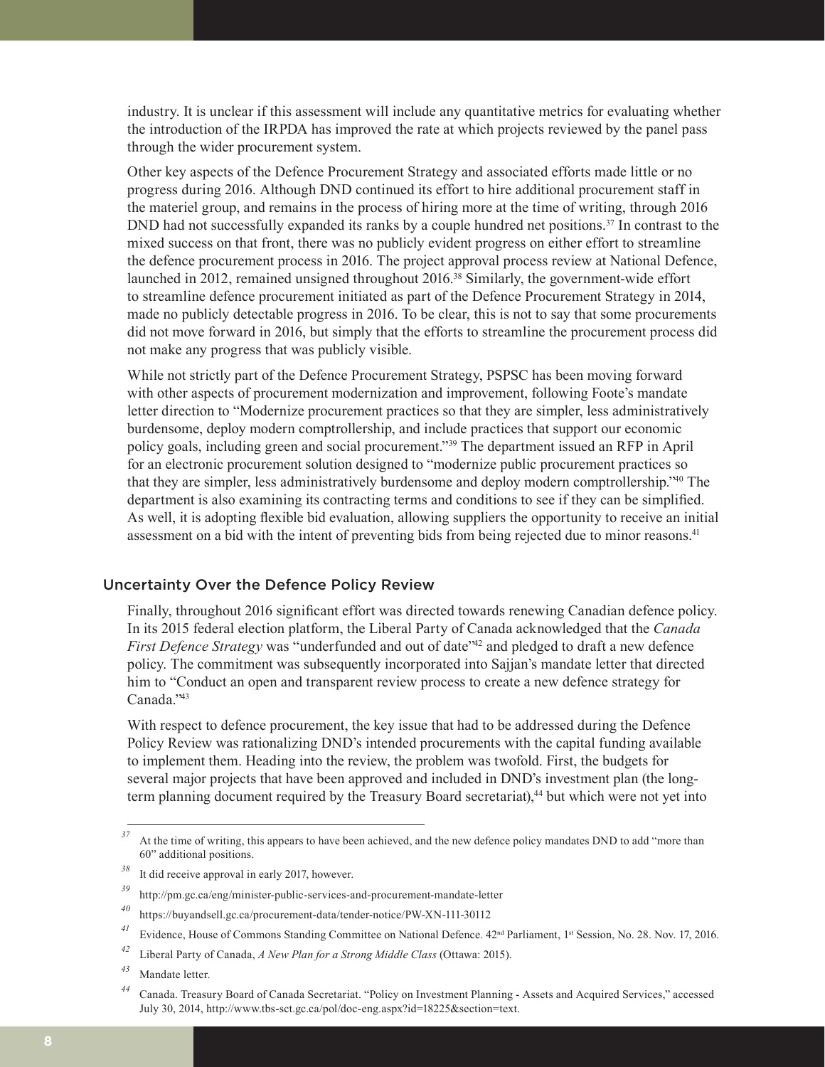industry. It is unclear if this assessment will include any quantitative metrics for evaluating whether the introduction of the IRPDA has improved the rate at which projects reviewed by the panel pass through the wider procurement system.

Other key aspects of the Defence Procurement Strategy and associated efforts made little or no progress during 2016. Although DND continued its effort to hire additional procurement staff in the materiel group, and remains in the process of hiring more at the time of writing, through 2016 DND had not successfully expanded its ranks by a couple hundred net positions.[37] In contrast to the mixed success on that front, there was no publicly evident progress on either effort to streamline the defence procurement process in 2016. The project approval process review at National Defence, launched in 2012, remained unsigned throughout 2016.[38] Similarly, the government-wide effort to streamline defence procurement initiated as part of the Defence Procurement Strategy in 2014, made no publicly detectable progress in 2016. To be clear, this is not to say that some procurements did not move forward in 2016, but simply that the efforts to streamline the procurement process did not make any progress that was publicly visible.

While not strictly part of the Defence Procurement Strategy, PSPSC has been moving forward with other aspects of procurement modernization and improvement, following Foote's mandate letter direction to "Modernize procurement practices so that they are simpler, less administratively burdensome, deploy modern comptrollership, and include practices that support our economic policy goals, including green and social procurement."[39] The department issued an RFP in April for an electronic procurement solution designed to "modernize public procurement practices so that they are simpler, less administratively burdensome and deploy modern comptrollership."[40] The department is also examining its contracting terms and conditions to see if they can be simplified. As well, it is adopting flexible bid evaluation, allowing suppliers the opportunity to receive an initial assessment on a bid with the intent of preventing bids from being rejected due to minor reasons.[41]

### Uncertainty Over the Defence Policy Review

Finally, throughout 2016 significant effort was directed towards renewing Canadian defence policy. In its 2015 federal election platform, the Liberal Party of Canada acknowledged that the *Canada First Defence Strategy* was "underfunded and out of date"[42] and pledged to draft a new defence policy. The commitment was subsequently incorporated into Sajjan's mandate letter that directed him to "Conduct an open and transparent review process to create a new defence strategy for Canada."[43]

With respect to defence procurement, the key issue that had to be addressed during the Defence Policy Review was rationalizing DND's intended procurements with the capital funding available to implement them. Heading into the review, the problem was twofold. First, the budgets for several major projects that have been approved and included in DND's investment plan (the long-term planning document required by the Treasury Board secretariat),[44] but which were not yet into

---

[37] At the time of writing, this appears to have been achieved, and the new defence policy mandates DND to add "more than 60" additional positions.

[38] It did receive approval in early 2017, however.

[39] http://pm.gc.ca/eng/minister-public-services-and-procurement-mandate-letter

[40] https://buyandsell.gc.ca/procurement-data/tender-notice/PW-XN-111-30112

[41] Evidence, House of Commons Standing Committee on National Defence. 42nd Parliament, 1st Session, No. 28. Nov. 17, 2016.

[42] Liberal Party of Canada, *A New Plan for a Strong Middle Class* (Ottawa: 2015).

[43] Mandate letter.

[44] Canada. Treasury Board of Canada Secretariat. "Policy on Investment Planning - Assets and Acquired Services," accessed July 30, 2014, http://www.tbs-sct.gc.ca/pol/doc-eng.aspx?id=18225&section=text.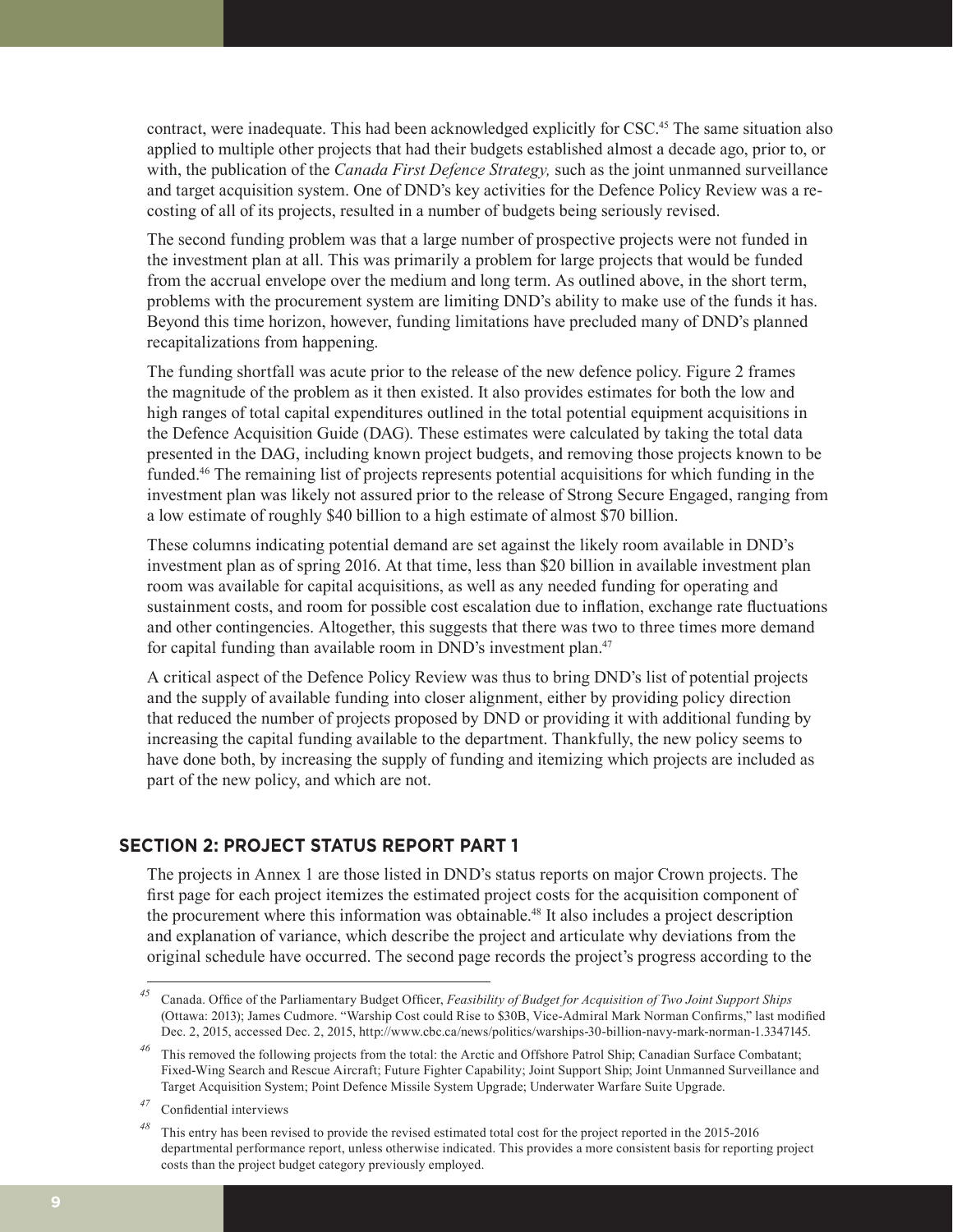contract, were inadequate. This had been acknowledged explicitly for CSC.[45] The same situation also applied to multiple other projects that had their budgets established almost a decade ago, prior to, or with, the publication of the *Canada First Defence Strategy,* such as the joint unmanned surveillance and target acquisition system. One of DND's key activities for the Defence Policy Review was a re-costing of all of its projects, resulted in a number of budgets being seriously revised.

The second funding problem was that a large number of prospective projects were not funded in the investment plan at all. This was primarily a problem for large projects that would be funded from the accrual envelope over the medium and long term. As outlined above, in the short term, problems with the procurement system are limiting DND's ability to make use of the funds it has. Beyond this time horizon, however, funding limitations have precluded many of DND's planned recapitalizations from happening.

The funding shortfall was acute prior to the release of the new defence policy. Figure 2 frames the magnitude of the problem as it then existed. It also provides estimates for both the low and high ranges of total capital expenditures outlined in the total potential equipment acquisitions in the Defence Acquisition Guide (DAG). These estimates were calculated by taking the total data presented in the DAG, including known project budgets, and removing those projects known to be funded.[46] The remaining list of projects represents potential acquisitions for which funding in the investment plan was likely not assured prior to the release of Strong Secure Engaged, ranging from a low estimate of roughly $40 billion to a high estimate of almost $70 billion.

These columns indicating potential demand are set against the likely room available in DND's investment plan as of spring 2016. At that time, less than $20 billion in available investment plan room was available for capital acquisitions, as well as any needed funding for operating and sustainment costs, and room for possible cost escalation due to inflation, exchange rate fluctuations and other contingencies. Altogether, this suggests that there was two to three times more demand for capital funding than available room in DND's investment plan.[47]

A critical aspect of the Defence Policy Review was thus to bring DND's list of potential projects and the supply of available funding into closer alignment, either by providing policy direction that reduced the number of projects proposed by DND or providing it with additional funding by increasing the capital funding available to the department. Thankfully, the new policy seems to have done both, by increasing the supply of funding and itemizing which projects are included as part of the new policy, and which are not.

## SECTION 2: PROJECT STATUS REPORT PART 1

The projects in Annex 1 are those listed in DND's status reports on major Crown projects. The first page for each project itemizes the estimated project costs for the acquisition component of the procurement where this information was obtainable.[48] It also includes a project description and explanation of variance, which describe the project and articulate why deviations from the original schedule have occurred. The second page records the project's progress according to the

---

[45] Canada. Office of the Parliamentary Budget Officer, *Feasibility of Budget for Acquisition of Two Joint Support Ships* (Ottawa: 2013); James Cudmore. "Warship Cost could Rise to $30B, Vice-Admiral Mark Norman Confirms," last modified Dec. 2, 2015, accessed Dec. 2, 2015, http://www.cbc.ca/news/politics/warships-30-billion-navy-mark-norman-1.3347145.

[46] This removed the following projects from the total: the Arctic and Offshore Patrol Ship; Canadian Surface Combatant; Fixed-Wing Search and Rescue Aircraft; Future Fighter Capability; Joint Support Ship; Joint Unmanned Surveillance and Target Acquisition System; Point Defence Missile System Upgrade; Underwater Warfare Suite Upgrade.

[47] Confidential interviews

[48] This entry has been revised to provide the revised estimated total cost for the project reported in the 2015-2016 departmental performance report, unless otherwise indicated. This provides a more consistent basis for reporting project costs than the project budget category previously employed.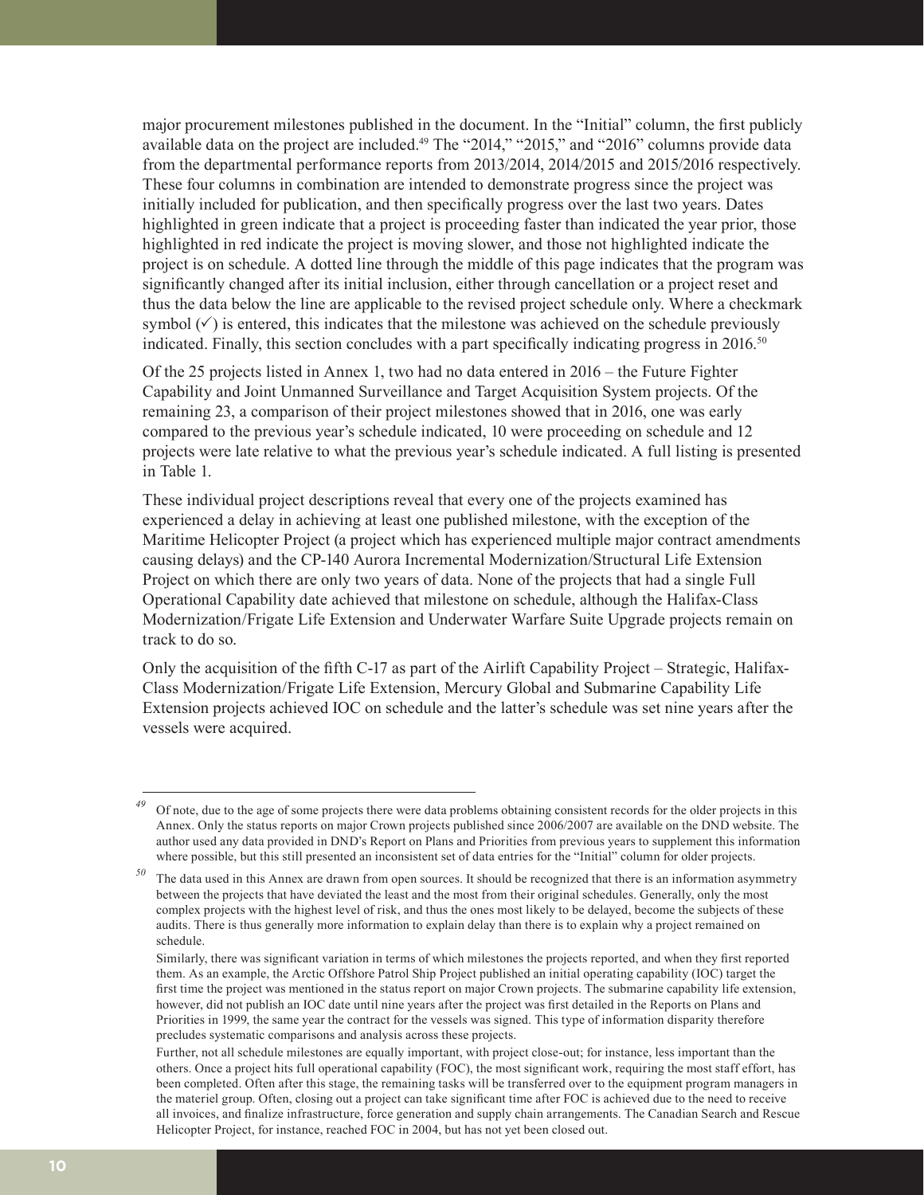major procurement milestones published in the document. In the "Initial" column, the first publicly available data on the project are included.[49] The "2014," "2015," and "2016" columns provide data from the departmental performance reports from 2013/2014, 2014/2015 and 2015/2016 respectively. These four columns in combination are intended to demonstrate progress since the project was initially included for publication, and then specifically progress over the last two years. Dates highlighted in green indicate that a project is proceeding faster than indicated the year prior, those highlighted in red indicate the project is moving slower, and those not highlighted indicate the project is on schedule. A dotted line through the middle of this page indicates that the program was significantly changed after its initial inclusion, either through cancellation or a project reset and thus the data below the line are applicable to the revised project schedule only. Where a checkmark symbol (✓) is entered, this indicates that the milestone was achieved on the schedule previously indicated. Finally, this section concludes with a part specifically indicating progress in 2016.[50]

Of the 25 projects listed in Annex 1, two had no data entered in 2016 – the Future Fighter Capability and Joint Unmanned Surveillance and Target Acquisition System projects. Of the remaining 23, a comparison of their project milestones showed that in 2016, one was early compared to the previous year's schedule indicated, 10 were proceeding on schedule and 12 projects were late relative to what the previous year's schedule indicated. A full listing is presented in Table 1.

These individual project descriptions reveal that every one of the projects examined has experienced a delay in achieving at least one published milestone, with the exception of the Maritime Helicopter Project (a project which has experienced multiple major contract amendments causing delays) and the CP-140 Aurora Incremental Modernization/Structural Life Extension Project on which there are only two years of data. None of the projects that had a single Full Operational Capability date achieved that milestone on schedule, although the Halifax-Class Modernization/Frigate Life Extension and Underwater Warfare Suite Upgrade projects remain on track to do so.

Only the acquisition of the fifth C-17 as part of the Airlift Capability Project – Strategic, Halifax-Class Modernization/Frigate Life Extension, Mercury Global and Submarine Capability Life Extension projects achieved IOC on schedule and the latter's schedule was set nine years after the vessels were acquired.

---

[49] Of note, due to the age of some projects there were data problems obtaining consistent records for the older projects in this Annex. Only the status reports on major Crown projects published since 2006/2007 are available on the DND website. The author used any data provided in DND's Report on Plans and Priorities from previous years to supplement this information where possible, but this still presented an inconsistent set of data entries for the "Initial" column for older projects.

[50] The data used in this Annex are drawn from open sources. It should be recognized that there is an information asymmetry between the projects that have deviated the least and the most from their original schedules. Generally, only the most complex projects with the highest level of risk, and thus the ones most likely to be delayed, become the subjects of these audits. There is thus generally more information to explain delay than there is to explain why a project remained on schedule.

Similarly, there was significant variation in terms of which milestones the projects reported, and when they first reported them. As an example, the Arctic Offshore Patrol Ship Project published an initial operating capability (IOC) target the first time the project was mentioned in the status report on major Crown projects. The submarine capability life extension, however, did not publish an IOC date until nine years after the project was first detailed in the Reports on Plans and Priorities in 1999, the same year the contract for the vessels was signed. This type of information disparity therefore precludes systematic comparisons and analysis across these projects.

Further, not all schedule milestones are equally important, with project close-out; for instance, less important than the others. Once a project hits full operational capability (FOC), the most significant work, requiring the most staff effort, has been completed. Often after this stage, the remaining tasks will be transferred over to the equipment program managers in the materiel group. Often, closing out a project can take significant time after FOC is achieved due to the need to receive all invoices, and finalize infrastructure, force generation and supply chain arrangements. The Canadian Search and Rescue Helicopter Project, for instance, reached FOC in 2004, but has not yet been closed out.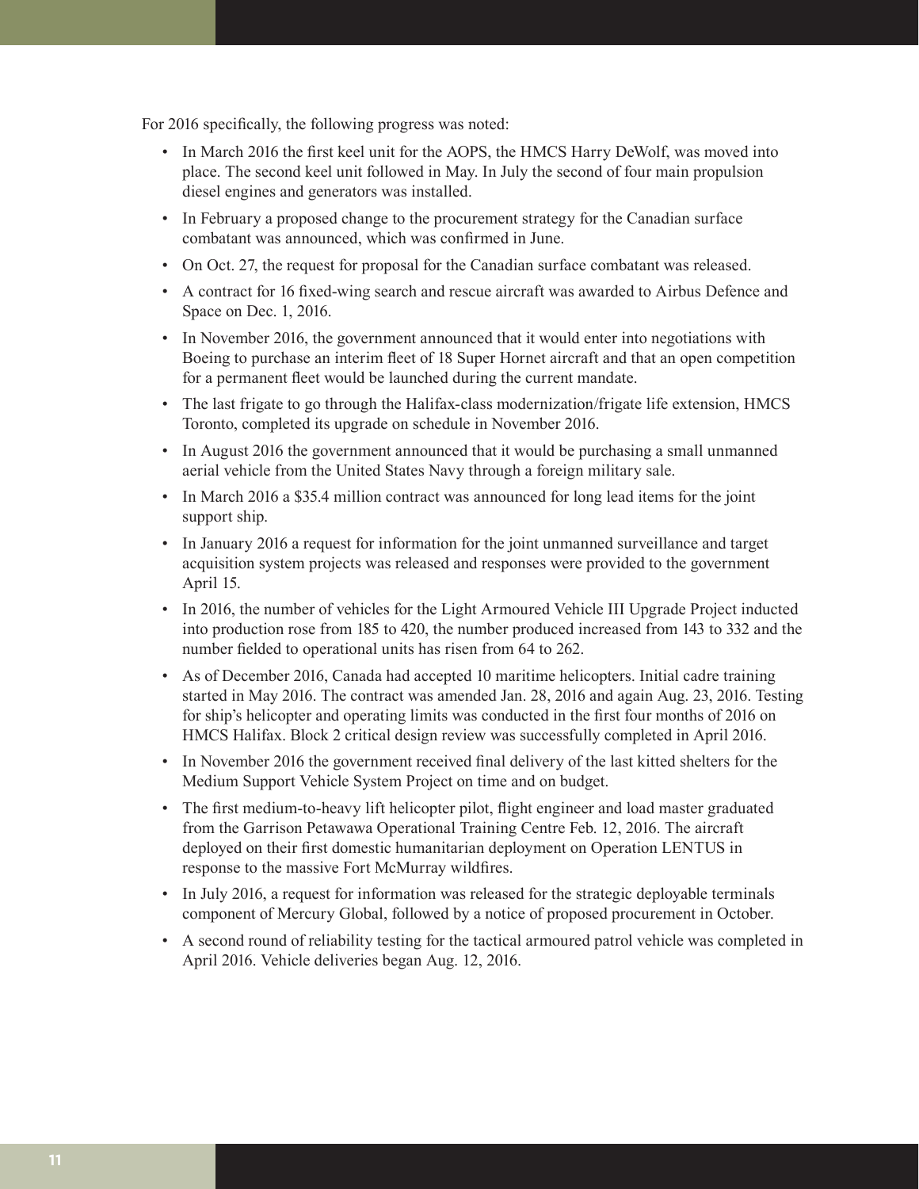For 2016 specifically, the following progress was noted:

- In March 2016 the first keel unit for the AOPS, the HMCS Harry DeWolf, was moved into place. The second keel unit followed in May. In July the second of four main propulsion diesel engines and generators was installed.
- In February a proposed change to the procurement strategy for the Canadian surface combatant was announced, which was confirmed in June.
- On Oct. 27, the request for proposal for the Canadian surface combatant was released.
- A contract for 16 fixed-wing search and rescue aircraft was awarded to Airbus Defence and Space on Dec. 1, 2016.
- In November 2016, the government announced that it would enter into negotiations with Boeing to purchase an interim fleet of 18 Super Hornet aircraft and that an open competition for a permanent fleet would be launched during the current mandate.
- The last frigate to go through the Halifax-class modernization/frigate life extension, HMCS Toronto, completed its upgrade on schedule in November 2016.
- In August 2016 the government announced that it would be purchasing a small unmanned aerial vehicle from the United States Navy through a foreign military sale.
- In March 2016 a $35.4 million contract was announced for long lead items for the joint support ship.
- In January 2016 a request for information for the joint unmanned surveillance and target acquisition system projects was released and responses were provided to the government April 15.
- In 2016, the number of vehicles for the Light Armoured Vehicle III Upgrade Project inducted into production rose from 185 to 420, the number produced increased from 143 to 332 and the number fielded to operational units has risen from 64 to 262.
- As of December 2016, Canada had accepted 10 maritime helicopters. Initial cadre training started in May 2016. The contract was amended Jan. 28, 2016 and again Aug. 23, 2016. Testing for ship's helicopter and operating limits was conducted in the first four months of 2016 on HMCS Halifax. Block 2 critical design review was successfully completed in April 2016.
- In November 2016 the government received final delivery of the last kitted shelters for the Medium Support Vehicle System Project on time and on budget.
- The first medium-to-heavy lift helicopter pilot, flight engineer and load master graduated from the Garrison Petawawa Operational Training Centre Feb. 12, 2016. The aircraft deployed on their first domestic humanitarian deployment on Operation LENTUS in response to the massive Fort McMurray wildfires.
- In July 2016, a request for information was released for the strategic deployable terminals component of Mercury Global, followed by a notice of proposed procurement in October.
- A second round of reliability testing for the tactical armoured patrol vehicle was completed in April 2016. Vehicle deliveries began Aug. 12, 2016.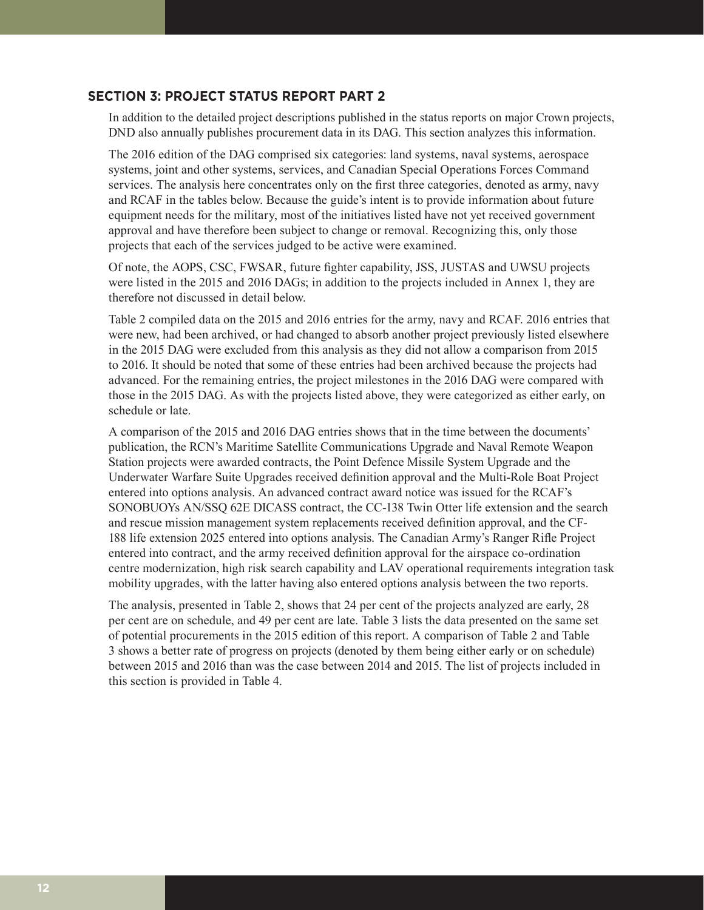## SECTION 3: PROJECT STATUS REPORT PART 2

In addition to the detailed project descriptions published in the status reports on major Crown projects, DND also annually publishes procurement data in its DAG. This section analyzes this information.

The 2016 edition of the DAG comprised six categories: land systems, naval systems, aerospace systems, joint and other systems, services, and Canadian Special Operations Forces Command services. The analysis here concentrates only on the first three categories, denoted as army, navy and RCAF in the tables below. Because the guide's intent is to provide information about future equipment needs for the military, most of the initiatives listed have not yet received government approval and have therefore been subject to change or removal. Recognizing this, only those projects that each of the services judged to be active were examined.

Of note, the AOPS, CSC, FWSAR, future fighter capability, JSS, JUSTAS and UWSU projects were listed in the 2015 and 2016 DAGs; in addition to the projects included in Annex 1, they are therefore not discussed in detail below.

Table 2 compiled data on the 2015 and 2016 entries for the army, navy and RCAF. 2016 entries that were new, had been archived, or had changed to absorb another project previously listed elsewhere in the 2015 DAG were excluded from this analysis as they did not allow a comparison from 2015 to 2016. It should be noted that some of these entries had been archived because the projects had advanced. For the remaining entries, the project milestones in the 2016 DAG were compared with those in the 2015 DAG. As with the projects listed above, they were categorized as either early, on schedule or late.

A comparison of the 2015 and 2016 DAG entries shows that in the time between the documents' publication, the RCN's Maritime Satellite Communications Upgrade and Naval Remote Weapon Station projects were awarded contracts, the Point Defence Missile System Upgrade and the Underwater Warfare Suite Upgrades received definition approval and the Multi-Role Boat Project entered into options analysis. An advanced contract award notice was issued for the RCAF's SONOBUOYs AN/SSQ 62E DICASS contract, the CC-138 Twin Otter life extension and the search and rescue mission management system replacements received definition approval, and the CF-188 life extension 2025 entered into options analysis. The Canadian Army's Ranger Rifle Project entered into contract, and the army received definition approval for the airspace co-ordination centre modernization, high risk search capability and LAV operational requirements integration task mobility upgrades, with the latter having also entered options analysis between the two reports.

The analysis, presented in Table 2, shows that 24 per cent of the projects analyzed are early, 28 per cent are on schedule, and 49 per cent are late. Table 3 lists the data presented on the same set of potential procurements in the 2015 edition of this report. A comparison of Table 2 and Table 3 shows a better rate of progress on projects (denoted by them being either early or on schedule) between 2015 and 2016 than was the case between 2014 and 2015. The list of projects included in this section is provided in Table 4.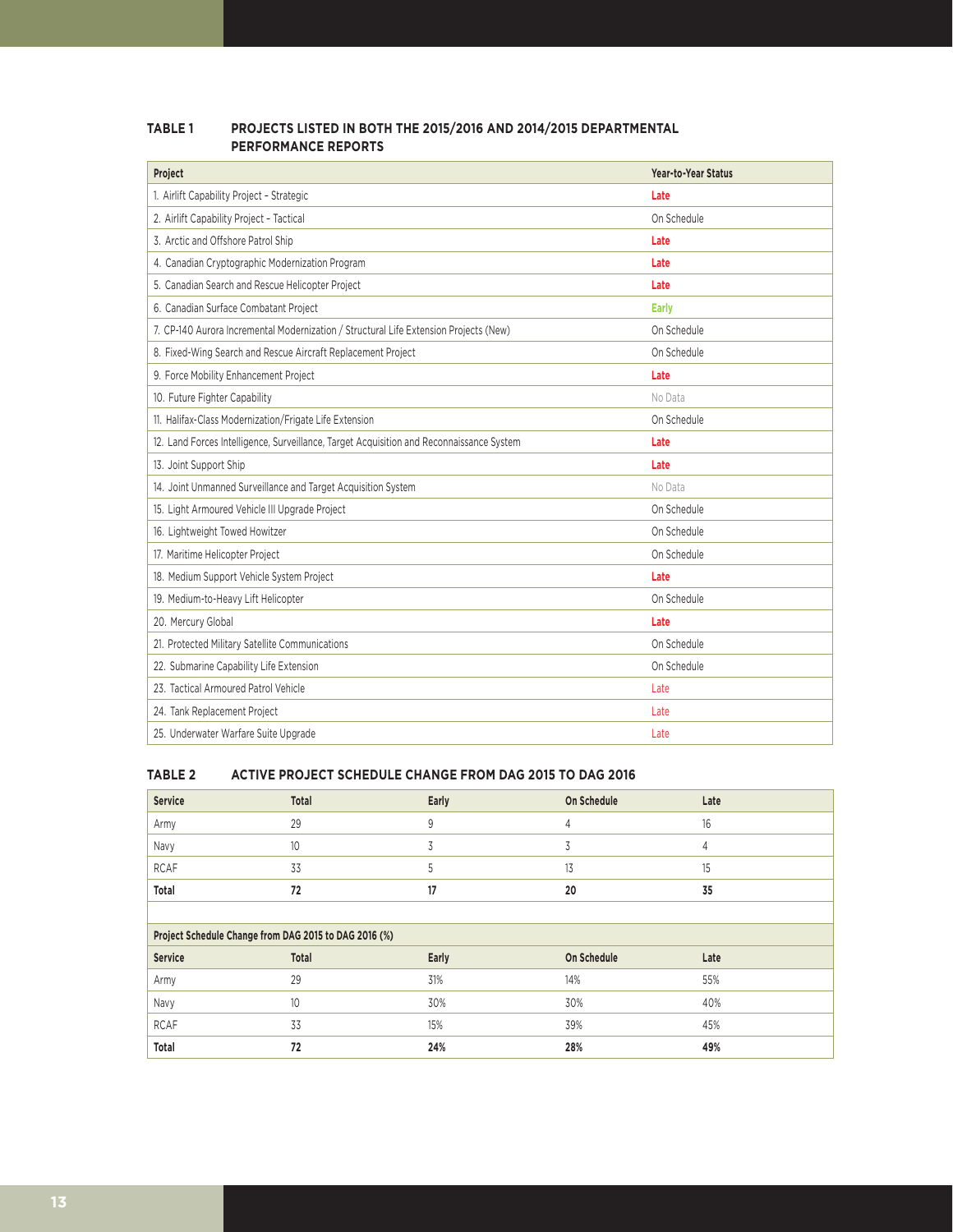**TABLE 1 PROJECTS LISTED IN BOTH THE 2015/2016 AND 2014/2015 DEPARTMENTAL PERFORMANCE REPORTS**

| Project | Year-to-Year Status |
|---|---|
| 1. Airlift Capability Project – Strategic | **Late** |
| 2. Airlift Capability Project – Tactical | On Schedule |
| 3. Arctic and Offshore Patrol Ship | **Late** |
| 4. Canadian Cryptographic Modernization Program | **Late** |
| 5. Canadian Search and Rescue Helicopter Project | **Late** |
| 6. Canadian Surface Combatant Project | **Early** |
| 7. CP-140 Aurora Incremental Modernization / Structural Life Extension Projects (New) | On Schedule |
| 8. Fixed-Wing Search and Rescue Aircraft Replacement Project | On Schedule |
| 9. Force Mobility Enhancement Project | **Late** |
| 10. Future Fighter Capability | No Data |
| 11. Halifax-Class Modernization/Frigate Life Extension | On Schedule |
| 12. Land Forces Intelligence, Surveillance, Target Acquisition and Reconnaissance System | **Late** |
| 13. Joint Support Ship | **Late** |
| 14. Joint Unmanned Surveillance and Target Acquisition System | No Data |
| 15. Light Armoured Vehicle III Upgrade Project | On Schedule |
| 16. Lightweight Towed Howitzer | On Schedule |
| 17. Maritime Helicopter Project | On Schedule |
| 18. Medium Support Vehicle System Project | **Late** |
| 19. Medium-to-Heavy Lift Helicopter | On Schedule |
| 20. Mercury Global | **Late** |
| 21. Protected Military Satellite Communications | On Schedule |
| 22. Submarine Capability Life Extension | On Schedule |
| 23. Tactical Armoured Patrol Vehicle | Late |
| 24. Tank Replacement Project | Late |
| 25. Underwater Warfare Suite Upgrade | Late |

**TABLE 2 ACTIVE PROJECT SCHEDULE CHANGE FROM DAG 2015 TO DAG 2016**

| Service | Total | Early | On Schedule | Late |
|---|---|---|---|---|
| Army | 29 | 9 | 4 | 16 |
| Navy | 10 | 3 | 3 | 4 |
| RCAF | 33 | 5 | 13 | 15 |
| **Total** | **72** | **17** | **20** | **35** |

**Project Schedule Change from DAG 2015 to DAG 2016 (%)**

| Service | Total | Early | On Schedule | Late |
|---|---|---|---|---|
| Army | 29 | 31% | 14% | 55% |
| Navy | 10 | 30% | 30% | 40% |
| RCAF | 33 | 15% | 39% | 45% |
| **Total** | **72** | **24%** | **28%** | **49%** |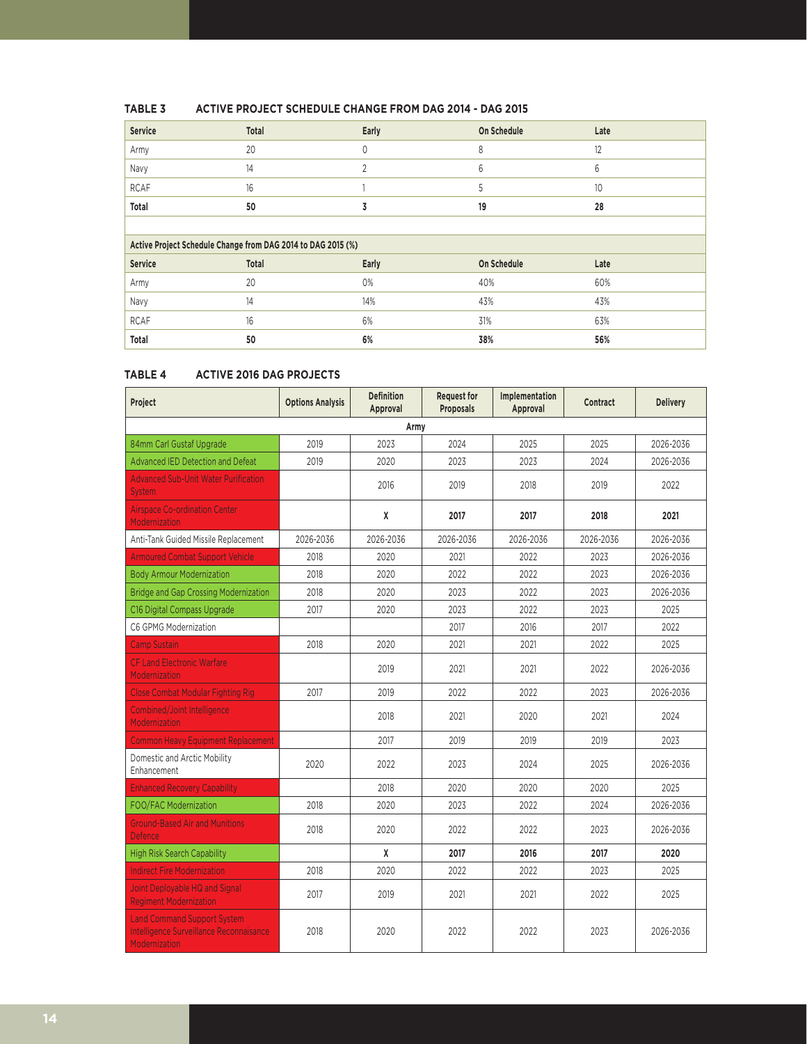**TABLE 3 ACTIVE PROJECT SCHEDULE CHANGE FROM DAG 2014 - DAG 2015**

| Service | Total | Early | On Schedule | Late |
|---|---|---|---|---|
| Army | 20 | 0 | 8 | 12 |
| Navy | 14 | 2 | 6 | 6 |
| RCAF | 16 | 1 | 5 | 10 |
| **Total** | **50** | **3** | **19** | **28** |

**Active Project Schedule Change from DAG 2014 to DAG 2015 (%)**

| Service | Total | Early | On Schedule | Late |
|---|---|---|---|---|
| Army | 20 | 0% | 40% | 60% |
| Navy | 14 | 14% | 43% | 43% |
| RCAF | 16 | 6% | 31% | 63% |
| **Total** | **50** | **6%** | **38%** | **56%** |

**TABLE 4 ACTIVE 2016 DAG PROJECTS**

| Project | Options Analysis | Definition Approval | Request for Proposals | Implementation Approval | Contract | Delivery |
|---|---|---|---|---|---|---|
| **Army** | | | | | | |
| 84mm Carl Gustaf Upgrade | 2019 | 2023 | 2024 | 2025 | 2025 | 2026-2036 |
| Advanced IED Detection and Defeat | 2019 | 2020 | 2023 | 2023 | 2024 | 2026-2036 |
| Advanced Sub-Unit Water Purification System | | 2016 | 2019 | 2018 | 2019 | 2022 |
| Airspace Co-ordination Center Modernization | | **X** | **2017** | **2017** | **2018** | **2021** |
| Anti-Tank Guided Missile Replacement | 2026-2036 | 2026-2036 | 2026-2036 | 2026-2036 | 2026-2036 | 2026-2036 |
| Armoured Combat Support Vehicle | 2018 | 2020 | 2021 | 2022 | 2023 | 2026-2036 |
| Body Armour Modernization | 2018 | 2020 | 2022 | 2022 | 2023 | 2026-2036 |
| Bridge and Gap Crossing Modernization | 2018 | 2020 | 2023 | 2022 | 2023 | 2026-2036 |
| C16 Digital Compass Upgrade | 2017 | 2020 | 2023 | 2022 | 2023 | 2025 |
| C6 GPMG Modernization | | | 2017 | 2016 | 2017 | 2022 |
| Camp Sustain | 2018 | 2020 | 2021 | 2021 | 2022 | 2025 |
| CF Land Electronic Warfare Modernization | | 2019 | 2021 | 2021 | 2022 | 2026-2036 |
| Close Combat Modular Fighting Rig | 2017 | 2019 | 2022 | 2022 | 2023 | 2026-2036 |
| Combined/Joint Intelligence Modernization | | 2018 | 2021 | 2020 | 2021 | 2024 |
| Common Heavy Equipment Replacement | | 2017 | 2019 | 2019 | 2019 | 2023 |
| Domestic and Arctic Mobility Enhancement | 2020 | 2022 | 2023 | 2024 | 2025 | 2026-2036 |
| Enhanced Recovery Capability | | 2018 | 2020 | 2020 | 2020 | 2025 |
| FOO/FAC Modernization | 2018 | 2020 | 2023 | 2022 | 2024 | 2026-2036 |
| Ground-Based Air and Munitions Defence | 2018 | 2020 | 2022 | 2022 | 2023 | 2026-2036 |
| High Risk Search Capability | | **X** | **2017** | **2016** | **2017** | **2020** |
| Indirect Fire Modernization | 2018 | 2020 | 2022 | 2022 | 2023 | 2025 |
| Joint Deployable HQ and Signal Regiment Modernization | 2017 | 2019 | 2021 | 2021 | 2022 | 2025 |
| Land Command Support System Intelligence Surveillance Reconnaisance Modernization | 2018 | 2020 | 2022 | 2022 | 2023 | 2026-2036 |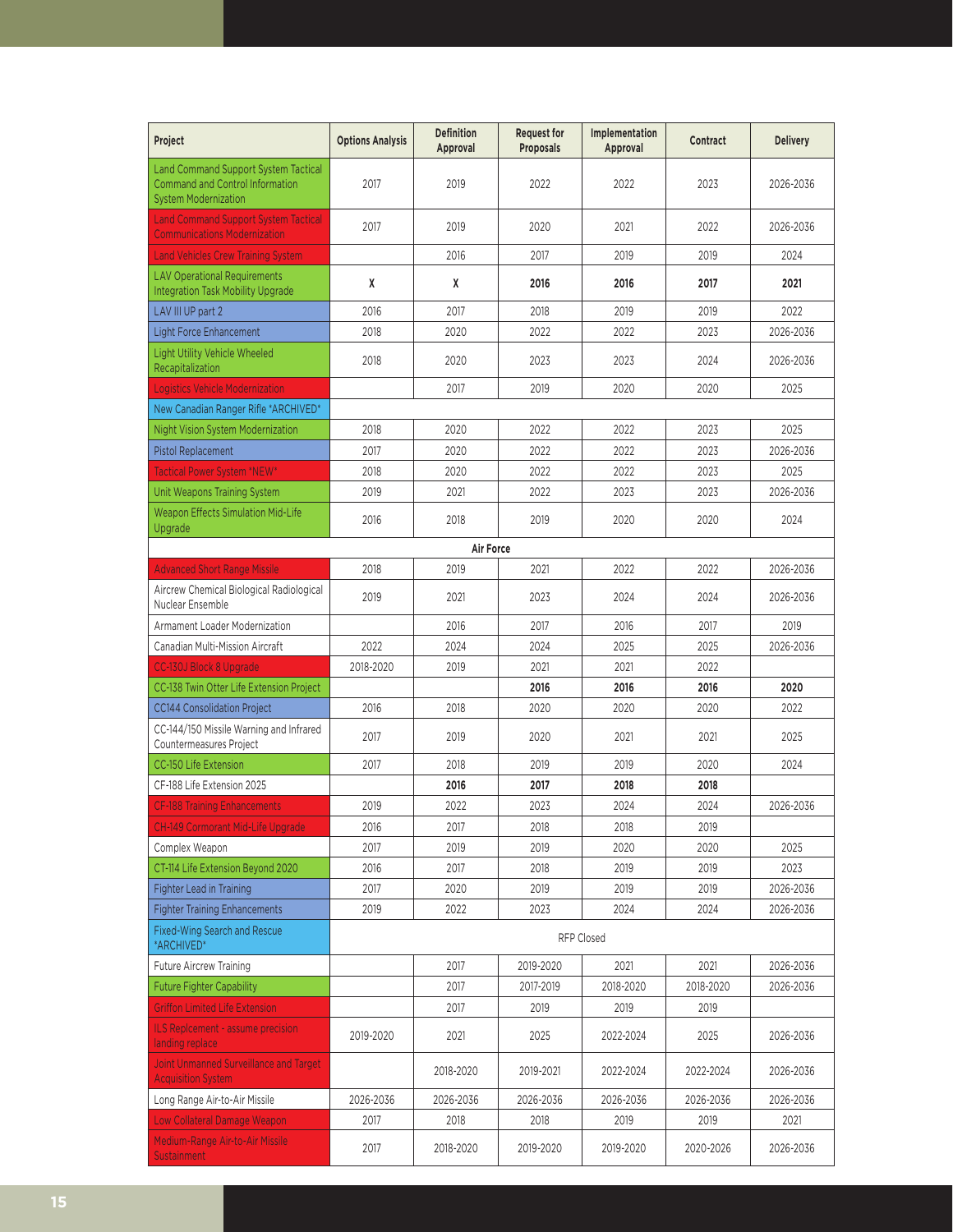| Project | Options Analysis | Definition Approval | Request for Proposals | Implementation Approval | Contract | Delivery |
|---|---|---|---|---|---|---|
| Land Command Support System Tactical Command and Control Information System Modernization | 2017 | 2019 | 2022 | 2022 | 2023 | 2026-2036 |
| Land Command Support System Tactical Communications Modernization | 2017 | 2019 | 2020 | 2021 | 2022 | 2026-2036 |
| Land Vehicles Crew Training System | | 2016 | 2017 | 2019 | 2019 | 2024 |
| LAV Operational Requirements Integration Task Mobility Upgrade | **X** | **X** | **2016** | **2016** | **2017** | **2021** |
| LAV III UP part 2 | 2016 | 2017 | 2018 | 2019 | 2019 | 2022 |
| Light Force Enhancement | 2018 | 2020 | 2022 | 2022 | 2023 | 2026-2036 |
| Light Utility Vehicle Wheeled Recapitalization | 2018 | 2020 | 2023 | 2023 | 2024 | 2026-2036 |
| Logistics Vehicle Modernization | | 2017 | 2019 | 2020 | 2020 | 2025 |
| New Canadian Ranger Rifle *ARCHIVED* | | | | | | |
| Night Vision System Modernization | 2018 | 2020 | 2022 | 2022 | 2023 | 2025 |
| Pistol Replacement | 2017 | 2020 | 2022 | 2022 | 2023 | 2026-2036 |
| Tactical Power System *NEW* | 2018 | 2020 | 2022 | 2022 | 2023 | 2025 |
| Unit Weapons Training System | 2019 | 2021 | 2022 | 2023 | 2023 | 2026-2036 |
| Weapon Effects Simulation Mid-Life Upgrade | 2016 | 2018 | 2019 | 2020 | 2020 | 2024 |
| **Air Force** | | | | | | |
| Advanced Short Range Missile | 2018 | 2019 | 2021 | 2022 | 2022 | 2026-2036 |
| Aircrew Chemical Biological Radiological Nuclear Ensemble | 2019 | 2021 | 2023 | 2024 | 2024 | 2026-2036 |
| Armament Loader Modernization | | 2016 | 2017 | 2016 | 2017 | 2019 |
| Canadian Multi-Mission Aircraft | 2022 | 2024 | 2024 | 2025 | 2025 | 2026-2036 |
| CC-130J Block 8 Upgrade | 2018-2020 | 2019 | 2021 | 2021 | 2022 | |
| CC-138 Twin Otter Life Extension Project | | | **2016** | **2016** | **2016** | **2020** |
| CC144 Consolidation Project | 2016 | 2018 | 2020 | 2020 | 2020 | 2022 |
| CC-144/150 Missile Warning and Infrared Countermeasures Project | 2017 | 2019 | 2020 | 2021 | 2021 | 2025 |
| CC-150 Life Extension | 2017 | 2018 | 2019 | 2019 | 2020 | 2024 |
| CF-188 Life Extension 2025 | | **2016** | **2017** | **2018** | **2018** | |
| CF-188 Training Enhancements | 2019 | 2022 | 2023 | 2024 | 2024 | 2026-2036 |
| CH-149 Cormorant Mid-Life Upgrade | 2016 | 2017 | 2018 | 2018 | 2019 | |
| Complex Weapon | 2017 | 2019 | 2019 | 2020 | 2020 | 2025 |
| CT-114 Life Extension Beyond 2020 | 2016 | 2017 | 2018 | 2019 | 2019 | 2023 |
| Fighter Lead in Training | 2017 | 2020 | 2019 | 2019 | 2019 | 2026-2036 |
| Fighter Training Enhancements | 2019 | 2022 | 2023 | 2024 | 2024 | 2026-2036 |
| Fixed-Wing Search and Rescue *ARCHIVED* | RFP Closed | | | | | |
| Future Aircrew Training | | 2017 | 2019-2020 | 2021 | 2021 | 2026-2036 |
| Future Fighter Capability | | 2017 | 2017-2019 | 2018-2020 | 2018-2020 | 2026-2036 |
| Griffon Limited Life Extension | | 2017 | 2019 | 2019 | 2019 | |
| ILS Replcement - assume precision landing replace | 2019-2020 | 2021 | 2025 | 2022-2024 | 2025 | 2026-2036 |
| Joint Unmanned Surveillance and Target Acquisition System | | 2018-2020 | 2019-2021 | 2022-2024 | 2022-2024 | 2026-2036 |
| Long Range Air-to-Air Missile | 2026-2036 | 2026-2036 | 2026-2036 | 2026-2036 | 2026-2036 | 2026-2036 |
| Low Collateral Damage Weapon | 2017 | 2018 | 2018 | 2019 | 2019 | 2021 |
| Medium-Range Air-to-Air Missile Sustainment | 2017 | 2018-2020 | 2019-2020 | 2019-2020 | 2020-2026 | 2026-2036 |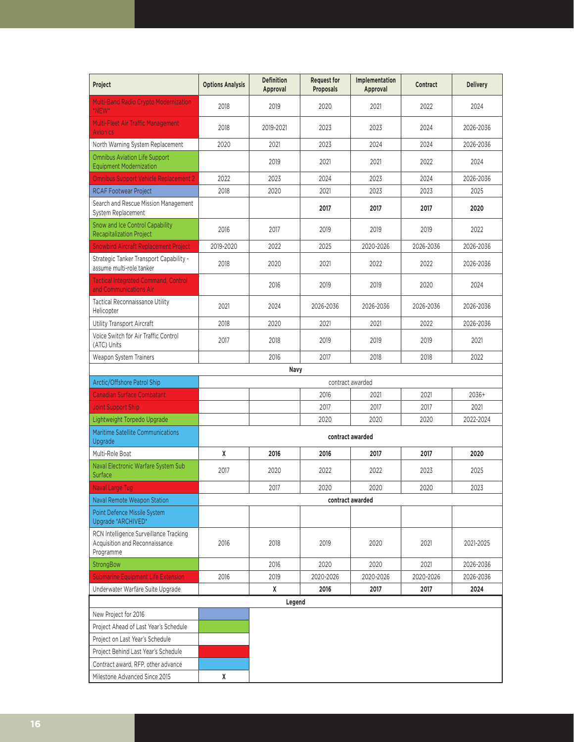| Project | Options Analysis | Definition Approval | Request for Proposals | Implementation Approval | Contract | Delivery |
|---|---|---|---|---|---|---|
| Multi-Band Radio Crypto Modernization *NEW* | 2018 | 2019 | 2020 | 2021 | 2022 | 2024 |
| Multi-Fleet Air Traffic Management Avionics | 2018 | 2019-2021 | 2023 | 2023 | 2024 | 2026-2036 |
| North Warning System Replacement | 2020 | 2021 | 2023 | 2024 | 2024 | 2026-2036 |
| Omnibus Aviation Life Support Equipment Modernization | | 2019 | 2021 | 2021 | 2022 | 2024 |
| Omnibus Support Vehicle Replacement 2 | 2022 | 2023 | 2024 | 2023 | 2024 | 2026-2036 |
| RCAF Footwear Project | 2018 | 2020 | 2021 | 2023 | 2023 | 2025 |
| Search and Rescue Mission Management System Replacement | | | **2017** | **2017** | **2017** | **2020** |
| Snow and Ice Control Capability Recapitalization Project | 2016 | 2017 | 2019 | 2019 | 2019 | 2022 |
| Snowbird Aircraft Replacement Project | 2019-2020 | 2022 | 2025 | 2020-2026 | 2026-2036 | 2026-2036 |
| Strategic Tanker Transport Capability - assume multi-role tanker | 2018 | 2020 | 2021 | 2022 | 2022 | 2026-2036 |
| Tactical Integrated Command, Control and Communications Air | | 2016 | 2019 | 2019 | 2020 | 2024 |
| Tactical Reconnaissance Utility Helicopter | 2021 | 2024 | 2026-2036 | 2026-2036 | 2026-2036 | 2026-2036 |
| Utility Transport Aircraft | 2018 | 2020 | 2021 | 2021 | 2022 | 2026-2036 |
| Voice Switch for Air Traffic Control (ATC) Units | 2017 | 2018 | 2019 | 2019 | 2019 | 2021 |
| Weapon System Trainers | | 2016 | 2017 | 2018 | 2018 | 2022 |
| **Navy** | | | | | | |
| Arctic/Offshore Patrol Ship | contract awarded | | | | | |
| Canadian Surface Combatant | | | 2016 | 2021 | 2021 | 2036+ |
| Joint Support Ship | | | 2017 | 2017 | 2017 | 2021 |
| Lightweight Torpedo Upgrade | | | 2020 | 2020 | 2020 | 2022-2024 |
| Maritime Satellite Communications Upgrade | **contract awarded** | | | | | |
| Multi-Role Boat | **X** | **2016** | **2016** | **2017** | **2017** | **2020** |
| Naval Electronic Warfare System Sub Surface | 2017 | 2020 | 2022 | 2022 | 2023 | 2025 |
| Naval Large Tug | | 2017 | 2020 | 2020 | 2020 | 2023 |
| Naval Remote Weapon Station | **contract awarded** | | | | | |
| Point Defence Missile System Upgrade *ARCHIVED* | | | | | | |
| RCN Intelligence Surveillance Tracking Acquisition and Reconnaissance Programme | 2016 | 2018 | 2019 | 2020 | 2021 | 2021-2025 |
| StrongBow | | 2016 | 2020 | 2020 | 2021 | 2026-2036 |
| Submarine Equipment Life Extension | 2016 | 2019 | 2020-2026 | 2020-2026 | 2020-2026 | 2026-2036 |
| Underwater Warfare Suite Upgrade | | **X** | **2016** | **2017** | **2017** | **2024** |

**Legend**

| Legend | |
|---|---|
| New Project for 2016 | (purple-blue) |
| Project Ahead of Last Year's Schedule | (green) |
| Project on Last Year's Schedule | (white) |
| Project Behind Last Year's Schedule | (red) |
| Contract award, RFP, other advance | (light blue) |
| Milestone Advanced Since 2015 | X |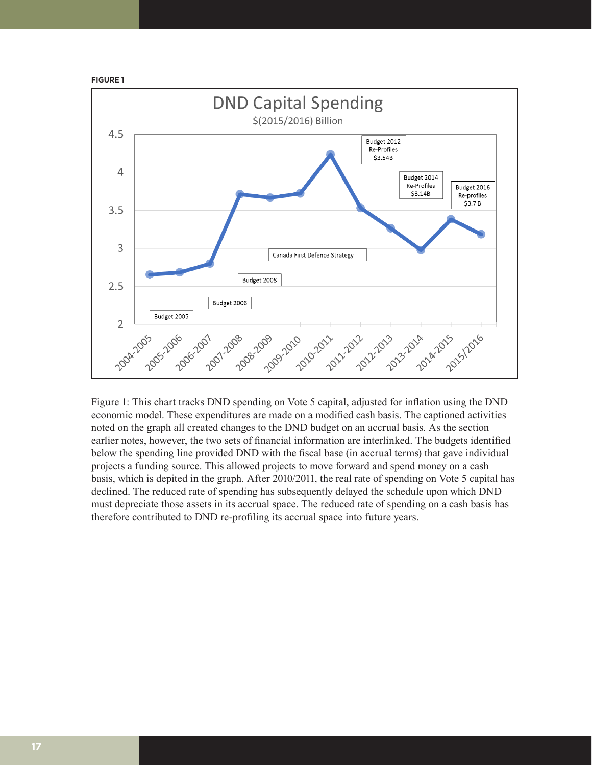**FIGURE 1**

Figure 1: This chart tracks DND spending on Vote 5 capital, adjusted for inflation using the DND economic model. These expenditures are made on a modified cash basis. The captioned activities noted on the graph all created changes to the DND budget on an accrual basis. As the section earlier notes, however, the two sets of financial information are interlinked. The budgets identified below the spending line provided DND with the fiscal base (in accrual terms) that gave individual projects a funding source. This allowed projects to move forward and spend money on a cash basis, which is depited in the graph. After 2010/2011, the real rate of spending on Vote 5 capital has declined. The reduced rate of spending has subsequently delayed the schedule upon which DND must depreciate those assets in its accrual space. The reduced rate of spending on a cash basis has therefore contributed to DND re-profiling its accrual space into future years.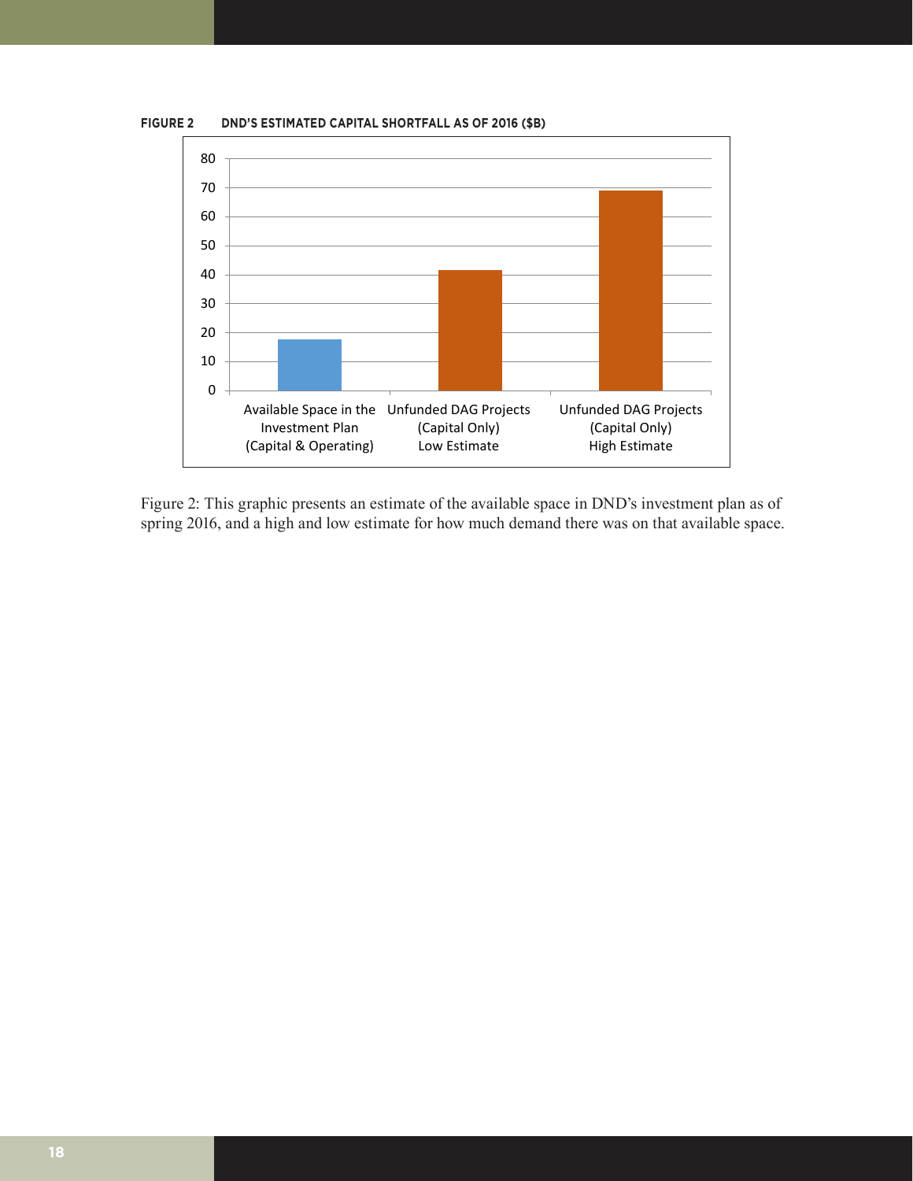**FIGURE 2 DND'S ESTIMATED CAPITAL SHORTFALL AS OF 2016 ($B)**

Figure 2: This graphic presents an estimate of the available space in DND's investment plan as of spring 2016, and a high and low estimate for how much demand there was on that available space.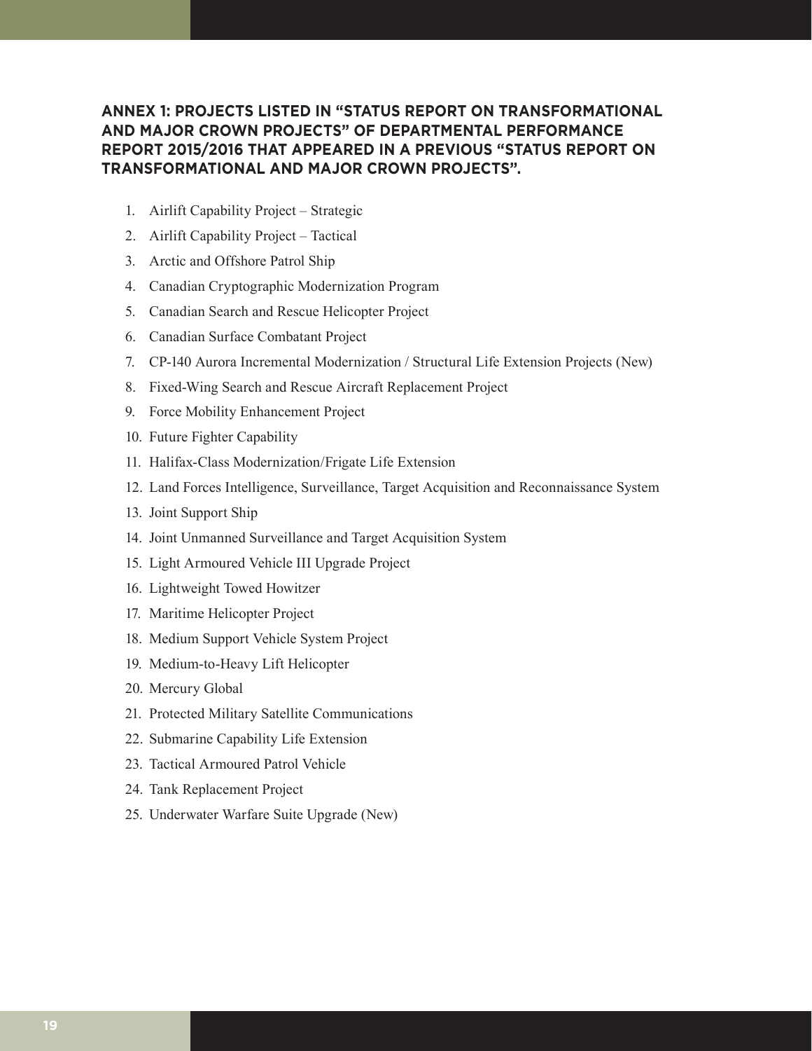## ANNEX 1: PROJECTS LISTED IN "STATUS REPORT ON TRANSFORMATIONAL AND MAJOR CROWN PROJECTS" OF DEPARTMENTAL PERFORMANCE REPORT 2015/2016 THAT APPEARED IN A PREVIOUS "STATUS REPORT ON TRANSFORMATIONAL AND MAJOR CROWN PROJECTS".

1. Airlift Capability Project – Strategic
2. Airlift Capability Project – Tactical
3. Arctic and Offshore Patrol Ship
4. Canadian Cryptographic Modernization Program
5. Canadian Search and Rescue Helicopter Project
6. Canadian Surface Combatant Project
7. CP-140 Aurora Incremental Modernization / Structural Life Extension Projects (New)
8. Fixed-Wing Search and Rescue Aircraft Replacement Project
9. Force Mobility Enhancement Project
10. Future Fighter Capability
11. Halifax-Class Modernization/Frigate Life Extension
12. Land Forces Intelligence, Surveillance, Target Acquisition and Reconnaissance System
13. Joint Support Ship
14. Joint Unmanned Surveillance and Target Acquisition System
15. Light Armoured Vehicle III Upgrade Project
16. Lightweight Towed Howitzer
17. Maritime Helicopter Project
18. Medium Support Vehicle System Project
19. Medium-to-Heavy Lift Helicopter
20. Mercury Global
21. Protected Military Satellite Communications
22. Submarine Capability Life Extension
23. Tactical Armoured Patrol Vehicle
24. Tank Replacement Project
25. Underwater Warfare Suite Upgrade (New)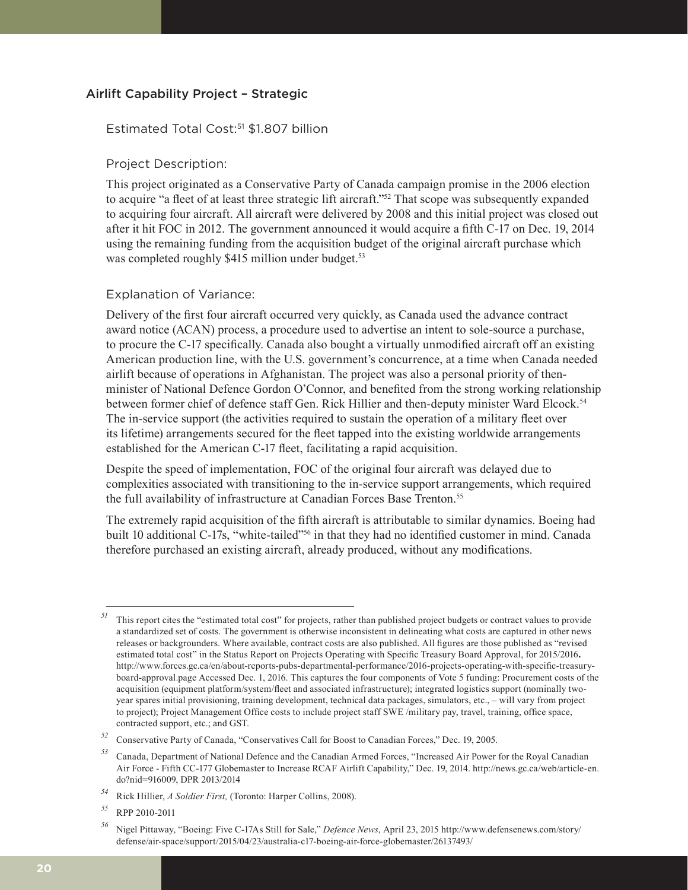## Airlift Capability Project – Strategic

### Estimated Total Cost:[51] $1.807 billion

### Project Description:

This project originated as a Conservative Party of Canada campaign promise in the 2006 election to acquire "a fleet of at least three strategic lift aircraft."[52] That scope was subsequently expanded to acquiring four aircraft. All aircraft were delivered by 2008 and this initial project was closed out after it hit FOC in 2012. The government announced it would acquire a fifth C-17 on Dec. 19, 2014 using the remaining funding from the acquisition budget of the original aircraft purchase which was completed roughly $415 million under budget.[53]

### Explanation of Variance:

Delivery of the first four aircraft occurred very quickly, as Canada used the advance contract award notice (ACAN) process, a procedure used to advertise an intent to sole-source a purchase, to procure the C-17 specifically. Canada also bought a virtually unmodified aircraft off an existing American production line, with the U.S. government's concurrence, at a time when Canada needed airlift because of operations in Afghanistan. The project was also a personal priority of then-minister of National Defence Gordon O'Connor, and benefited from the strong working relationship between former chief of defence staff Gen. Rick Hillier and then-deputy minister Ward Elcock.[54] The in-service support (the activities required to sustain the operation of a military fleet over its lifetime) arrangements secured for the fleet tapped into the existing worldwide arrangements established for the American C-17 fleet, facilitating a rapid acquisition.

Despite the speed of implementation, FOC of the original four aircraft was delayed due to complexities associated with transitioning to the in-service support arrangements, which required the full availability of infrastructure at Canadian Forces Base Trenton.[55]

The extremely rapid acquisition of the fifth aircraft is attributable to similar dynamics. Boeing had built 10 additional C-17s, "white-tailed"[56] in that they had no identified customer in mind. Canada therefore purchased an existing aircraft, already produced, without any modifications.

---

[51] This report cites the "estimated total cost" for projects, rather than published project budgets or contract values to provide a standardized set of costs. The government is otherwise inconsistent in delineating what costs are captured in other news releases or backgrounders. Where available, contract costs are also published. All figures are those published as "revised estimated total cost" in the Status Report on Projects Operating with Specific Treasury Board Approval, for 2015/2016**.** http://www.forces.gc.ca/en/about-reports-pubs-departmental-performance/2016-projects-operating-with-specific-treasury-board-approval.page Accessed Dec. 1, 2016. This captures the four components of Vote 5 funding: Procurement costs of the acquisition (equipment platform/system/fleet and associated infrastructure); integrated logistics support (nominally two-year spares initial provisioning, training development, technical data packages, simulators, etc., – will vary from project to project); Project Management Office costs to include project staff SWE /military pay, travel, training, office space, contracted support, etc.; and GST.

[52] Conservative Party of Canada, "Conservatives Call for Boost to Canadian Forces," Dec. 19, 2005.

[53] Canada, Department of National Defence and the Canadian Armed Forces, "Increased Air Power for the Royal Canadian Air Force - Fifth CC-177 Globemaster to Increase RCAF Airlift Capability," Dec. 19, 2014. http://news.gc.ca/web/article-en.do?nid=916009, DPR 2013/2014

[54] Rick Hillier, *A Soldier First,* (Toronto: Harper Collins, 2008).

[55] RPP 2010-2011

[56] Nigel Pittaway, "Boeing: Five C-17As Still for Sale," *Defence News*, April 23, 2015 http://www.defensenews.com/story/defense/air-space/support/2015/04/23/australia-c17-boeing-air-force-globemaster/26137493/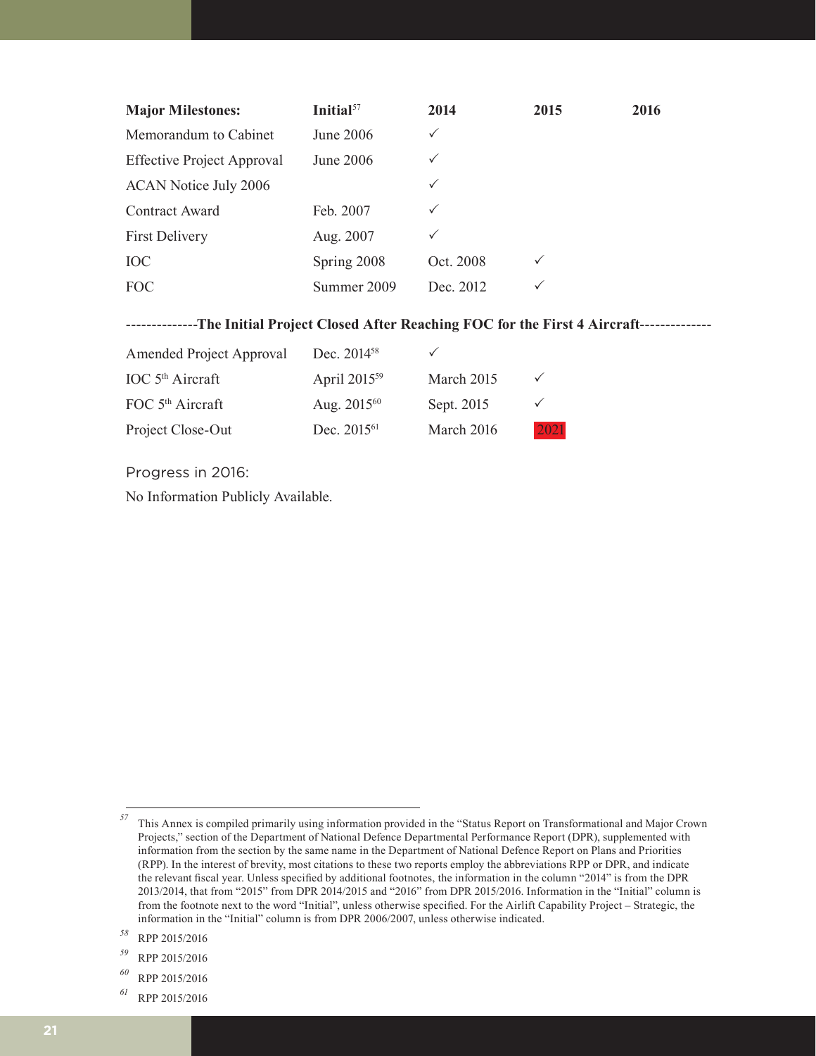| Major Milestones: | Initial[57] | 2014 | 2015 | 2016 |
|---|---|---|---|---|
| Memorandum to Cabinet | June 2006 | ✓ | | |
| Effective Project Approval | June 2006 | ✓ | | |
| ACAN Notice July 2006 | | ✓ | | |
| Contract Award | Feb. 2007 | ✓ | | |
| First Delivery | Aug. 2007 | ✓ | | |
| IOC | Spring 2008 | Oct. 2008 | ✓ | |
| FOC | Summer 2009 | Dec. 2012 | ✓ | |
| **-------------The Initial Project Closed After Reaching FOC for the First 4 Aircraft-------------** | | | | |
| Amended Project Approval | Dec. 2014[58] | ✓ | | |
| IOC 5th Aircraft | April 2015[59] | March 2015 | ✓ | |
| FOC 5th Aircraft | Aug. 2015[60] | Sept. 2015 | ✓ | |
| Project Close-Out | Dec. 2015[61] | March 2016 | 2021 | |

Progress in 2016:

No Information Publicly Available.

---

[57] This Annex is compiled primarily using information provided in the "Status Report on Transformational and Major Crown Projects," section of the Department of National Defence Departmental Performance Report (DPR), supplemented with information from the section by the same name in the Department of National Defence Report on Plans and Priorities (RPP). In the interest of brevity, most citations to these two reports employ the abbreviations RPP or DPR, and indicate the relevant fiscal year. Unless specified by additional footnotes, the information in the column "2014" is from the DPR 2013/2014, that from "2015" from DPR 2014/2015 and "2016" from DPR 2015/2016. Information in the "Initial" column is from the footnote next to the word "Initial", unless otherwise specified. For the Airlift Capability Project – Strategic, the information in the "Initial" column is from DPR 2006/2007, unless otherwise indicated.

[58] RPP 2015/2016

[59] RPP 2015/2016

[60] RPP 2015/2016

[61] RPP 2015/2016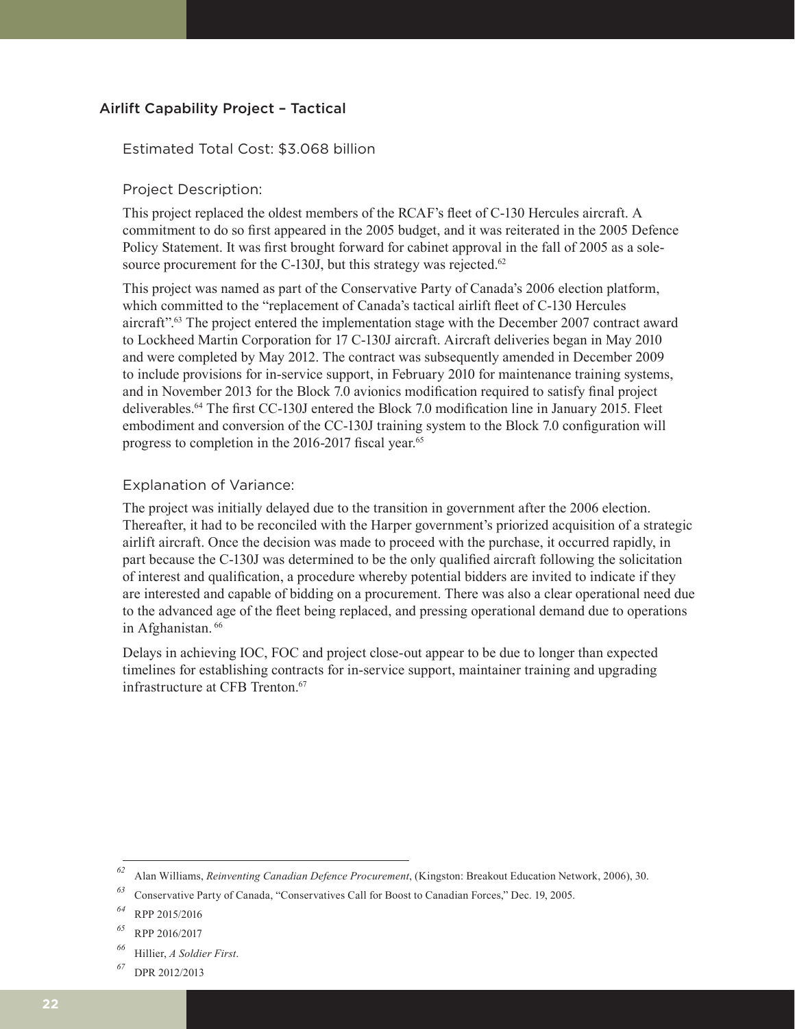## Airlift Capability Project – Tactical

### Estimated Total Cost: $3.068 billion

### Project Description:

This project replaced the oldest members of the RCAF's fleet of C-130 Hercules aircraft. A commitment to do so first appeared in the 2005 budget, and it was reiterated in the 2005 Defence Policy Statement. It was first brought forward for cabinet approval in the fall of 2005 as a sole-source procurement for the C-130J, but this strategy was rejected.[62]

This project was named as part of the Conservative Party of Canada's 2006 election platform, which committed to the "replacement of Canada's tactical airlift fleet of C-130 Hercules aircraft".[63] The project entered the implementation stage with the December 2007 contract award to Lockheed Martin Corporation for 17 C-130J aircraft. Aircraft deliveries began in May 2010 and were completed by May 2012. The contract was subsequently amended in December 2009 to include provisions for in-service support, in February 2010 for maintenance training systems, and in November 2013 for the Block 7.0 avionics modification required to satisfy final project deliverables.[64] The first CC-130J entered the Block 7.0 modification line in January 2015. Fleet embodiment and conversion of the CC-130J training system to the Block 7.0 configuration will progress to completion in the 2016-2017 fiscal year.[65]

### Explanation of Variance:

The project was initially delayed due to the transition in government after the 2006 election. Thereafter, it had to be reconciled with the Harper government's priorized acquisition of a strategic airlift aircraft. Once the decision was made to proceed with the purchase, it occurred rapidly, in part because the C-130J was determined to be the only qualified aircraft following the solicitation of interest and qualification, a procedure whereby potential bidders are invited to indicate if they are interested and capable of bidding on a procurement. There was also a clear operational need due to the advanced age of the fleet being replaced, and pressing operational demand due to operations in Afghanistan. [66]

Delays in achieving IOC, FOC and project close-out appear to be due to longer than expected timelines for establishing contracts for in-service support, maintainer training and upgrading infrastructure at CFB Trenton.[67]

---

[62] Alan Williams, *Reinventing Canadian Defence Procurement*, (Kingston: Breakout Education Network, 2006), 30.

[63] Conservative Party of Canada, "Conservatives Call for Boost to Canadian Forces," Dec. 19, 2005.

[64] RPP 2015/2016

[65] RPP 2016/2017

[66] Hillier, *A Soldier First*.

[67] DPR 2012/2013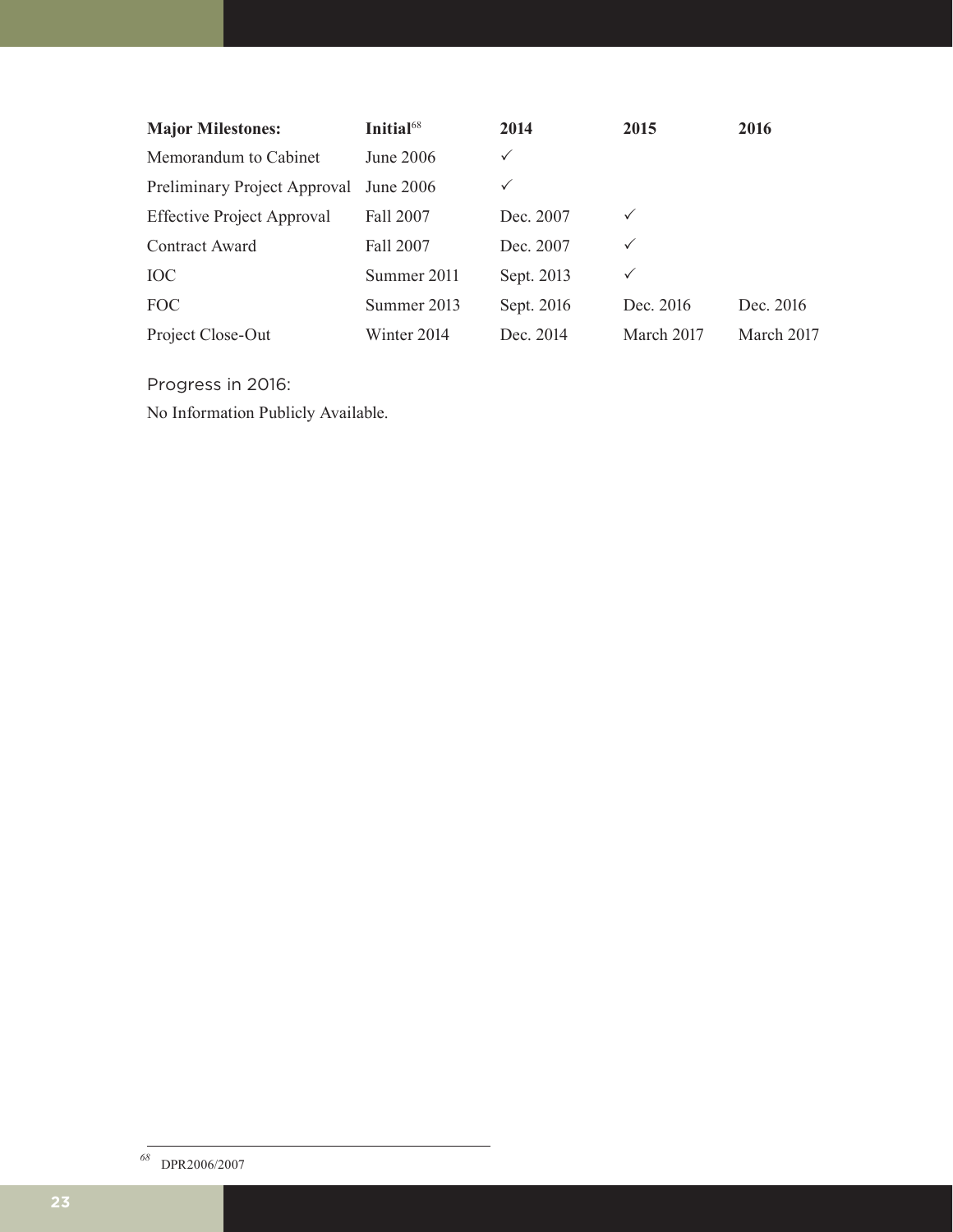| Major Milestones: | Initial[68] | 2014 | 2015 | 2016 |
|---|---|---|---|---|
| Memorandum to Cabinet | June 2006 | ✓ | | |
| Preliminary Project Approval | June 2006 | ✓ | | |
| Effective Project Approval | Fall 2007 | Dec. 2007 | ✓ | |
| Contract Award | Fall 2007 | Dec. 2007 | ✓ | |
| IOC | Summer 2011 | Sept. 2013 | ✓ | |
| FOC | Summer 2013 | Sept. 2016 | Dec. 2016 | Dec. 2016 |
| Project Close-Out | Winter 2014 | Dec. 2014 | March 2017 | March 2017 |

Progress in 2016:

No Information Publicly Available.

[68] DPR2006/2007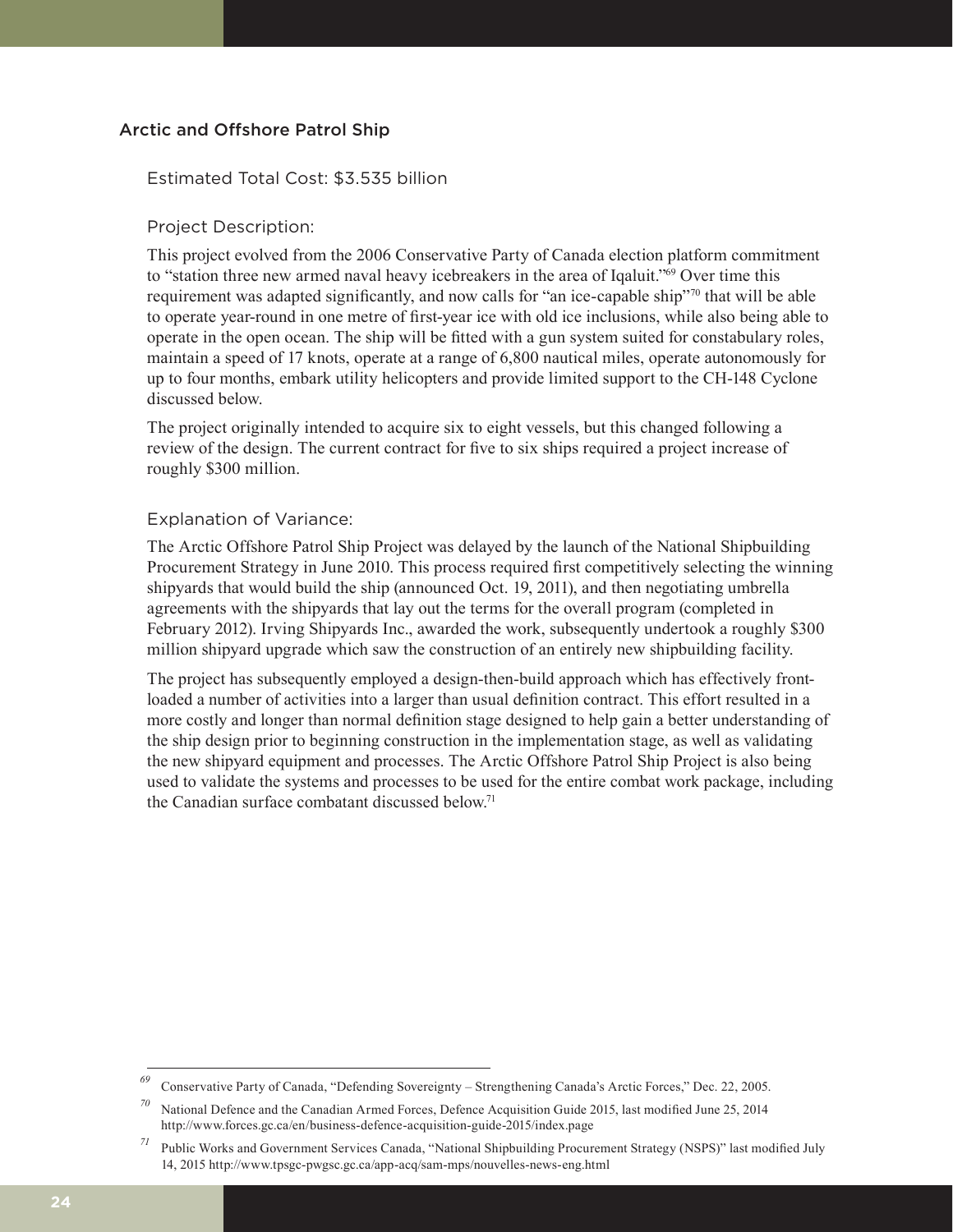## Arctic and Offshore Patrol Ship

### Estimated Total Cost: $3.535 billion

### Project Description:

This project evolved from the 2006 Conservative Party of Canada election platform commitment to "station three new armed naval heavy icebreakers in the area of Iqaluit."[69] Over time this requirement was adapted significantly, and now calls for "an ice-capable ship"[70] that will be able to operate year-round in one metre of first-year ice with old ice inclusions, while also being able to operate in the open ocean. The ship will be fitted with a gun system suited for constabulary roles, maintain a speed of 17 knots, operate at a range of 6,800 nautical miles, operate autonomously for up to four months, embark utility helicopters and provide limited support to the CH-148 Cyclone discussed below.

The project originally intended to acquire six to eight vessels, but this changed following a review of the design. The current contract for five to six ships required a project increase of roughly $300 million.

### Explanation of Variance:

The Arctic Offshore Patrol Ship Project was delayed by the launch of the National Shipbuilding Procurement Strategy in June 2010. This process required first competitively selecting the winning shipyards that would build the ship (announced Oct. 19, 2011), and then negotiating umbrella agreements with the shipyards that lay out the terms for the overall program (completed in February 2012). Irving Shipyards Inc., awarded the work, subsequently undertook a roughly $300 million shipyard upgrade which saw the construction of an entirely new shipbuilding facility.

The project has subsequently employed a design-then-build approach which has effectively front-loaded a number of activities into a larger than usual definition contract. This effort resulted in a more costly and longer than normal definition stage designed to help gain a better understanding of the ship design prior to beginning construction in the implementation stage, as well as validating the new shipyard equipment and processes. The Arctic Offshore Patrol Ship Project is also being used to validate the systems and processes to be used for the entire combat work package, including the Canadian surface combatant discussed below.[71]

---

[69] Conservative Party of Canada, "Defending Sovereignty – Strengthening Canada's Arctic Forces," Dec. 22, 2005.

[70] National Defence and the Canadian Armed Forces, Defence Acquisition Guide 2015, last modified June 25, 2014 http://www.forces.gc.ca/en/business-defence-acquisition-guide-2015/index.page

[71] Public Works and Government Services Canada, "National Shipbuilding Procurement Strategy (NSPS)" last modified July 14, 2015 http://www.tpsgc-pwgsc.gc.ca/app-acq/sam-mps/nouvelles-news-eng.html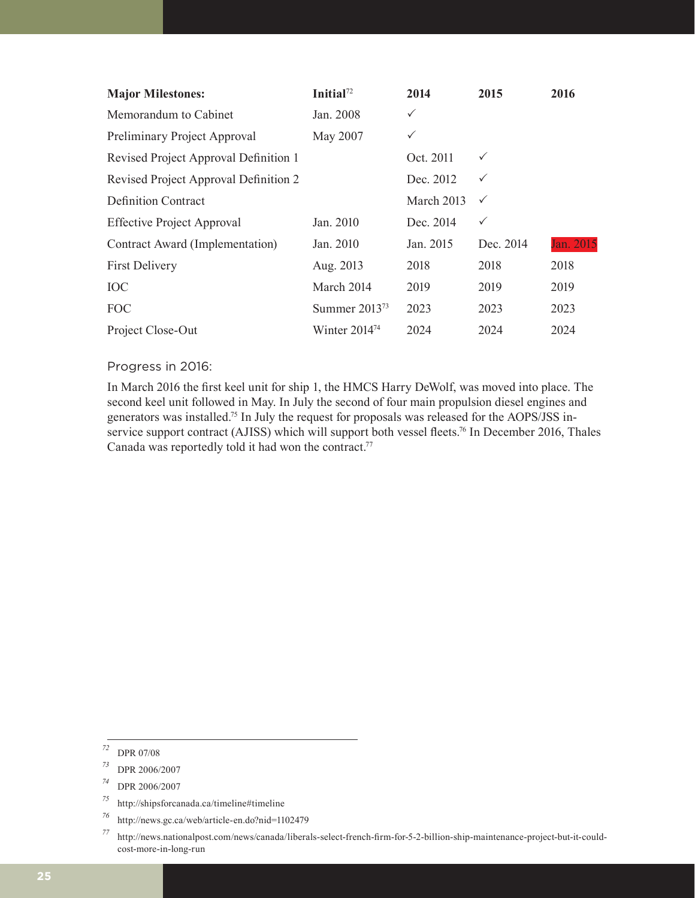| Major Milestones: | Initial[72] | 2014 | 2015 | 2016 |
|---|---|---|---|---|
| Memorandum to Cabinet | Jan. 2008 | ✓ | | |
| Preliminary Project Approval | May 2007 | ✓ | | |
| Revised Project Approval Definition 1 | | Oct. 2011 | ✓ | |
| Revised Project Approval Definition 2 | | Dec. 2012 | ✓ | |
| Definition Contract | | March 2013 | ✓ | |
| Effective Project Approval | Jan. 2010 | Dec. 2014 | ✓ | |
| Contract Award (Implementation) | Jan. 2010 | Jan. 2015 | Dec. 2014 | Jan. 2015 |
| First Delivery | Aug. 2013 | 2018 | 2018 | 2018 |
| IOC | March 2014 | 2019 | 2019 | 2019 |
| FOC | Summer 2013[73] | 2023 | 2023 | 2023 |
| Project Close-Out | Winter 2014[74] | 2024 | 2024 | 2024 |

### Progress in 2016:

In March 2016 the first keel unit for ship 1, the HMCS Harry DeWolf, was moved into place. The second keel unit followed in May. In July the second of four main propulsion diesel engines and generators was installed.[75] In July the request for proposals was released for the AOPS/JSS in-service support contract (AJISS) which will support both vessel fleets.[76] In December 2016, Thales Canada was reportedly told it had won the contract.[77]

---

[72] DPR 07/08

[73] DPR 2006/2007

[74] DPR 2006/2007

[75] http://shipsforcanada.ca/timeline#timeline

[76] http://news.gc.ca/web/article-en.do?nid=1102479

[77] http://news.nationalpost.com/news/canada/liberals-select-french-firm-for-5-2-billion-ship-maintenance-project-but-it-could-cost-more-in-long-run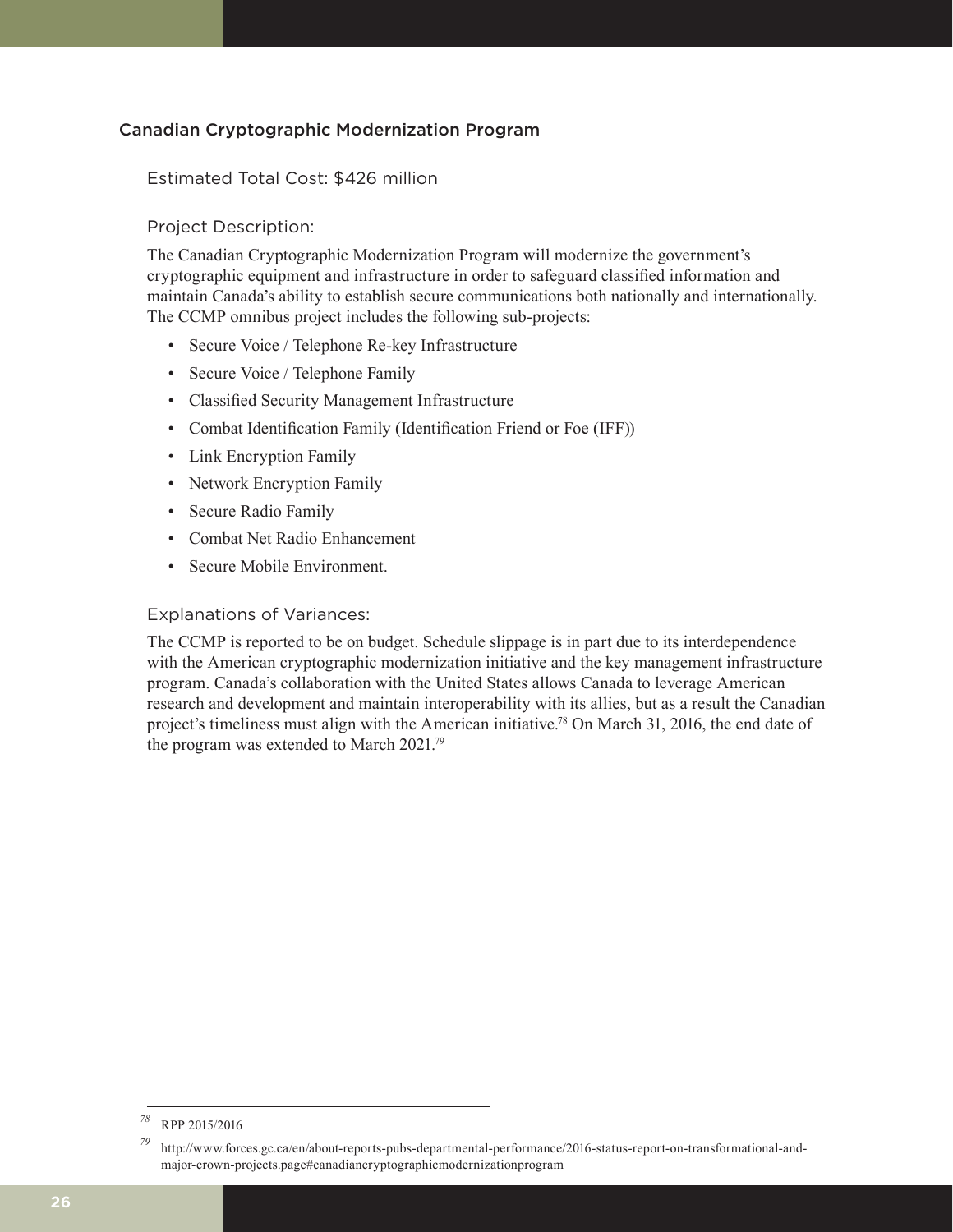## Canadian Cryptographic Modernization Program

### Estimated Total Cost: $426 million

### Project Description:

The Canadian Cryptographic Modernization Program will modernize the government's cryptographic equipment and infrastructure in order to safeguard classified information and maintain Canada's ability to establish secure communications both nationally and internationally. The CCMP omnibus project includes the following sub-projects:

- Secure Voice / Telephone Re-key Infrastructure
- Secure Voice / Telephone Family
- Classified Security Management Infrastructure
- Combat Identification Family (Identification Friend or Foe (IFF))
- Link Encryption Family
- Network Encryption Family
- Secure Radio Family
- Combat Net Radio Enhancement
- Secure Mobile Environment.

### Explanations of Variances:

The CCMP is reported to be on budget. Schedule slippage is in part due to its interdependence with the American cryptographic modernization initiative and the key management infrastructure program. Canada's collaboration with the United States allows Canada to leverage American research and development and maintain interoperability with its allies, but as a result the Canadian project's timeliness must align with the American initiative.[78] On March 31, 2016, the end date of the program was extended to March 2021.[79]

---

[78] RPP 2015/2016

[79] http://www.forces.gc.ca/en/about-reports-pubs-departmental-performance/2016-status-report-on-transformational-and-major-crown-projects.page#canadiancryptographicmodernizationprogram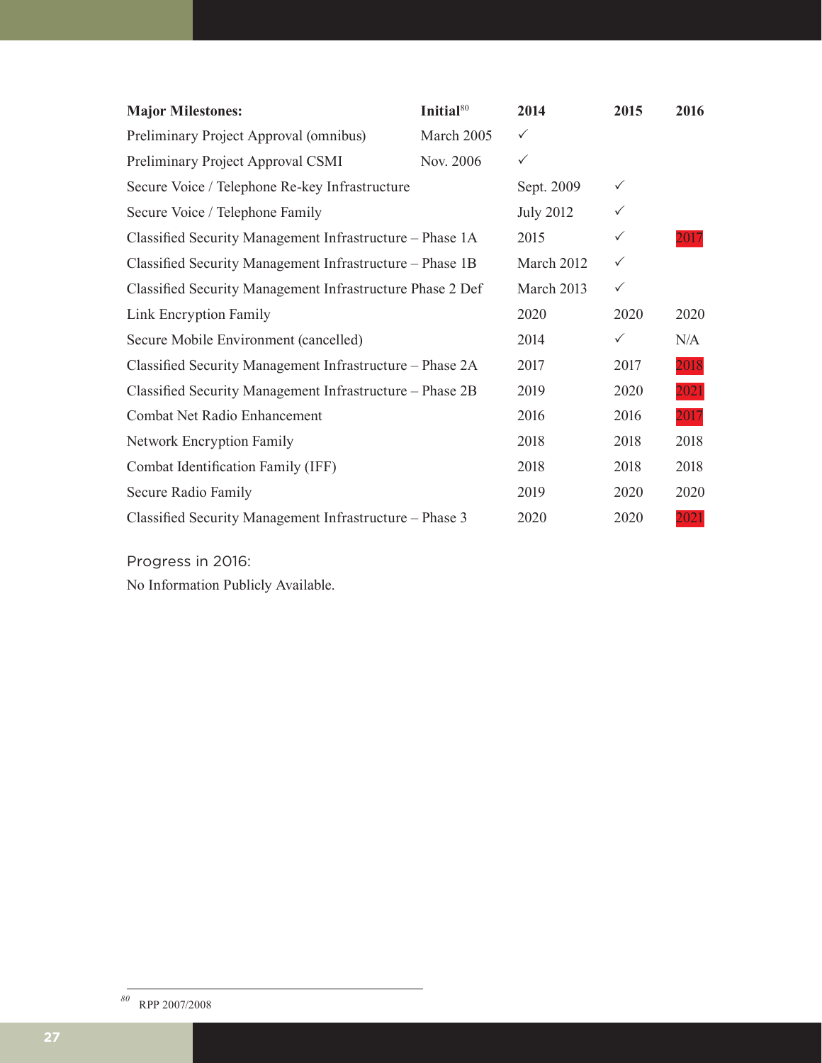| Major Milestones: | Initial[80] | 2014 | 2015 | 2016 |
|---|---|---|---|---|
| Preliminary Project Approval (omnibus) | March 2005 | ✓ | | |
| Preliminary Project Approval CSMI | Nov. 2006 | ✓ | | |
| Secure Voice / Telephone Re-key Infrastructure | | Sept. 2009 | ✓ | |
| Secure Voice / Telephone Family | | July 2012 | ✓ | |
| Classified Security Management Infrastructure – Phase 1A | | 2015 | ✓ | 2017 |
| Classified Security Management Infrastructure – Phase 1B | | March 2012 | ✓ | |
| Classified Security Management Infrastructure Phase 2 Def | | March 2013 | ✓ | |
| Link Encryption Family | | 2020 | 2020 | 2020 |
| Secure Mobile Environment (cancelled) | | 2014 | ✓ | N/A |
| Classified Security Management Infrastructure – Phase 2A | | 2017 | 2017 | 2018 |
| Classified Security Management Infrastructure – Phase 2B | | 2019 | 2020 | 2021 |
| Combat Net Radio Enhancement | | 2016 | 2016 | 2017 |
| Network Encryption Family | | 2018 | 2018 | 2018 |
| Combat Identification Family (IFF) | | 2018 | 2018 | 2018 |
| Secure Radio Family | | 2019 | 2020 | 2020 |
| Classified Security Management Infrastructure – Phase 3 | | 2020 | 2020 | 2021 |

Progress in 2016:

No Information Publicly Available.

[80] RPP 2007/2008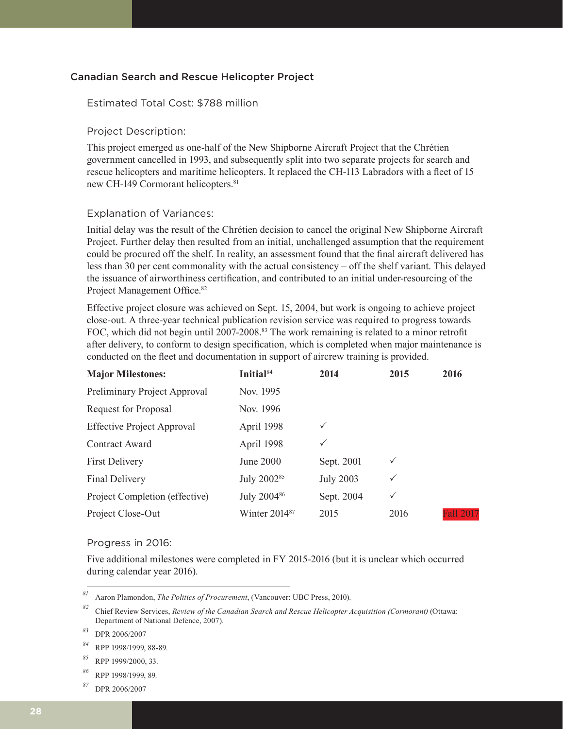## Canadian Search and Rescue Helicopter Project

Estimated Total Cost: $788 million

### Project Description:

This project emerged as one-half of the New Shipborne Aircraft Project that the Chrétien government cancelled in 1993, and subsequently split into two separate projects for search and rescue helicopters and maritime helicopters. It replaced the CH-113 Labradors with a fleet of 15 new CH-149 Cormorant helicopters.[81]

### Explanation of Variances:

Initial delay was the result of the Chrétien decision to cancel the original New Shipborne Aircraft Project. Further delay then resulted from an initial, unchallenged assumption that the requirement could be procured off the shelf. In reality, an assessment found that the final aircraft delivered has less than 30 per cent commonality with the actual consistency – off the shelf variant. This delayed the issuance of airworthiness certification, and contributed to an initial under-resourcing of the Project Management Office.[82]

Effective project closure was achieved on Sept. 15, 2004, but work is ongoing to achieve project close-out. A three-year technical publication revision service was required to progress towards FOC, which did not begin until 2007-2008.[83] The work remaining is related to a minor retrofit after delivery, to conform to design specification, which is completed when major maintenance is conducted on the fleet and documentation in support of aircrew training is provided.

| Major Milestones: | Initial[84] | 2014 | 2015 | 2016 |
|---|---|---|---|---|
| Preliminary Project Approval | Nov. 1995 | | | |
| Request for Proposal | Nov. 1996 | | | |
| Effective Project Approval | April 1998 | ✓ | | |
| Contract Award | April 1998 | ✓ | | |
| First Delivery | June 2000 | Sept. 2001 | ✓ | |
| Final Delivery | July 2002[85] | July 2003 | ✓ | |
| Project Completion (effective) | July 2004[86] | Sept. 2004 | ✓ | |
| Project Close-Out | Winter 2014[87] | 2015 | 2016 | Fall 2017 |

### Progress in 2016:

Five additional milestones were completed in FY 2015-2016 (but it is unclear which occurred during calendar year 2016).

---

81 Aaron Plamondon, *The Politics of Procurement*, (Vancouver: UBC Press, 2010).

82 Chief Review Services, *Review of the Canadian Search and Rescue Helicopter Acquisition (Cormorant)* (Ottawa: Department of National Defence, 2007).

83 DPR 2006/2007

84 RPP 1998/1999, 88-89.

85 RPP 1999/2000, 33.

86 RPP 1998/1999, 89.

87 DPR 2006/2007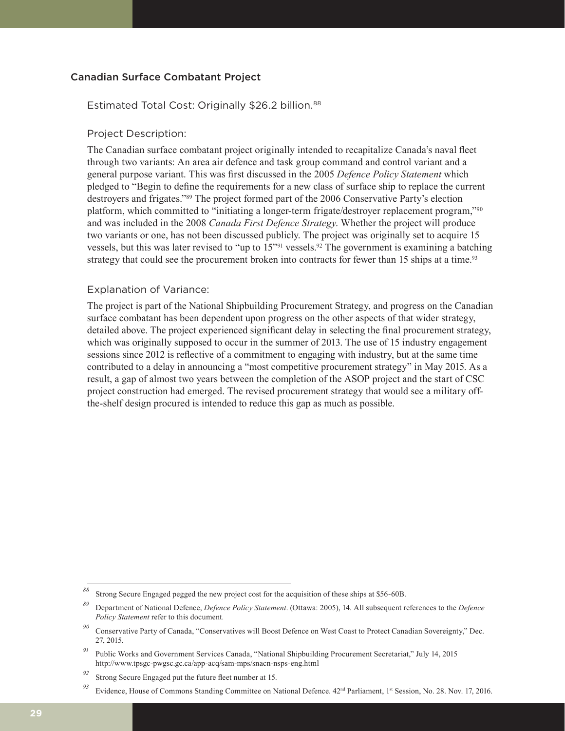## Canadian Surface Combatant Project

### Estimated Total Cost: Originally $26.2 billion.[88]

### Project Description:

The Canadian surface combatant project originally intended to recapitalize Canada's naval fleet through two variants: An area air defence and task group command and control variant and a general purpose variant. This was first discussed in the 2005 *Defence Policy Statement* which pledged to "Begin to define the requirements for a new class of surface ship to replace the current destroyers and frigates."[89] The project formed part of the 2006 Conservative Party's election platform, which committed to "initiating a longer-term frigate/destroyer replacement program,"[90] and was included in the 2008 *Canada First Defence Strategy*. Whether the project will produce two variants or one, has not been discussed publicly. The project was originally set to acquire 15 vessels, but this was later revised to "up to 15"[91] vessels.[92] The government is examining a batching strategy that could see the procurement broken into contracts for fewer than 15 ships at a time.[93]

### Explanation of Variance:

The project is part of the National Shipbuilding Procurement Strategy, and progress on the Canadian surface combatant has been dependent upon progress on the other aspects of that wider strategy, detailed above. The project experienced significant delay in selecting the final procurement strategy, which was originally supposed to occur in the summer of 2013. The use of 15 industry engagement sessions since 2012 is reflective of a commitment to engaging with industry, but at the same time contributed to a delay in announcing a "most competitive procurement strategy" in May 2015. As a result, a gap of almost two years between the completion of the ASOP project and the start of CSC project construction had emerged. The revised procurement strategy that would see a military off-the-shelf design procured is intended to reduce this gap as much as possible.

---

88 Strong Secure Engaged pegged the new project cost for the acquisition of these ships at $56-60B.

89 Department of National Defence, *Defence Policy Statement*. (Ottawa: 2005), 14. All subsequent references to the *Defence Policy Statement* refer to this document.

90 Conservative Party of Canada, "Conservatives will Boost Defence on West Coast to Protect Canadian Sovereignty," Dec. 27, 2015.

91 Public Works and Government Services Canada, "National Shipbuilding Procurement Secretariat," July 14, 2015 http://www.tpsgc-pwgsc.gc.ca/app-acq/sam-mps/snacn-nsps-eng.html

92 Strong Secure Engaged put the future fleet number at 15.

93 Evidence, House of Commons Standing Committee on National Defence. 42nd Parliament, 1st Session, No. 28. Nov. 17, 2016.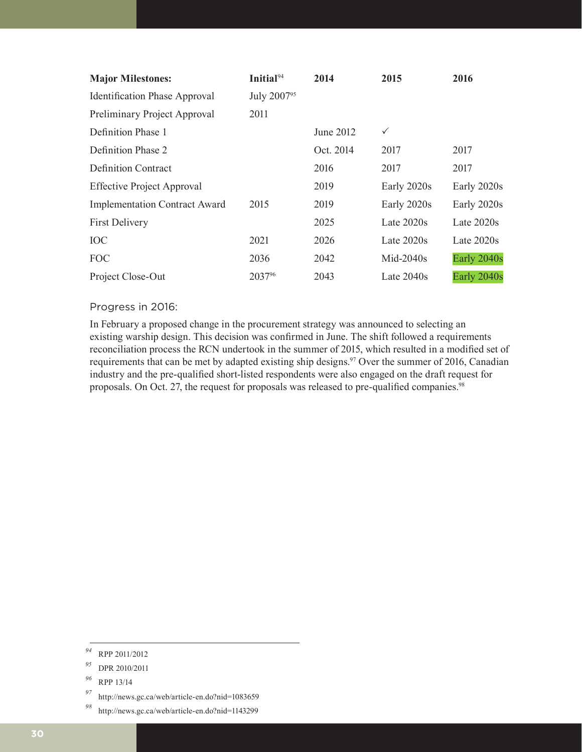| Major Milestones: | Initial[94] | 2014 | 2015 | 2016 |
|---|---|---|---|---|
| Identification Phase Approval | July 2007[95] | | | |
| Preliminary Project Approval | 2011 | | | |
| Definition Phase 1 | | June 2012 | ✓ | |
| Definition Phase 2 | | Oct. 2014 | 2017 | 2017 |
| Definition Contract | | 2016 | 2017 | 2017 |
| Effective Project Approval | | 2019 | Early 2020s | Early 2020s |
| Implementation Contract Award | 2015 | 2019 | Early 2020s | Early 2020s |
| First Delivery | | 2025 | Late 2020s | Late 2020s |
| IOC | 2021 | 2026 | Late 2020s | Late 2020s |
| FOC | 2036 | 2042 | Mid-2040s | Early 2040s |
| Project Close-Out | 2037[96] | 2043 | Late 2040s | Early 2040s |

Progress in 2016:

In February a proposed change in the procurement strategy was announced to selecting an existing warship design. This decision was confirmed in June. The shift followed a requirements reconciliation process the RCN undertook in the summer of 2015, which resulted in a modified set of requirements that can be met by adapted existing ship designs.[97] Over the summer of 2016, Canadian industry and the pre-qualified short-listed respondents were also engaged on the draft request for proposals. On Oct. 27, the request for proposals was released to pre-qualified companies.[98]

---

[94] RPP 2011/2012

[95] DPR 2010/2011

[96] RPP 13/14

[97] http://news.gc.ca/web/article-en.do?nid=1083659

[98] http://news.gc.ca/web/article-en.do?nid=1143299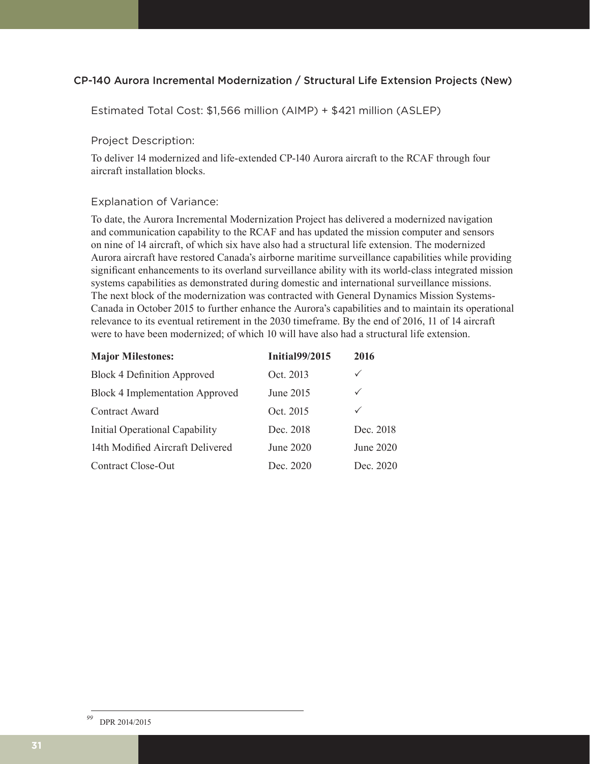### CP-140 Aurora Incremental Modernization / Structural Life Extension Projects (New)

Estimated Total Cost: $1,566 million (AIMP) + $421 million (ASLEP)

Project Description:

To deliver 14 modernized and life-extended CP-140 Aurora aircraft to the RCAF through four aircraft installation blocks.

Explanation of Variance:

To date, the Aurora Incremental Modernization Project has delivered a modernized navigation and communication capability to the RCAF and has updated the mission computer and sensors on nine of 14 aircraft, of which six have also had a structural life extension. The modernized Aurora aircraft have restored Canada's airborne maritime surveillance capabilities while providing significant enhancements to its overland surveillance ability with its world-class integrated mission systems capabilities as demonstrated during domestic and international surveillance missions. The next block of the modernization was contracted with General Dynamics Mission Systems-Canada in October 2015 to further enhance the Aurora's capabilities and to maintain its operational relevance to its eventual retirement in the 2030 timeframe. By the end of 2016, 11 of 14 aircraft were to have been modernized; of which 10 will have also had a structural life extension.

| **Major Milestones:** | **Initial[99]/2015** | **2016** |
|---|---|---|
| Block 4 Definition Approved | Oct. 2013 | ✓ |
| Block 4 Implementation Approved | June 2015 | ✓ |
| Contract Award | Oct. 2015 | ✓ |
| Initial Operational Capability | Dec. 2018 | Dec. 2018 |
| 14th Modified Aircraft Delivered | June 2020 | June 2020 |
| Contract Close-Out | Dec. 2020 | Dec. 2020 |

[99] DPR 2014/2015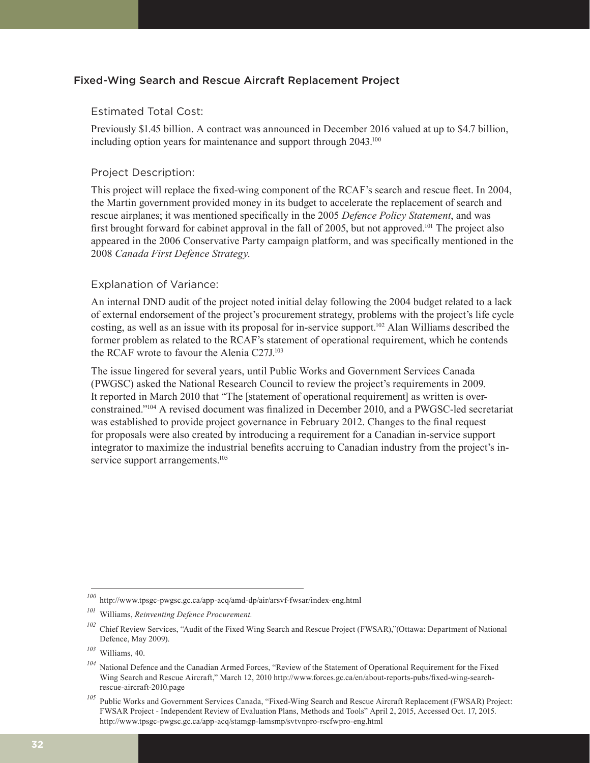## Fixed-Wing Search and Rescue Aircraft Replacement Project

### Estimated Total Cost:

Previously $1.45 billion. A contract was announced in December 2016 valued at up to $4.7 billion, including option years for maintenance and support through 2043.[100]

### Project Description:

This project will replace the fixed-wing component of the RCAF's search and rescue fleet. In 2004, the Martin government provided money in its budget to accelerate the replacement of search and rescue airplanes; it was mentioned specifically in the 2005 *Defence Policy Statement*, and was first brought forward for cabinet approval in the fall of 2005, but not approved.[101] The project also appeared in the 2006 Conservative Party campaign platform, and was specifically mentioned in the 2008 *Canada First Defence Strategy.*

### Explanation of Variance:

An internal DND audit of the project noted initial delay following the 2004 budget related to a lack of external endorsement of the project's procurement strategy, problems with the project's life cycle costing, as well as an issue with its proposal for in-service support.[102] Alan Williams described the former problem as related to the RCAF's statement of operational requirement, which he contends the RCAF wrote to favour the Alenia C27J.[103]

The issue lingered for several years, until Public Works and Government Services Canada (PWGSC) asked the National Research Council to review the project's requirements in 2009. It reported in March 2010 that "The [statement of operational requirement] as written is over-constrained."[104] A revised document was finalized in December 2010, and a PWGSC-led secretariat was established to provide project governance in February 2012. Changes to the final request for proposals were also created by introducing a requirement for a Canadian in-service support integrator to maximize the industrial benefits accruing to Canadian industry from the project's in-service support arrangements.[105]

---

[100] http://www.tpsgc-pwgsc.gc.ca/app-acq/amd-dp/air/arsvf-fwsar/index-eng.html

[101] Williams, *Reinventing Defence Procurement.*

[102] Chief Review Services, "Audit of the Fixed Wing Search and Rescue Project (FWSAR),"(Ottawa: Department of National Defence, May 2009).

[103] Williams, 40.

[104] National Defence and the Canadian Armed Forces, "Review of the Statement of Operational Requirement for the Fixed Wing Search and Rescue Aircraft," March 12, 2010 http://www.forces.gc.ca/en/about-reports-pubs/fixed-wing-search-rescue-aircraft-2010.page

[105] Public Works and Government Services Canada, "Fixed-Wing Search and Rescue Aircraft Replacement (FWSAR) Project: FWSAR Project - Independent Review of Evaluation Plans, Methods and Tools" April 2, 2015, Accessed Oct. 17, 2015. http://www.tpsgc-pwgsc.gc.ca/app-acq/stamgp-lamsmp/svtvnpro-rscfwpro-eng.html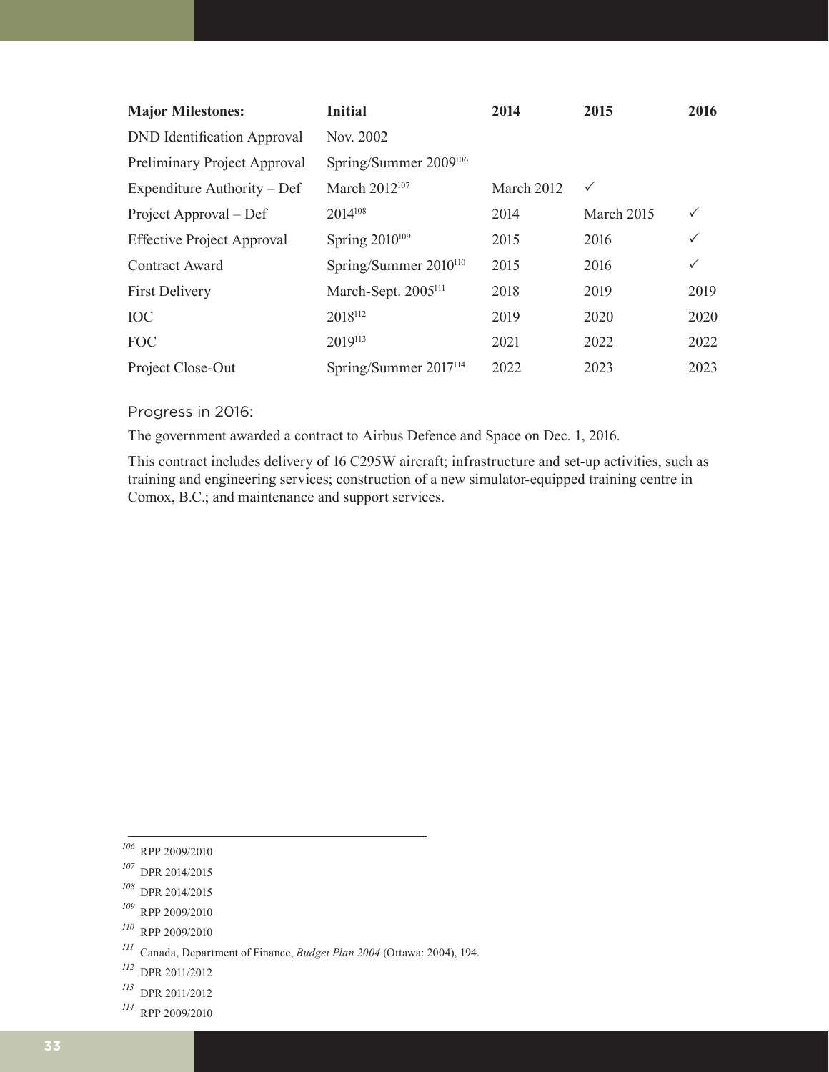| Major Milestones: | Initial | 2014 | 2015 | 2016 |
|---|---|---|---|---|
| DND Identification Approval | Nov. 2002 | | | |
| Preliminary Project Approval | Spring/Summer 2009[106] | | | |
| Expenditure Authority – Def | March 2012[107] | March 2012 | ✓ | |
| Project Approval – Def | 2014[108] | 2014 | March 2015 | ✓ |
| Effective Project Approval | Spring 2010[109] | 2015 | 2016 | ✓ |
| Contract Award | Spring/Summer 2010[110] | 2015 | 2016 | ✓ |
| First Delivery | March-Sept. 2005[111] | 2018 | 2019 | 2019 |
| IOC | 2018[112] | 2019 | 2020 | 2020 |
| FOC | 2019[113] | 2021 | 2022 | 2022 |
| Project Close-Out | Spring/Summer 2017[114] | 2022 | 2023 | 2023 |

Progress in 2016:

The government awarded a contract to Airbus Defence and Space on Dec. 1, 2016.

This contract includes delivery of 16 C295W aircraft; infrastructure and set-up activities, such as training and engineering services; construction of a new simulator-equipped training centre in Comox, B.C.; and maintenance and support services.

---

[106] RPP 2009/2010

[107] DPR 2014/2015

[108] DPR 2014/2015

[109] RPP 2009/2010

[110] RPP 2009/2010

[111] Canada, Department of Finance, *Budget Plan 2004* (Ottawa: 2004), 194.

[112] DPR 2011/2012

[113] DPR 2011/2012

[114] RPP 2009/2010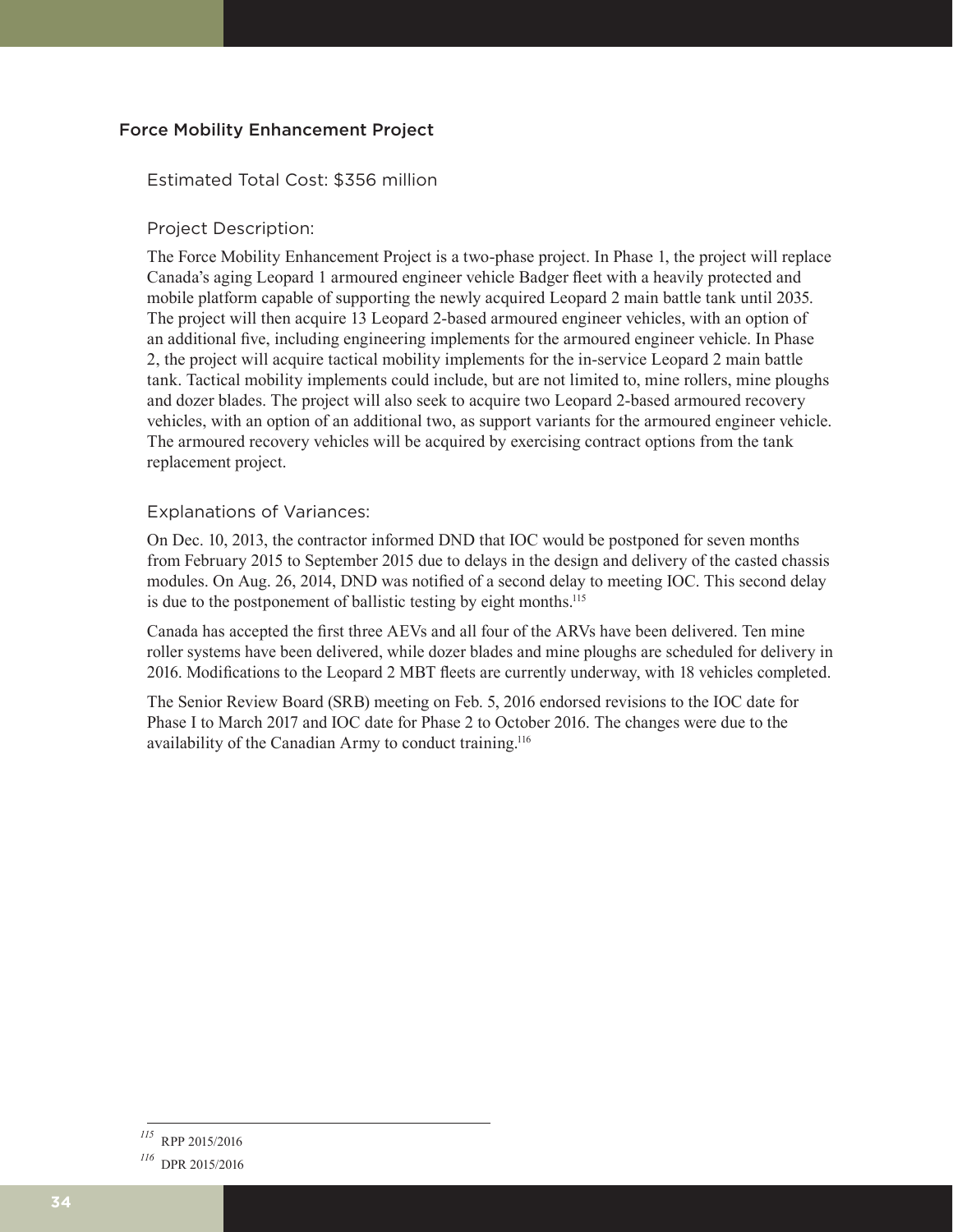## Force Mobility Enhancement Project

### Estimated Total Cost: $356 million

### Project Description:

The Force Mobility Enhancement Project is a two-phase project. In Phase 1, the project will replace Canada's aging Leopard 1 armoured engineer vehicle Badger fleet with a heavily protected and mobile platform capable of supporting the newly acquired Leopard 2 main battle tank until 2035. The project will then acquire 13 Leopard 2-based armoured engineer vehicles, with an option of an additional five, including engineering implements for the armoured engineer vehicle. In Phase 2, the project will acquire tactical mobility implements for the in-service Leopard 2 main battle tank. Tactical mobility implements could include, but are not limited to, mine rollers, mine ploughs and dozer blades. The project will also seek to acquire two Leopard 2-based armoured recovery vehicles, with an option of an additional two, as support variants for the armoured engineer vehicle. The armoured recovery vehicles will be acquired by exercising contract options from the tank replacement project.

### Explanations of Variances:

On Dec. 10, 2013, the contractor informed DND that IOC would be postponed for seven months from February 2015 to September 2015 due to delays in the design and delivery of the casted chassis modules. On Aug. 26, 2014, DND was notified of a second delay to meeting IOC. This second delay is due to the postponement of ballistic testing by eight months.[115]

Canada has accepted the first three AEVs and all four of the ARVs have been delivered. Ten mine roller systems have been delivered, while dozer blades and mine ploughs are scheduled for delivery in 2016. Modifications to the Leopard 2 MBT fleets are currently underway, with 18 vehicles completed.

The Senior Review Board (SRB) meeting on Feb. 5, 2016 endorsed revisions to the IOC date for Phase I to March 2017 and IOC date for Phase 2 to October 2016. The changes were due to the availability of the Canadian Army to conduct training.[116]

---

[115] RPP 2015/2016

[116] DPR 2015/2016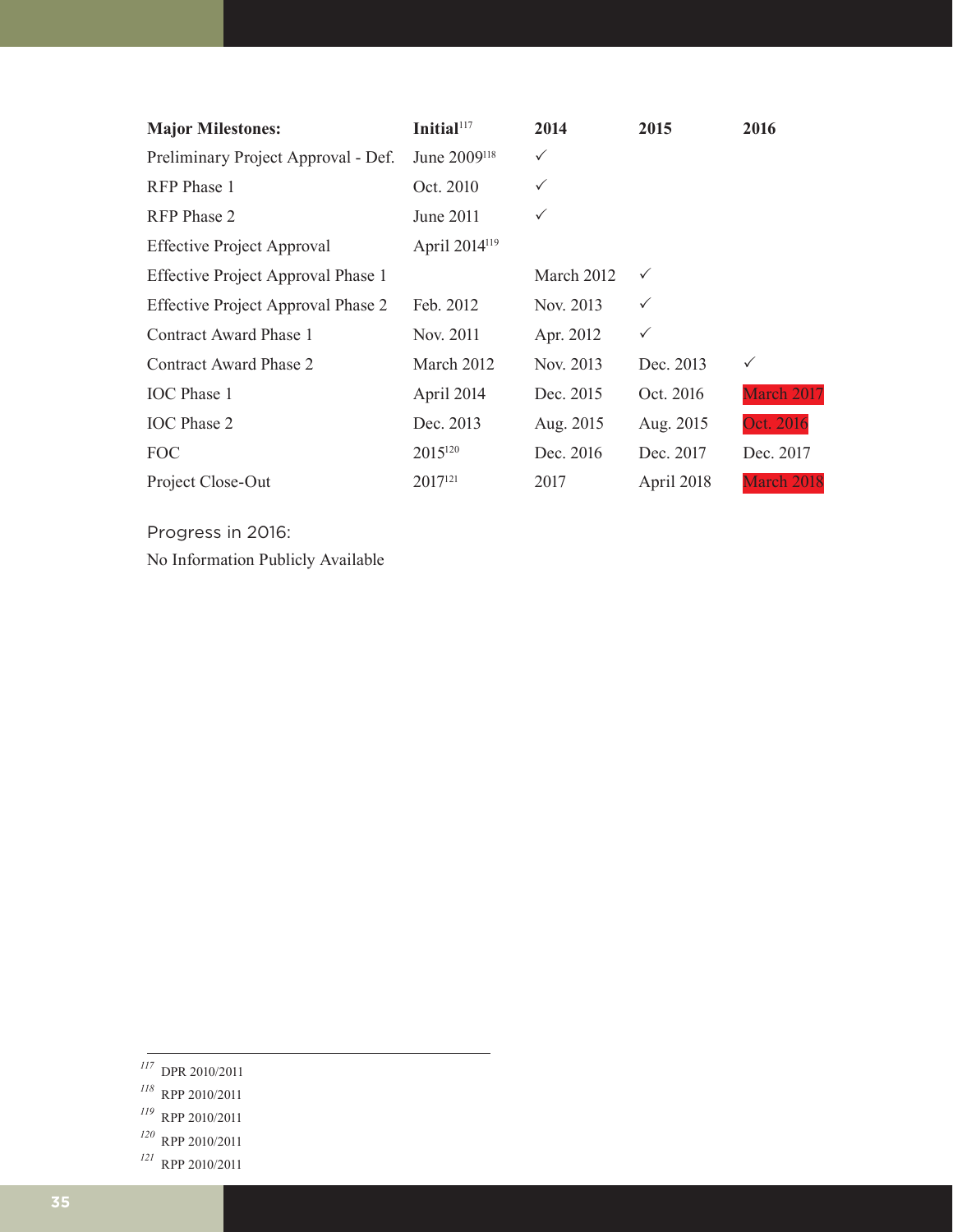| Major Milestones: | Initial[117] | 2014 | 2015 | 2016 |
|---|---|---|---|---|
| Preliminary Project Approval - Def. | June 2009[118] | ✓ | | |
| RFP Phase 1 | Oct. 2010 | ✓ | | |
| RFP Phase 2 | June 2011 | ✓ | | |
| Effective Project Approval | April 2014[119] | | | |
| Effective Project Approval Phase 1 | | March 2012 | ✓ | |
| Effective Project Approval Phase 2 | Feb. 2012 | Nov. 2013 | ✓ | |
| Contract Award Phase 1 | Nov. 2011 | Apr. 2012 | ✓ | |
| Contract Award Phase 2 | March 2012 | Nov. 2013 | Dec. 2013 | ✓ |
| IOC Phase 1 | April 2014 | Dec. 2015 | Oct. 2016 | March 2017 |
| IOC Phase 2 | Dec. 2013 | Aug. 2015 | Aug. 2015 | Oct. 2016 |
| FOC | 2015[120] | Dec. 2016 | Dec. 2017 | Dec. 2017 |
| Project Close-Out | 2017[121] | 2017 | April 2018 | March 2018 |

Progress in 2016:

No Information Publicly Available

[117] DPR 2010/2011

[118] RPP 2010/2011

[119] RPP 2010/2011

[120] RPP 2010/2011

[121] RPP 2010/2011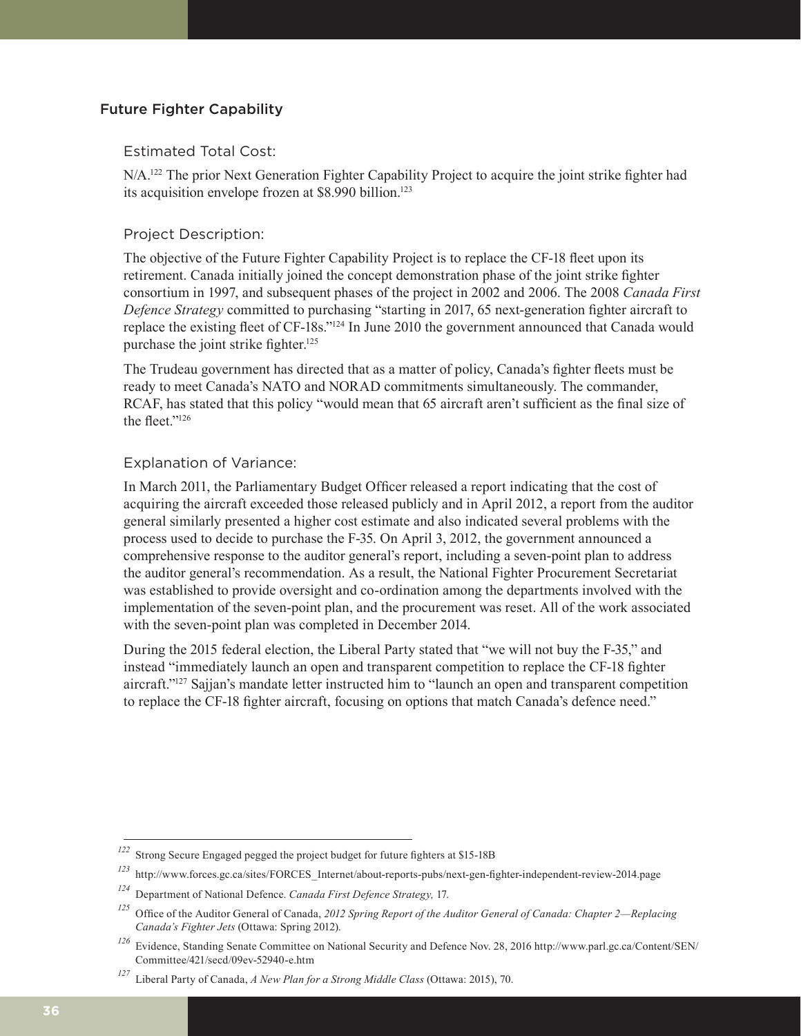## Future Fighter Capability

### Estimated Total Cost:

N/A.[122] The prior Next Generation Fighter Capability Project to acquire the joint strike fighter had its acquisition envelope frozen at $8.990 billion.[123]

### Project Description:

The objective of the Future Fighter Capability Project is to replace the CF-18 fleet upon its retirement. Canada initially joined the concept demonstration phase of the joint strike fighter consortium in 1997, and subsequent phases of the project in 2002 and 2006. The 2008 *Canada First Defence Strategy* committed to purchasing "starting in 2017, 65 next-generation fighter aircraft to replace the existing fleet of CF-18s."[124] In June 2010 the government announced that Canada would purchase the joint strike fighter.[125]

The Trudeau government has directed that as a matter of policy, Canada's fighter fleets must be ready to meet Canada's NATO and NORAD commitments simultaneously. The commander, RCAF, has stated that this policy "would mean that 65 aircraft aren't sufficient as the final size of the fleet."[126]

### Explanation of Variance:

In March 2011, the Parliamentary Budget Officer released a report indicating that the cost of acquiring the aircraft exceeded those released publicly and in April 2012, a report from the auditor general similarly presented a higher cost estimate and also indicated several problems with the process used to decide to purchase the F-35. On April 3, 2012, the government announced a comprehensive response to the auditor general's report, including a seven-point plan to address the auditor general's recommendation. As a result, the National Fighter Procurement Secretariat was established to provide oversight and co-ordination among the departments involved with the implementation of the seven-point plan, and the procurement was reset. All of the work associated with the seven-point plan was completed in December 2014.

During the 2015 federal election, the Liberal Party stated that "we will not buy the F-35," and instead "immediately launch an open and transparent competition to replace the CF-18 fighter aircraft."[127] Sajjan's mandate letter instructed him to "launch an open and transparent competition to replace the CF-18 fighter aircraft, focusing on options that match Canada's defence need."

---

[122] Strong Secure Engaged pegged the project budget for future fighters at $15-18B

[123] http://www.forces.gc.ca/sites/FORCES_Internet/about-reports-pubs/next-gen-fighter-independent-review-2014.page

[124] Department of National Defence. *Canada First Defence Strategy,* 17.

[125] Office of the Auditor General of Canada, *2012 Spring Report of the Auditor General of Canada: Chapter 2—Replacing Canada's Fighter Jets* (Ottawa: Spring 2012).

[126] Evidence, Standing Senate Committee on National Security and Defence Nov. 28, 2016 http://www.parl.gc.ca/Content/SEN/Committee/421/secd/09ev-52940-e.htm

[127] Liberal Party of Canada, *A New Plan for a Strong Middle Class* (Ottawa: 2015), 70.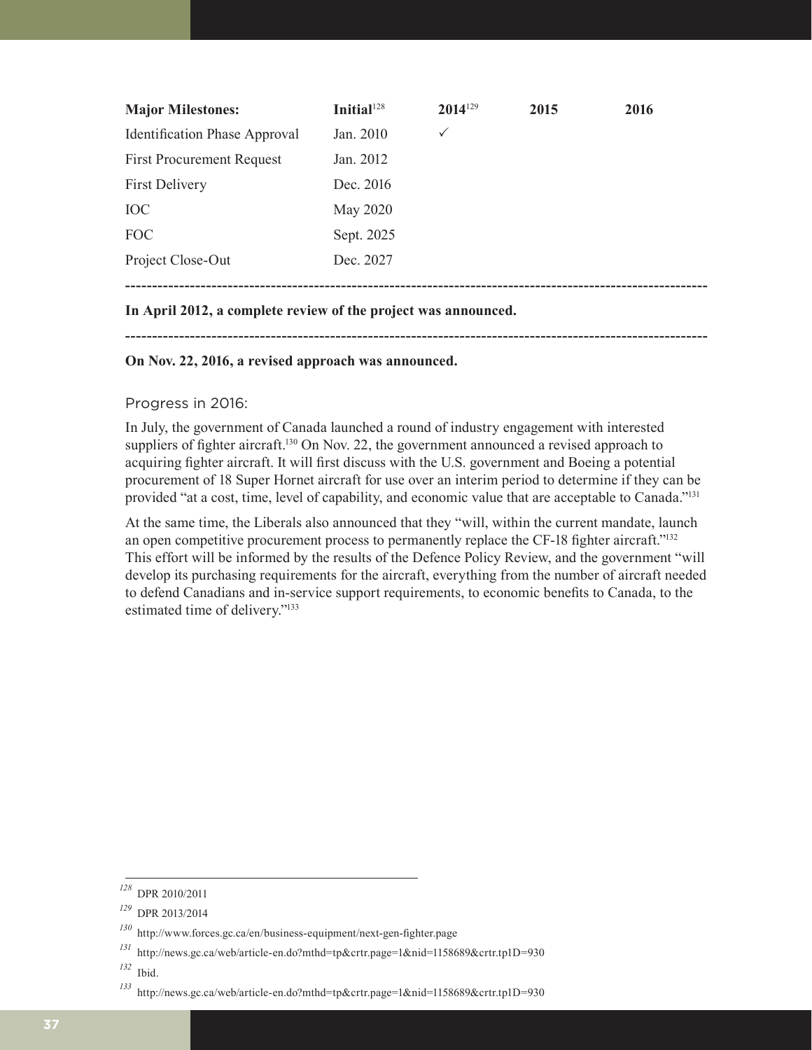| Major Milestones: | Initial[128] | 2014[129] | 2015 | 2016 |
|---|---|---|---|---|
| Identification Phase Approval | Jan. 2010 | ✓ | | |
| First Procurement Request | Jan. 2012 | | | |
| First Delivery | Dec. 2016 | | | |
| IOC | May 2020 | | | |
| FOC | Sept. 2025 | | | |
| Project Close-Out | Dec. 2027 | | | |

---

**In April 2012, a complete review of the project was announced.**

---

**On Nov. 22, 2016, a revised approach was announced.**

### Progress in 2016:

In July, the government of Canada launched a round of industry engagement with interested suppliers of fighter aircraft.[130] On Nov. 22, the government announced a revised approach to acquiring fighter aircraft. It will first discuss with the U.S. government and Boeing a potential procurement of 18 Super Hornet aircraft for use over an interim period to determine if they can be provided "at a cost, time, level of capability, and economic value that are acceptable to Canada."[131]

At the same time, the Liberals also announced that they "will, within the current mandate, launch an open competitive procurement process to permanently replace the CF-18 fighter aircraft."[132] This effort will be informed by the results of the Defence Policy Review, and the government "will develop its purchasing requirements for the aircraft, everything from the number of aircraft needed to defend Canadians and in-service support requirements, to economic benefits to Canada, to the estimated time of delivery."[133]

---

[128] DPR 2010/2011

[129] DPR 2013/2014

[130] http://www.forces.gc.ca/en/business-equipment/next-gen-fighter.page

[131] http://news.gc.ca/web/article-en.do?mthd=tp&crtr.page=1&nid=1158689&crtr.tp1D=930

[132] Ibid.

[133] http://news.gc.ca/web/article-en.do?mthd=tp&crtr.page=1&nid=1158689&crtr.tp1D=930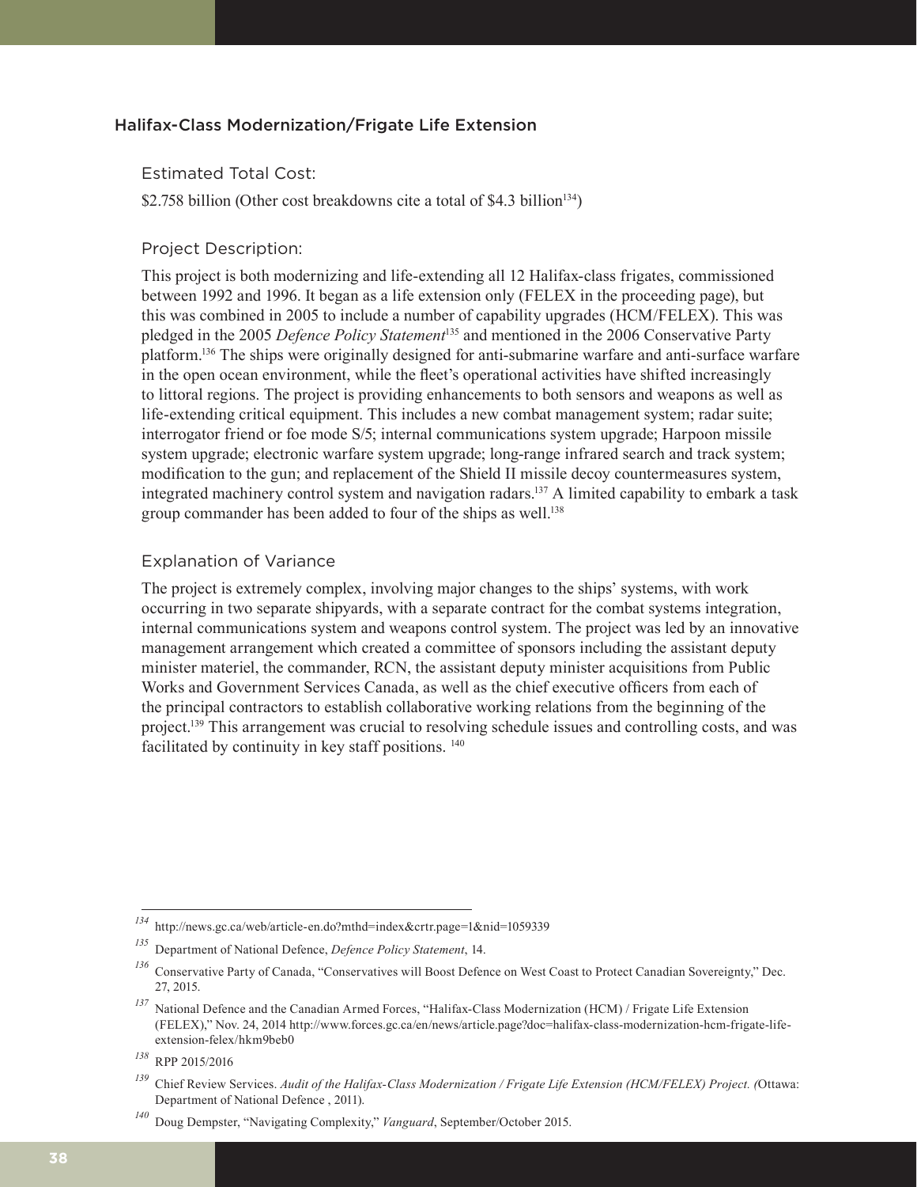## Halifax-Class Modernization/Frigate Life Extension

### Estimated Total Cost:

$2.758 billion (Other cost breakdowns cite a total of $4.3 billion[134])

### Project Description:

This project is both modernizing and life-extending all 12 Halifax-class frigates, commissioned between 1992 and 1996. It began as a life extension only (FELEX in the proceeding page), but this was combined in 2005 to include a number of capability upgrades (HCM/FELEX). This was pledged in the 2005 *Defence Policy Statement*[135] and mentioned in the 2006 Conservative Party platform.[136] The ships were originally designed for anti-submarine warfare and anti-surface warfare in the open ocean environment, while the fleet's operational activities have shifted increasingly to littoral regions. The project is providing enhancements to both sensors and weapons as well as life-extending critical equipment. This includes a new combat management system; radar suite; interrogator friend or foe mode S/5; internal communications system upgrade; Harpoon missile system upgrade; electronic warfare system upgrade; long-range infrared search and track system; modification to the gun; and replacement of the Shield II missile decoy countermeasures system, integrated machinery control system and navigation radars.[137] A limited capability to embark a task group commander has been added to four of the ships as well.[138]

### Explanation of Variance

The project is extremely complex, involving major changes to the ships' systems, with work occurring in two separate shipyards, with a separate contract for the combat systems integration, internal communications system and weapons control system. The project was led by an innovative management arrangement which created a committee of sponsors including the assistant deputy minister materiel, the commander, RCN, the assistant deputy minister acquisitions from Public Works and Government Services Canada, as well as the chief executive officers from each of the principal contractors to establish collaborative working relations from the beginning of the project.[139] This arrangement was crucial to resolving schedule issues and controlling costs, and was facilitated by continuity in key staff positions. [140]

---

[134] http://news.gc.ca/web/article-en.do?mthd=index&crtr.page=1&nid=1059339

[135] Department of National Defence, *Defence Policy Statement*, 14.

[136] Conservative Party of Canada, "Conservatives will Boost Defence on West Coast to Protect Canadian Sovereignty," Dec. 27, 2015.

[137] National Defence and the Canadian Armed Forces, "Halifax-Class Modernization (HCM) / Frigate Life Extension (FELEX)," Nov. 24, 2014 http://www.forces.gc.ca/en/news/article.page?doc=halifax-class-modernization-hcm-frigate-life-extension-felex/hkm9beb0

[138] RPP 2015/2016

[139] Chief Review Services. *Audit of the Halifax-Class Modernization / Frigate Life Extension (HCM/FELEX) Project. (*Ottawa: Department of National Defence , 2011).

[140] Doug Dempster, "Navigating Complexity," *Vanguard*, September/October 2015.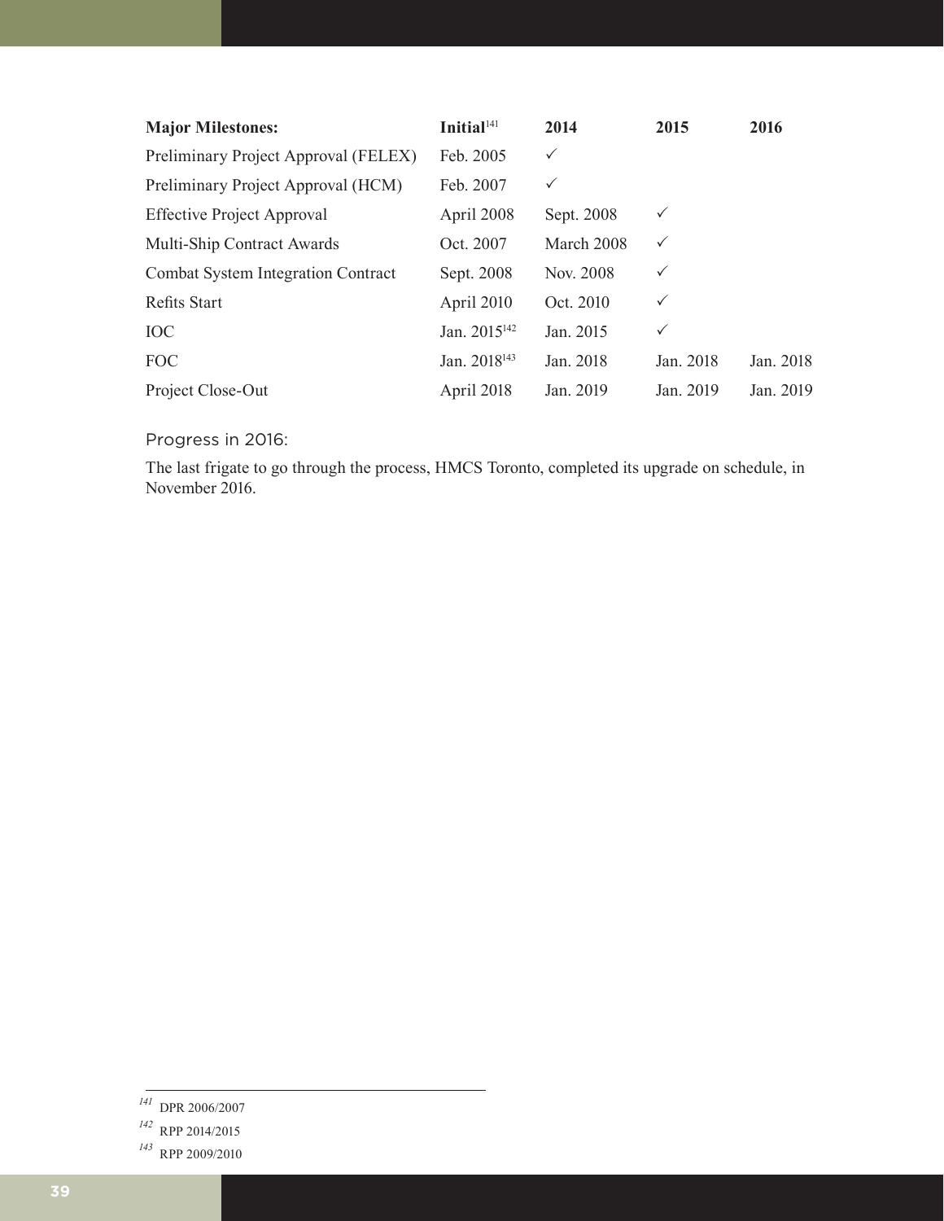| **Major Milestones:** | **Initial**[141] | **2014** | **2015** | **2016** |
|---|---|---|---|---|
| Preliminary Project Approval (FELEX) | Feb. 2005 | ✓ | | |
| Preliminary Project Approval (HCM) | Feb. 2007 | ✓ | | |
| Effective Project Approval | April 2008 | Sept. 2008 | ✓ | |
| Multi-Ship Contract Awards | Oct. 2007 | March 2008 | ✓ | |
| Combat System Integration Contract | Sept. 2008 | Nov. 2008 | ✓ | |
| Refits Start | April 2010 | Oct. 2010 | ✓ | |
| IOC | Jan. 2015[142] | Jan. 2015 | ✓ | |
| FOC | Jan. 2018[143] | Jan. 2018 | Jan. 2018 | Jan. 2018 |
| Project Close-Out | April 2018 | Jan. 2019 | Jan. 2019 | Jan. 2019 |

Progress in 2016:

The last frigate to go through the process, HMCS Toronto, completed its upgrade on schedule, in November 2016.

[141] DPR 2006/2007

[142] RPP 2014/2015

[143] RPP 2009/2010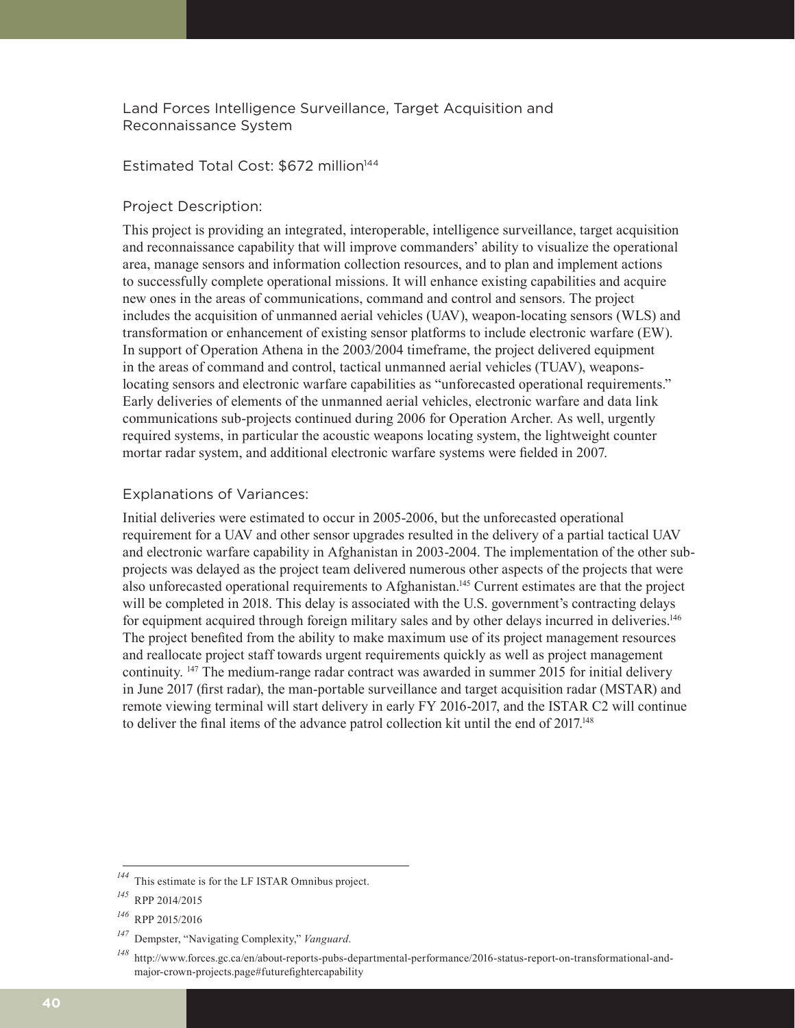## Land Forces Intelligence Surveillance, Target Acquisition and Reconnaissance System

Estimated Total Cost: $672 million[144]

### Project Description:

This project is providing an integrated, interoperable, intelligence surveillance, target acquisition and reconnaissance capability that will improve commanders' ability to visualize the operational area, manage sensors and information collection resources, and to plan and implement actions to successfully complete operational missions. It will enhance existing capabilities and acquire new ones in the areas of communications, command and control and sensors. The project includes the acquisition of unmanned aerial vehicles (UAV), weapon-locating sensors (WLS) and transformation or enhancement of existing sensor platforms to include electronic warfare (EW). In support of Operation Athena in the 2003/2004 timeframe, the project delivered equipment in the areas of command and control, tactical unmanned aerial vehicles (TUAV), weapons-locating sensors and electronic warfare capabilities as "unforecasted operational requirements." Early deliveries of elements of the unmanned aerial vehicles, electronic warfare and data link communications sub-projects continued during 2006 for Operation Archer. As well, urgently required systems, in particular the acoustic weapons locating system, the lightweight counter mortar radar system, and additional electronic warfare systems were fielded in 2007.

### Explanations of Variances:

Initial deliveries were estimated to occur in 2005-2006, but the unforecasted operational requirement for a UAV and other sensor upgrades resulted in the delivery of a partial tactical UAV and electronic warfare capability in Afghanistan in 2003-2004. The implementation of the other sub-projects was delayed as the project team delivered numerous other aspects of the projects that were also unforecasted operational requirements to Afghanistan.[145] Current estimates are that the project will be completed in 2018. This delay is associated with the U.S. government's contracting delays for equipment acquired through foreign military sales and by other delays incurred in deliveries.[146] The project benefited from the ability to make maximum use of its project management resources and reallocate project staff towards urgent requirements quickly as well as project management continuity. [147] The medium-range radar contract was awarded in summer 2015 for initial delivery in June 2017 (first radar), the man-portable surveillance and target acquisition radar (MSTAR) and remote viewing terminal will start delivery in early FY 2016-2017, and the ISTAR C2 will continue to deliver the final items of the advance patrol collection kit until the end of 2017.[148]

---

[144] This estimate is for the LF ISTAR Omnibus project.

[145] RPP 2014/2015

[146] RPP 2015/2016

[147] Dempster, "Navigating Complexity," *Vanguard*.

[148] http://www.forces.gc.ca/en/about-reports-pubs-departmental-performance/2016-status-report-on-transformational-and-major-crown-projects.page#futurefightercapability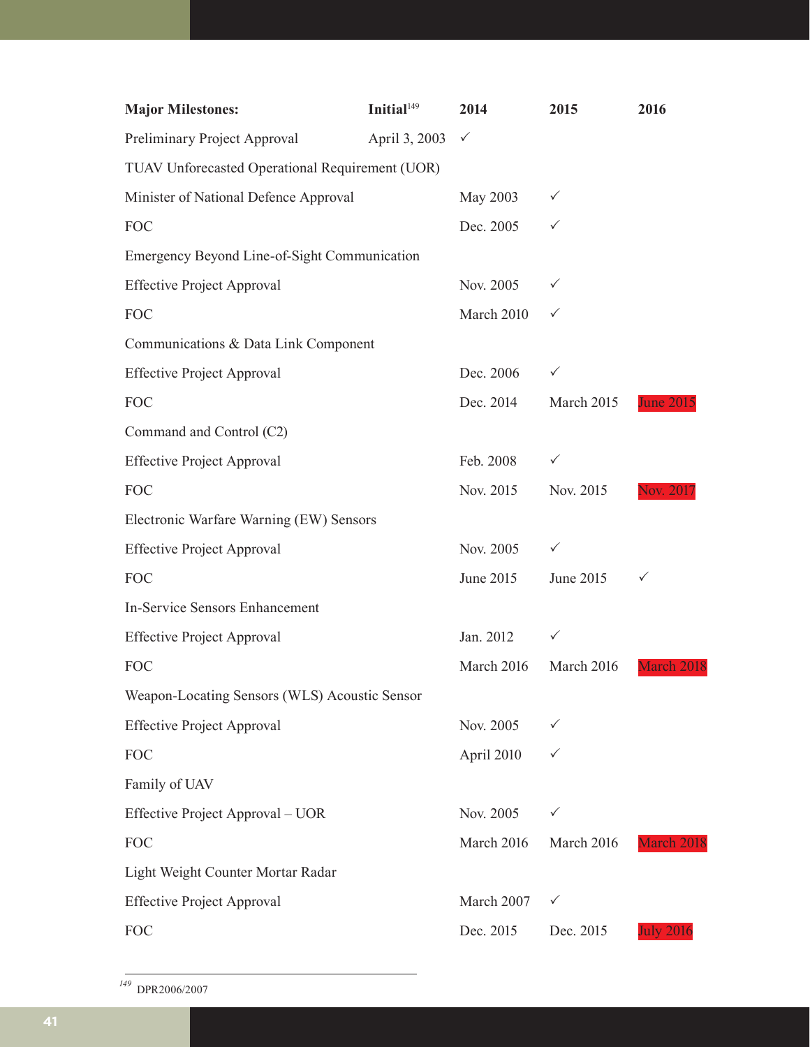| Major Milestones: | Initial[149] | 2014 | 2015 | 2016 |
|---|---|---|---|---|
| Preliminary Project Approval | April 3, 2003 | ✓ | | |
| TUAV Unforecasted Operational Requirement (UOR) | | | | |
| Minister of National Defence Approval | | May 2003 | ✓ | |
| FOC | | Dec. 2005 | ✓ | |
| Emergency Beyond Line-of-Sight Communication | | | | |
| Effective Project Approval | | Nov. 2005 | ✓ | |
| FOC | | March 2010 | ✓ | |
| Communications & Data Link Component | | | | |
| Effective Project Approval | | Dec. 2006 | ✓ | |
| FOC | | Dec. 2014 | March 2015 | June 2015 |
| Command and Control (C2) | | | | |
| Effective Project Approval | | Feb. 2008 | ✓ | |
| FOC | | Nov. 2015 | Nov. 2015 | Nov. 2017 |
| Electronic Warfare Warning (EW) Sensors | | | | |
| Effective Project Approval | | Nov. 2005 | ✓ | |
| FOC | | June 2015 | June 2015 | ✓ |
| In-Service Sensors Enhancement | | | | |
| Effective Project Approval | | Jan. 2012 | ✓ | |
| FOC | | March 2016 | March 2016 | March 2018 |
| Weapon-Locating Sensors (WLS) Acoustic Sensor | | | | |
| Effective Project Approval | | Nov. 2005 | ✓ | |
| FOC | | April 2010 | ✓ | |
| Family of UAV | | | | |
| Effective Project Approval – UOR | | Nov. 2005 | ✓ | |
| FOC | | March 2016 | March 2016 | March 2018 |
| Light Weight Counter Mortar Radar | | | | |
| Effective Project Approval | | March 2007 | ✓ | |
| FOC | | Dec. 2015 | Dec. 2015 | July 2016 |

[149] DPR2006/2007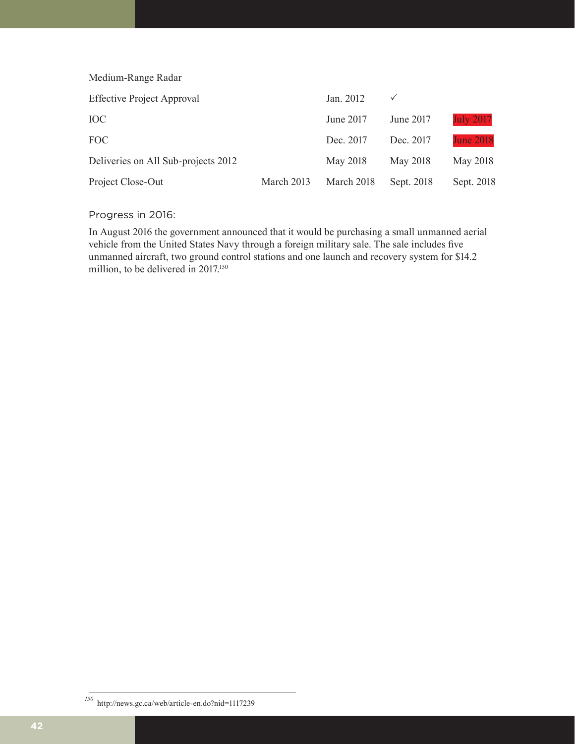| Medium-Range Radar | | | | |
|---|---|---|---|---|
| Effective Project Approval | | Jan. 2012 | ✓ | |
| IOC | | June 2017 | June 2017 | July 2017 |
| FOC | | Dec. 2017 | Dec. 2017 | June 2018 |
| Deliveries on All Sub-projects 2012 | | May 2018 | May 2018 | May 2018 |
| Project Close-Out | March 2013 | March 2018 | Sept. 2018 | Sept. 2018 |

### Progress in 2016:

In August 2016 the government announced that it would be purchasing a small unmanned aerial vehicle from the United States Navy through a foreign military sale. The sale includes five unmanned aircraft, two ground control stations and one launch and recovery system for $14.2 million, to be delivered in 2017.[150]

---

[150] http://news.gc.ca/web/article-en.do?nid=1117239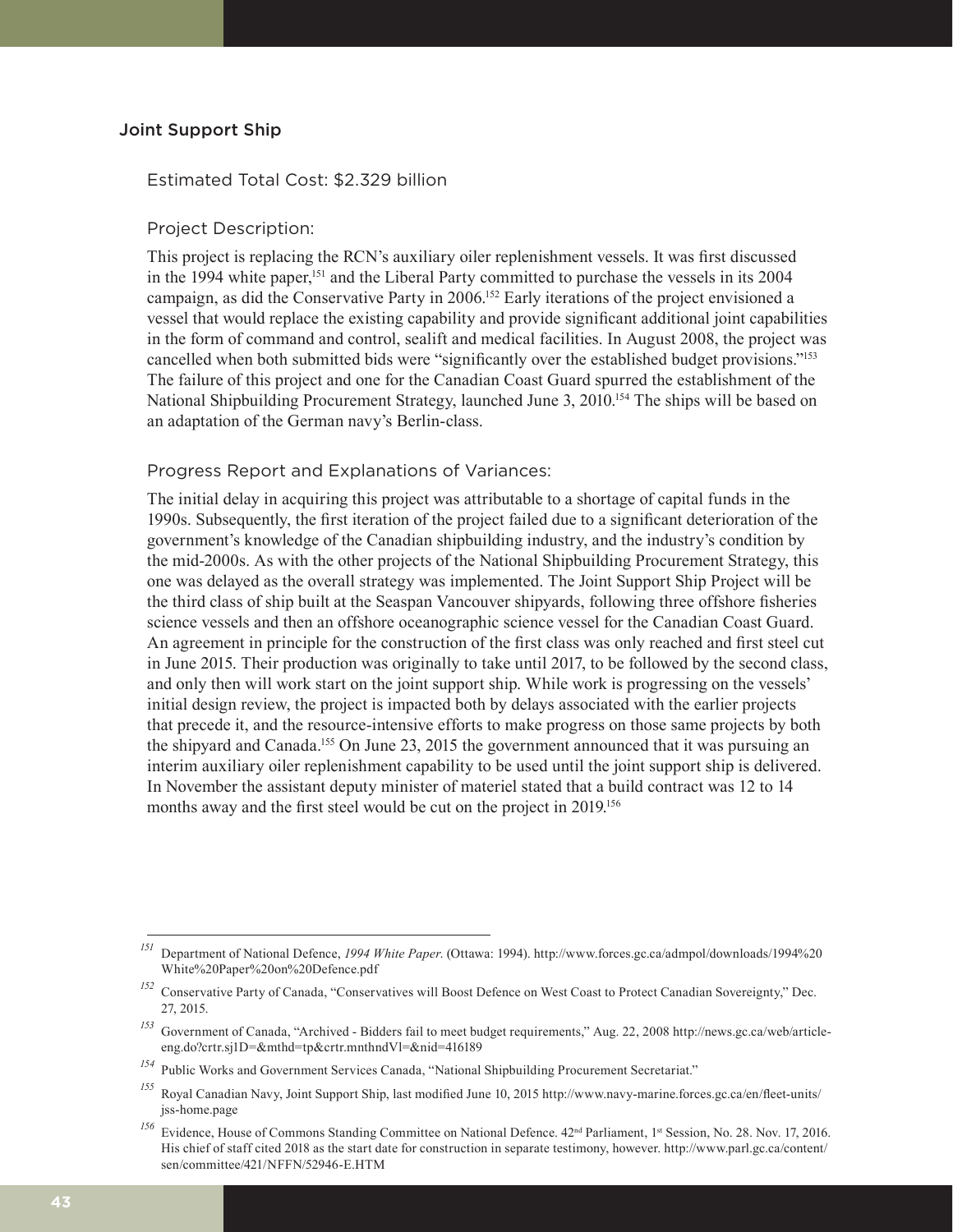## Joint Support Ship

### Estimated Total Cost: $2.329 billion

### Project Description:

This project is replacing the RCN's auxiliary oiler replenishment vessels. It was first discussed in the 1994 white paper,[151] and the Liberal Party committed to purchase the vessels in its 2004 campaign, as did the Conservative Party in 2006.[152] Early iterations of the project envisioned a vessel that would replace the existing capability and provide significant additional joint capabilities in the form of command and control, sealift and medical facilities. In August 2008, the project was cancelled when both submitted bids were "significantly over the established budget provisions."[153] The failure of this project and one for the Canadian Coast Guard spurred the establishment of the National Shipbuilding Procurement Strategy, launched June 3, 2010.[154] The ships will be based on an adaptation of the German navy's Berlin-class.

### Progress Report and Explanations of Variances:

The initial delay in acquiring this project was attributable to a shortage of capital funds in the 1990s. Subsequently, the first iteration of the project failed due to a significant deterioration of the government's knowledge of the Canadian shipbuilding industry, and the industry's condition by the mid-2000s. As with the other projects of the National Shipbuilding Procurement Strategy, this one was delayed as the overall strategy was implemented. The Joint Support Ship Project will be the third class of ship built at the Seaspan Vancouver shipyards, following three offshore fisheries science vessels and then an offshore oceanographic science vessel for the Canadian Coast Guard. An agreement in principle for the construction of the first class was only reached and first steel cut in June 2015. Their production was originally to take until 2017, to be followed by the second class, and only then will work start on the joint support ship. While work is progressing on the vessels' initial design review, the project is impacted both by delays associated with the earlier projects that precede it, and the resource-intensive efforts to make progress on those same projects by both the shipyard and Canada.[155] On June 23, 2015 the government announced that it was pursuing an interim auxiliary oiler replenishment capability to be used until the joint support ship is delivered. In November the assistant deputy minister of materiel stated that a build contract was 12 to 14 months away and the first steel would be cut on the project in 2019.[156]

---

[151] Department of National Defence, *1994 White Paper*. (Ottawa: 1994). http://www.forces.gc.ca/admpol/downloads/1994%20White%20Paper%20on%20Defence.pdf

[152] Conservative Party of Canada, "Conservatives will Boost Defence on West Coast to Protect Canadian Sovereignty," Dec. 27, 2015.

[153] Government of Canada, "Archived - Bidders fail to meet budget requirements," Aug. 22, 2008 http://news.gc.ca/web/article-eng.do?crtr.sj1D=&mthd=tp&crtr.mnthndVl=&nid=416189

[154] Public Works and Government Services Canada, "National Shipbuilding Procurement Secretariat."

[155] Royal Canadian Navy, Joint Support Ship, last modified June 10, 2015 http://www.navy-marine.forces.gc.ca/en/fleet-units/jss-home.page

[156] Evidence, House of Commons Standing Committee on National Defence. 42nd Parliament, 1st Session, No. 28. Nov. 17, 2016. His chief of staff cited 2018 as the start date for construction in separate testimony, however. http://www.parl.gc.ca/content/sen/committee/421/NFFN/52946-E.HTM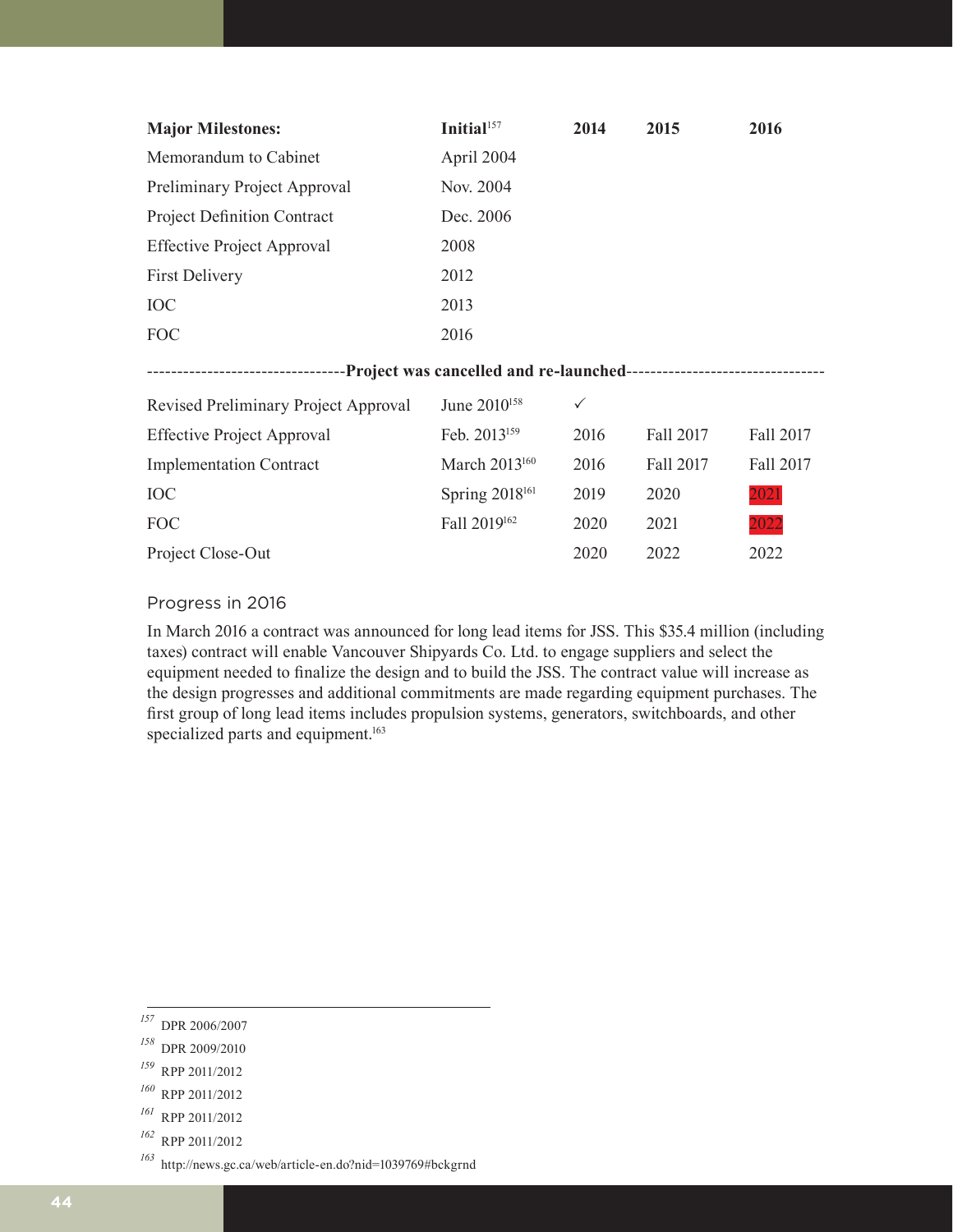| Major Milestones: | Initial[157] | 2014 | 2015 | 2016 |
|---|---|---|---|---|
| Memorandum to Cabinet | April 2004 | | | |
| Preliminary Project Approval | Nov. 2004 | | | |
| Project Definition Contract | Dec. 2006 | | | |
| Effective Project Approval | 2008 | | | |
| First Delivery | 2012 | | | |
| IOC | 2013 | | | |
| FOC | 2016 | | | |
| --------------------------------**Project was cancelled and re-launched**-------------------------------- | | | | |
| Revised Preliminary Project Approval | June 2010[158] | ✓ | | |
| Effective Project Approval | Feb. 2013[159] | 2016 | Fall 2017 | Fall 2017 |
| Implementation Contract | March 2013[160] | 2016 | Fall 2017 | Fall 2017 |
| IOC | Spring 2018[161] | 2019 | 2020 | 2021 |
| FOC | Fall 2019[162] | 2020 | 2021 | 2022 |
| Project Close-Out | | 2020 | 2022 | 2022 |

### Progress in 2016

In March 2016 a contract was announced for long lead items for JSS. This $35.4 million (including taxes) contract will enable Vancouver Shipyards Co. Ltd. to engage suppliers and select the equipment needed to finalize the design and to build the JSS. The contract value will increase as the design progresses and additional commitments are made regarding equipment purchases. The first group of long lead items includes propulsion systems, generators, switchboards, and other specialized parts and equipment.[163]

---

[157] DPR 2006/2007

[158] DPR 2009/2010

[159] RPP 2011/2012

[160] RPP 2011/2012

[161] RPP 2011/2012

[162] RPP 2011/2012

[163] http://news.gc.ca/web/article-en.do?nid=1039769#bckgrnd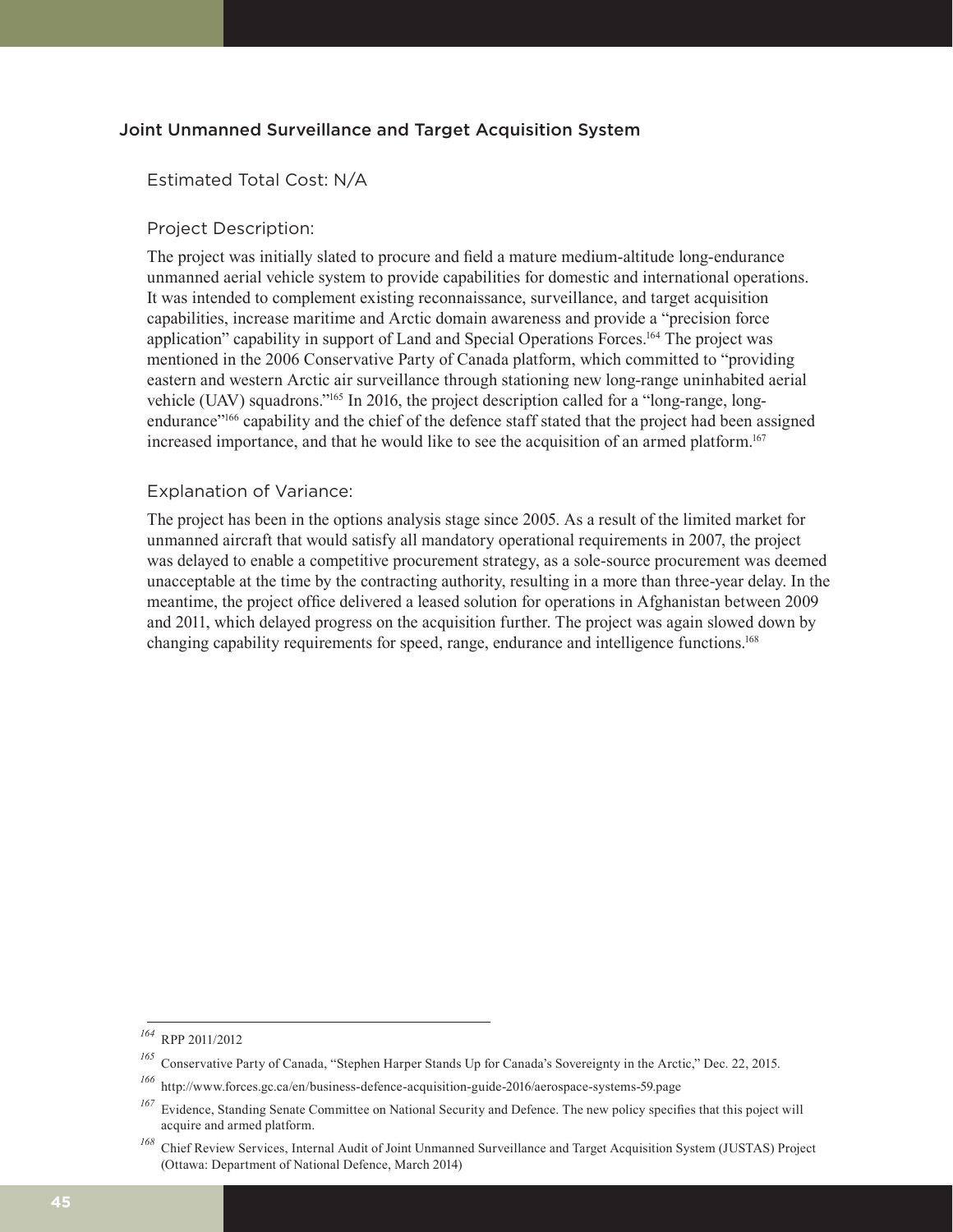## Joint Unmanned Surveillance and Target Acquisition System

### Estimated Total Cost: N/A

### Project Description:

The project was initially slated to procure and field a mature medium-altitude long-endurance unmanned aerial vehicle system to provide capabilities for domestic and international operations. It was intended to complement existing reconnaissance, surveillance, and target acquisition capabilities, increase maritime and Arctic domain awareness and provide a "precision force application" capability in support of Land and Special Operations Forces.[164] The project was mentioned in the 2006 Conservative Party of Canada platform, which committed to "providing eastern and western Arctic air surveillance through stationing new long-range uninhabited aerial vehicle (UAV) squadrons."[165] In 2016, the project description called for a "long-range, long-endurance"[166] capability and the chief of the defence staff stated that the project had been assigned increased importance, and that he would like to see the acquisition of an armed platform.[167]

### Explanation of Variance:

The project has been in the options analysis stage since 2005. As a result of the limited market for unmanned aircraft that would satisfy all mandatory operational requirements in 2007, the project was delayed to enable a competitive procurement strategy, as a sole-source procurement was deemed unacceptable at the time by the contracting authority, resulting in a more than three-year delay. In the meantime, the project office delivered a leased solution for operations in Afghanistan between 2009 and 2011, which delayed progress on the acquisition further. The project was again slowed down by changing capability requirements for speed, range, endurance and intelligence functions.[168]

---

[164] RPP 2011/2012

[165] Conservative Party of Canada, "Stephen Harper Stands Up for Canada's Sovereignty in the Arctic," Dec. 22, 2015.

[166] http://www.forces.gc.ca/en/business-defence-acquisition-guide-2016/aerospace-systems-59.page

[167] Evidence, Standing Senate Committee on National Security and Defence. The new policy specifies that this poject will acquire and armed platform.

[168] Chief Review Services, Internal Audit of Joint Unmanned Surveillance and Target Acquisition System (JUSTAS) Project (Ottawa: Department of National Defence, March 2014)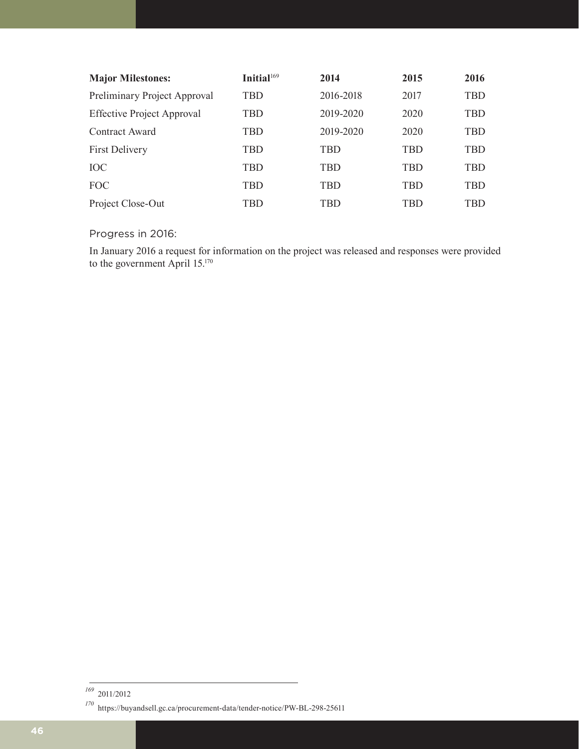| Major Milestones: | Initial[169] | 2014 | 2015 | 2016 |
|---|---|---|---|---|
| Preliminary Project Approval | TBD | 2016-2018 | 2017 | TBD |
| Effective Project Approval | TBD | 2019-2020 | 2020 | TBD |
| Contract Award | TBD | 2019-2020 | 2020 | TBD |
| First Delivery | TBD | TBD | TBD | TBD |
| IOC | TBD | TBD | TBD | TBD |
| FOC | TBD | TBD | TBD | TBD |
| Project Close-Out | TBD | TBD | TBD | TBD |

### Progress in 2016:

In January 2016 a request for information on the project was released and responses were provided to the government April 15.[170]

---

[169] 2011/2012

[170] https://buyandsell.gc.ca/procurement-data/tender-notice/PW-BL-298-25611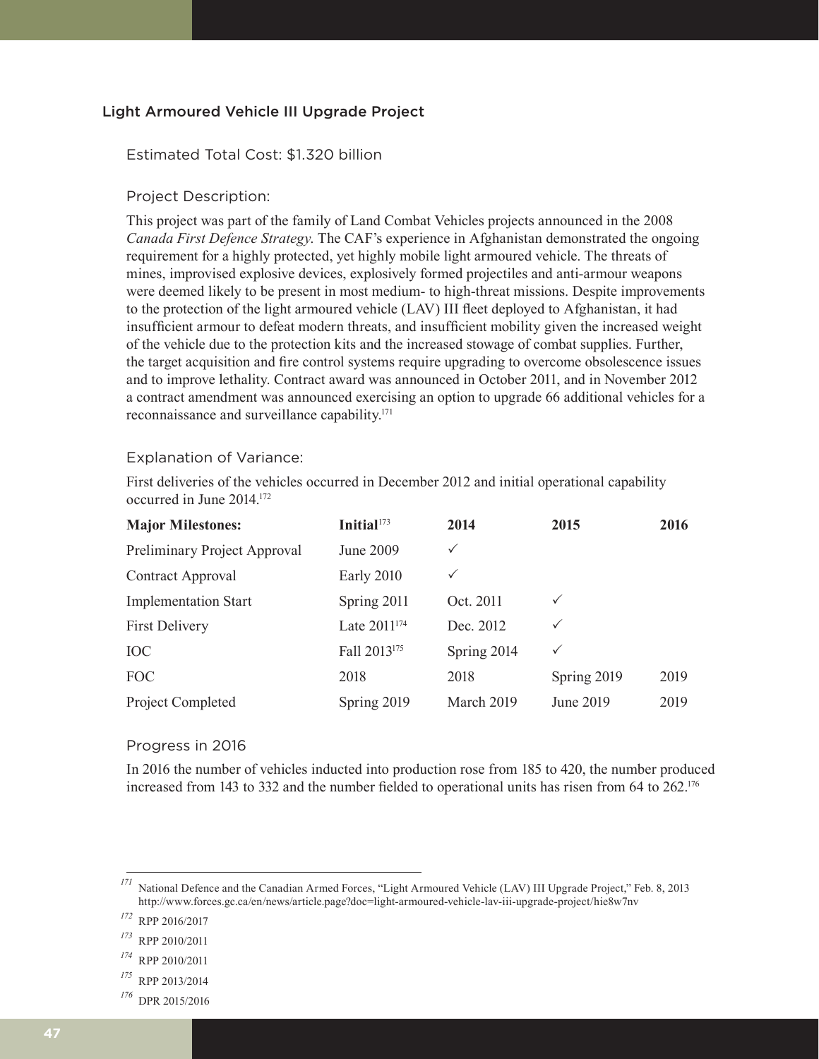## Light Armoured Vehicle III Upgrade Project

### Estimated Total Cost: $1.320 billion

### Project Description:

This project was part of the family of Land Combat Vehicles projects announced in the 2008 *Canada First Defence Strategy*. The CAF's experience in Afghanistan demonstrated the ongoing requirement for a highly protected, yet highly mobile light armoured vehicle. The threats of mines, improvised explosive devices, explosively formed projectiles and anti-armour weapons were deemed likely to be present in most medium- to high-threat missions. Despite improvements to the protection of the light armoured vehicle (LAV) III fleet deployed to Afghanistan, it had insufficient armour to defeat modern threats, and insufficient mobility given the increased weight of the vehicle due to the protection kits and the increased stowage of combat supplies. Further, the target acquisition and fire control systems require upgrading to overcome obsolescence issues and to improve lethality. Contract award was announced in October 2011, and in November 2012 a contract amendment was announced exercising an option to upgrade 66 additional vehicles for a reconnaissance and surveillance capability.[171]

### Explanation of Variance:

First deliveries of the vehicles occurred in December 2012 and initial operational capability occurred in June 2014.[172]

| **Major Milestones:** | **Initial**[173] | **2014** | **2015** | **2016** |
|---|---|---|---|---|
| Preliminary Project Approval | June 2009 | ✓ | | |
| Contract Approval | Early 2010 | ✓ | | |
| Implementation Start | Spring 2011 | Oct. 2011 | ✓ | |
| First Delivery | Late 2011[174] | Dec. 2012 | ✓ | |
| IOC | Fall 2013[175] | Spring 2014 | ✓ | |
| FOC | 2018 | 2018 | Spring 2019 | 2019 |
| Project Completed | Spring 2019 | March 2019 | June 2019 | 2019 |

### Progress in 2016

In 2016 the number of vehicles inducted into production rose from 185 to 420, the number produced increased from 143 to 332 and the number fielded to operational units has risen from 64 to 262.[176]

---

[171] National Defence and the Canadian Armed Forces, "Light Armoured Vehicle (LAV) III Upgrade Project," Feb. 8, 2013 http://www.forces.gc.ca/en/news/article.page?doc=light-armoured-vehicle-lav-iii-upgrade-project/hie8w7nv

[172] RPP 2016/2017

[173] RPP 2010/2011

[174] RPP 2010/2011

[175] RPP 2013/2014

[176] DPR 2015/2016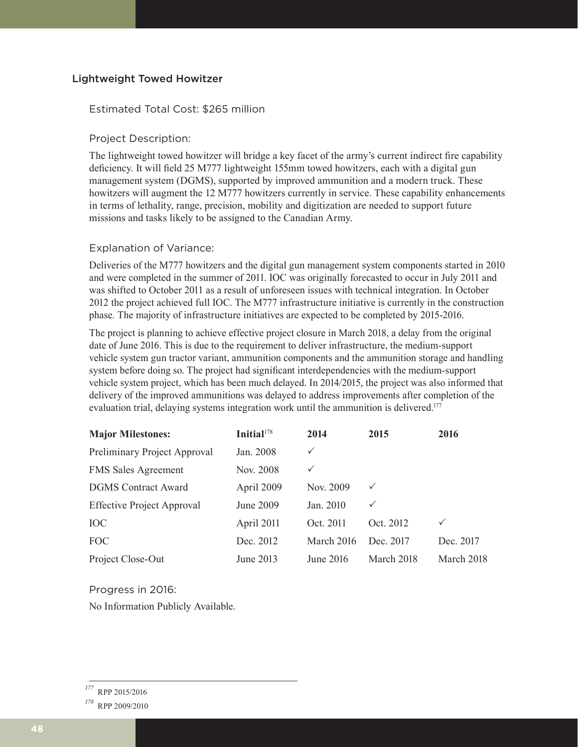## Lightweight Towed Howitzer

### Estimated Total Cost: $265 million

### Project Description:

The lightweight towed howitzer will bridge a key facet of the army's current indirect fire capability deficiency. It will field 25 M777 lightweight 155mm towed howitzers, each with a digital gun management system (DGMS), supported by improved ammunition and a modern truck. These howitzers will augment the 12 M777 howitzers currently in service. These capability enhancements in terms of lethality, range, precision, mobility and digitization are needed to support future missions and tasks likely to be assigned to the Canadian Army.

### Explanation of Variance:

Deliveries of the M777 howitzers and the digital gun management system components started in 2010 and were completed in the summer of 2011. IOC was originally forecasted to occur in July 2011 and was shifted to October 2011 as a result of unforeseen issues with technical integration. In October 2012 the project achieved full IOC. The M777 infrastructure initiative is currently in the construction phase. The majority of infrastructure initiatives are expected to be completed by 2015-2016.

The project is planning to achieve effective project closure in March 2018, a delay from the original date of June 2016. This is due to the requirement to deliver infrastructure, the medium-support vehicle system gun tractor variant, ammunition components and the ammunition storage and handling system before doing so. The project had significant interdependencies with the medium-support vehicle system project, which has been much delayed. In 2014/2015, the project was also informed that delivery of the improved ammunitions was delayed to address improvements after completion of the evaluation trial, delaying systems integration work until the ammunition is delivered.[177]

| Major Milestones: | Initial[178] | 2014 | 2015 | 2016 |
|---|---|---|---|---|
| Preliminary Project Approval | Jan. 2008 | ✓ | | |
| FMS Sales Agreement | Nov. 2008 | ✓ | | |
| DGMS Contract Award | April 2009 | Nov. 2009 | ✓ | |
| Effective Project Approval | June 2009 | Jan. 2010 | ✓ | |
| IOC | April 2011 | Oct. 2011 | Oct. 2012 | ✓ |
| FOC | Dec. 2012 | March 2016 | Dec. 2017 | Dec. 2017 |
| Project Close-Out | June 2013 | June 2016 | March 2018 | March 2018 |

### Progress in 2016:

No Information Publicly Available.

---

[177] RPP 2015/2016

[178] RPP 2009/2010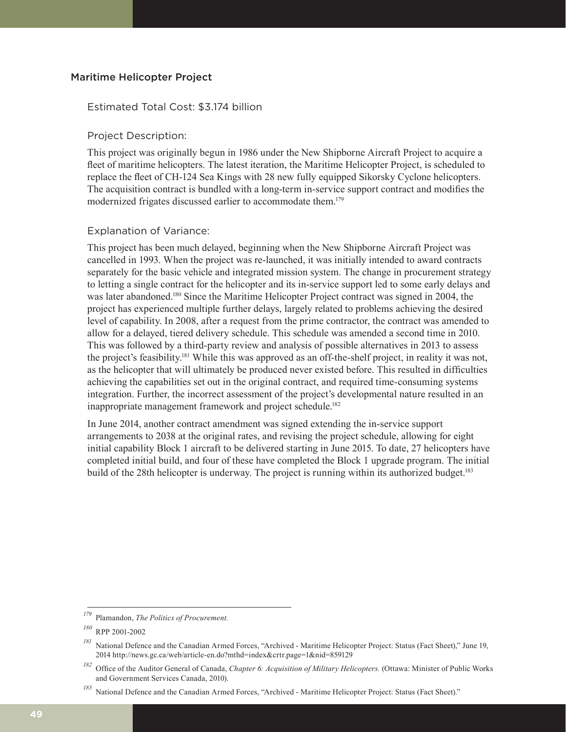### Maritime Helicopter Project

Estimated Total Cost: $3.174 billion

Project Description:

This project was originally begun in 1986 under the New Shipborne Aircraft Project to acquire a fleet of maritime helicopters. The latest iteration, the Maritime Helicopter Project, is scheduled to replace the fleet of CH-124 Sea Kings with 28 new fully equipped Sikorsky Cyclone helicopters. The acquisition contract is bundled with a long-term in-service support contract and modifies the modernized frigates discussed earlier to accommodate them.[179]

Explanation of Variance:

This project has been much delayed, beginning when the New Shipborne Aircraft Project was cancelled in 1993. When the project was re-launched, it was initially intended to award contracts separately for the basic vehicle and integrated mission system. The change in procurement strategy to letting a single contract for the helicopter and its in-service support led to some early delays and was later abandoned.[180] Since the Maritime Helicopter Project contract was signed in 2004, the project has experienced multiple further delays, largely related to problems achieving the desired level of capability. In 2008, after a request from the prime contractor, the contract was amended to allow for a delayed, tiered delivery schedule. This schedule was amended a second time in 2010. This was followed by a third-party review and analysis of possible alternatives in 2013 to assess the project's feasibility.[181] While this was approved as an off-the-shelf project, in reality it was not, as the helicopter that will ultimately be produced never existed before. This resulted in difficulties achieving the capabilities set out in the original contract, and required time-consuming systems integration. Further, the incorrect assessment of the project's developmental nature resulted in an inappropriate management framework and project schedule.[182]

In June 2014, another contract amendment was signed extending the in-service support arrangements to 2038 at the original rates, and revising the project schedule, allowing for eight initial capability Block 1 aircraft to be delivered starting in June 2015. To date, 27 helicopters have completed initial build, and four of these have completed the Block 1 upgrade program. The initial build of the 28th helicopter is underway. The project is running within its authorized budget.[183]

---

[179] Plamandon, *The Politics of Procurement.*

[180] RPP 2001-2002

[181] National Defence and the Canadian Armed Forces, "Archived - Maritime Helicopter Project: Status (Fact Sheet)," June 19, 2014 http://news.gc.ca/web/article-en.do?mthd=index&crtr.page=1&nid=859129

[182] Office of the Auditor General of Canada, *Chapter 6: Acquisition of Military Helicopters.* (Ottawa: Minister of Public Works and Government Services Canada, 2010).

[183] National Defence and the Canadian Armed Forces, "Archived - Maritime Helicopter Project: Status (Fact Sheet)."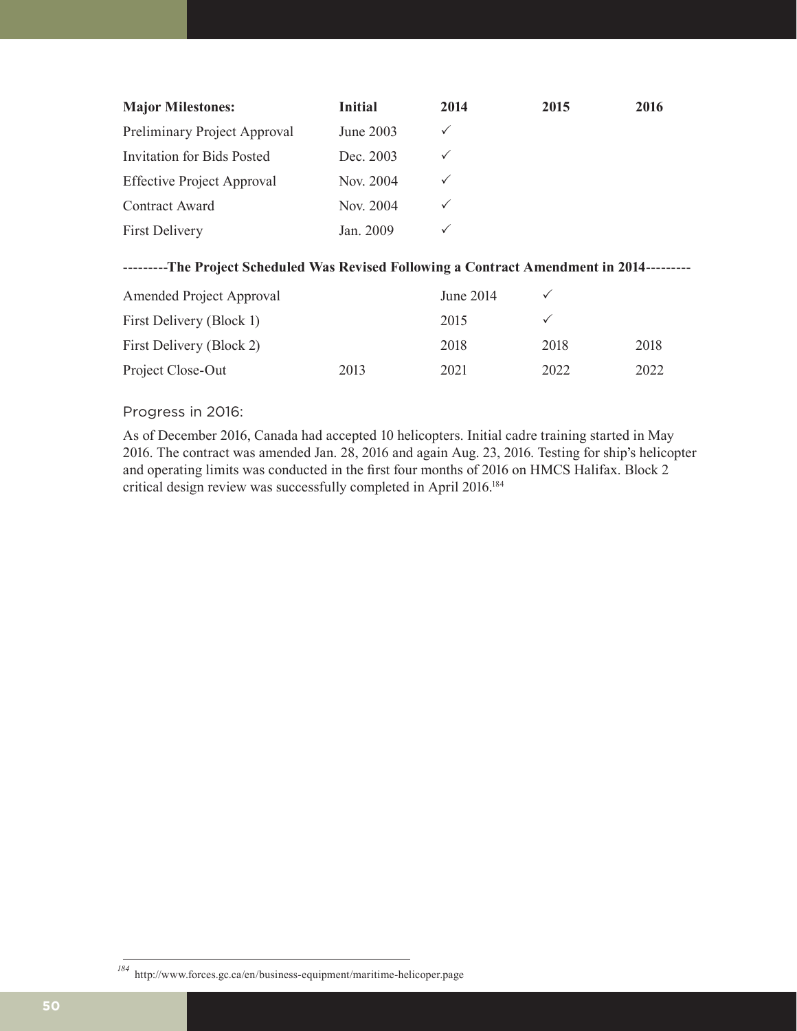| Major Milestones: | Initial | 2014 | 2015 | 2016 |
|---|---|---|---|---|
| Preliminary Project Approval | June 2003 | ✓ | | |
| Invitation for Bids Posted | Dec. 2003 | ✓ | | |
| Effective Project Approval | Nov. 2004 | ✓ | | |
| Contract Award | Nov. 2004 | ✓ | | |
| First Delivery | Jan. 2009 | ✓ | | |
| **---------The Project Scheduled Was Revised Following a Contract Amendment in 2014---------** | | | | |
| Amended Project Approval | | June 2014 | ✓ | |
| First Delivery (Block 1) | | 2015 | ✓ | |
| First Delivery (Block 2) | | 2018 | 2018 | 2018 |
| Project Close-Out | 2013 | 2021 | 2022 | 2022 |

Progress in 2016:

As of December 2016, Canada had accepted 10 helicopters. Initial cadre training started in May 2016. The contract was amended Jan. 28, 2016 and again Aug. 23, 2016. Testing for ship's helicopter and operating limits was conducted in the first four months of 2016 on HMCS Halifax. Block 2 critical design review was successfully completed in April 2016.[184]

[184] http://www.forces.gc.ca/en/business-equipment/maritime-helicoper.page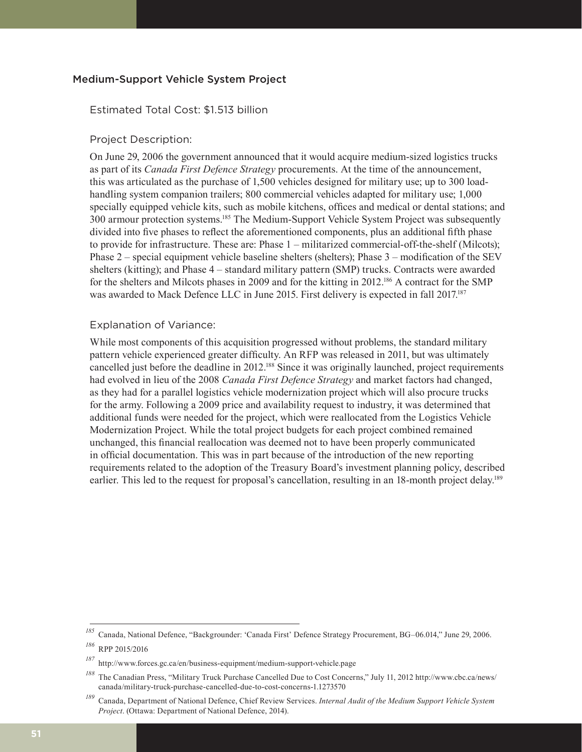## Medium-Support Vehicle System Project

### Estimated Total Cost: $1.513 billion

### Project Description:

On June 29, 2006 the government announced that it would acquire medium-sized logistics trucks as part of its *Canada First Defence Strategy* procurements. At the time of the announcement, this was articulated as the purchase of 1,500 vehicles designed for military use; up to 300 load-handling system companion trailers; 800 commercial vehicles adapted for military use; 1,000 specially equipped vehicle kits, such as mobile kitchens, offices and medical or dental stations; and 300 armour protection systems.[185] The Medium-Support Vehicle System Project was subsequently divided into five phases to reflect the aforementioned components, plus an additional fifth phase to provide for infrastructure. These are: Phase 1 – militarized commercial-off-the-shelf (Milcots); Phase 2 – special equipment vehicle baseline shelters (shelters); Phase 3 – modification of the SEV shelters (kitting); and Phase 4 – standard military pattern (SMP) trucks. Contracts were awarded for the shelters and Milcots phases in 2009 and for the kitting in 2012.[186] A contract for the SMP was awarded to Mack Defence LLC in June 2015. First delivery is expected in fall 2017.[187]

### Explanation of Variance:

While most components of this acquisition progressed without problems, the standard military pattern vehicle experienced greater difficulty. An RFP was released in 2011, but was ultimately cancelled just before the deadline in 2012.[188] Since it was originally launched, project requirements had evolved in lieu of the 2008 *Canada First Defence Strategy* and market factors had changed, as they had for a parallel logistics vehicle modernization project which will also procure trucks for the army. Following a 2009 price and availability request to industry, it was determined that additional funds were needed for the project, which were reallocated from the Logistics Vehicle Modernization Project. While the total project budgets for each project combined remained unchanged, this financial reallocation was deemed not to have been properly communicated in official documentation. This was in part because of the introduction of the new reporting requirements related to the adoption of the Treasury Board's investment planning policy, described earlier. This led to the request for proposal's cancellation, resulting in an 18-month project delay.[189]

---

[185] Canada, National Defence, "Backgrounder: 'Canada First' Defence Strategy Procurement, BG–06.014," June 29, 2006.

[186] RPP 2015/2016

[187] http://www.forces.gc.ca/en/business-equipment/medium-support-vehicle.page

[188] The Canadian Press, "Military Truck Purchase Cancelled Due to Cost Concerns," July 11, 2012 http://www.cbc.ca/news/canada/military-truck-purchase-cancelled-due-to-cost-concerns-1.1273570

[189] Canada, Department of National Defence, Chief Review Services. *Internal Audit of the Medium Support Vehicle System Project*. (Ottawa: Department of National Defence, 2014).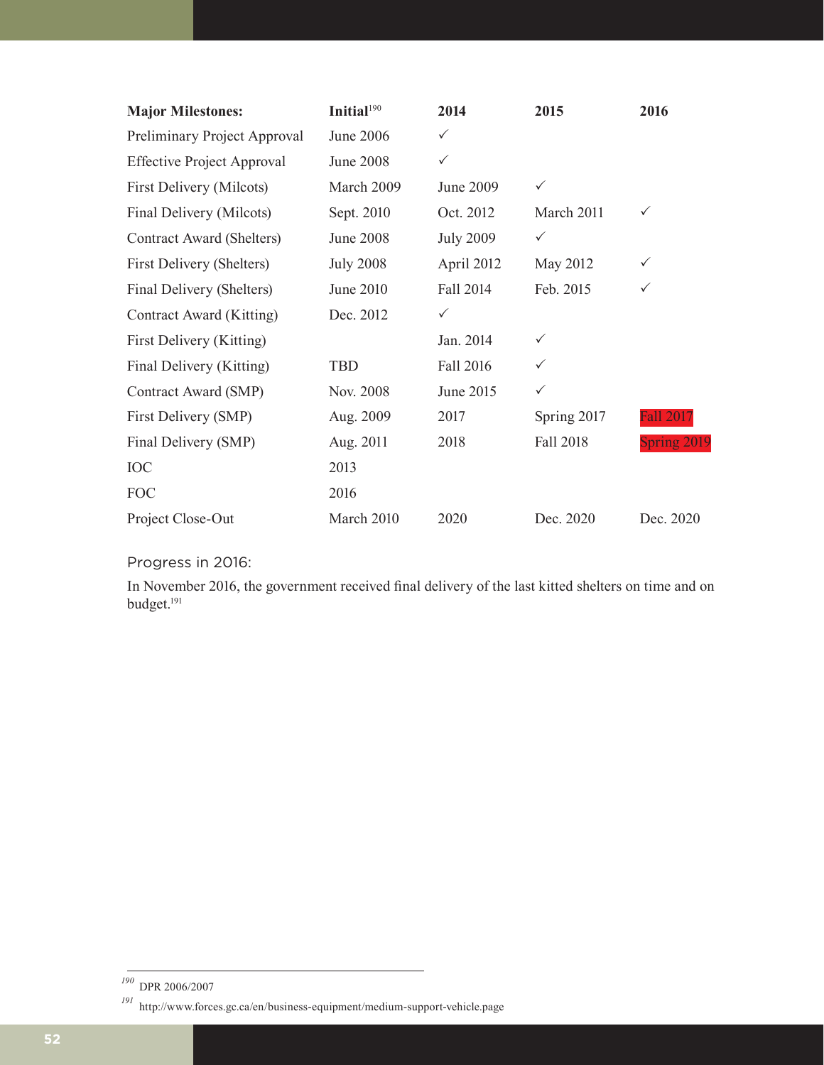| Major Milestones: | Initial[190] | 2014 | 2015 | 2016 |
|---|---|---|---|---|
| Preliminary Project Approval | June 2006 | ✓ | | |
| Effective Project Approval | June 2008 | ✓ | | |
| First Delivery (Milcots) | March 2009 | June 2009 | ✓ | |
| Final Delivery (Milcots) | Sept. 2010 | Oct. 2012 | March 2011 | ✓ |
| Contract Award (Shelters) | June 2008 | July 2009 | ✓ | |
| First Delivery (Shelters) | July 2008 | April 2012 | May 2012 | ✓ |
| Final Delivery (Shelters) | June 2010 | Fall 2014 | Feb. 2015 | ✓ |
| Contract Award (Kitting) | Dec. 2012 | ✓ | | |
| First Delivery (Kitting) | | Jan. 2014 | ✓ | |
| Final Delivery (Kitting) | TBD | Fall 2016 | ✓ | |
| Contract Award (SMP) | Nov. 2008 | June 2015 | ✓ | |
| First Delivery (SMP) | Aug. 2009 | 2017 | Spring 2017 | Fall 2017 |
| Final Delivery (SMP) | Aug. 2011 | 2018 | Fall 2018 | Spring 2019 |
| IOC | 2013 | | | |
| FOC | 2016 | | | |
| Project Close-Out | March 2010 | 2020 | Dec. 2020 | Dec. 2020 |

Progress in 2016:

In November 2016, the government received final delivery of the last kitted shelters on time and on budget.[191]

[190] DPR 2006/2007

[191] http://www.forces.gc.ca/en/business-equipment/medium-support-vehicle.page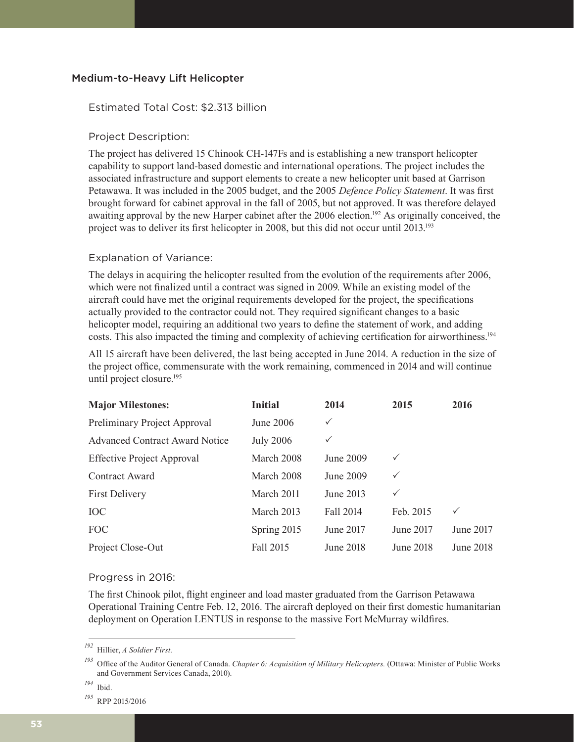## Medium-to-Heavy Lift Helicopter

### Estimated Total Cost: $2.313 billion

### Project Description:

The project has delivered 15 Chinook CH-147Fs and is establishing a new transport helicopter capability to support land-based domestic and international operations. The project includes the associated infrastructure and support elements to create a new helicopter unit based at Garrison Petawawa. It was included in the 2005 budget, and the 2005 *Defence Policy Statement*. It was first brought forward for cabinet approval in the fall of 2005, but not approved. It was therefore delayed awaiting approval by the new Harper cabinet after the 2006 election.[192] As originally conceived, the project was to deliver its first helicopter in 2008, but this did not occur until 2013.[193]

### Explanation of Variance:

The delays in acquiring the helicopter resulted from the evolution of the requirements after 2006, which were not finalized until a contract was signed in 2009. While an existing model of the aircraft could have met the original requirements developed for the project, the specifications actually provided to the contractor could not. They required significant changes to a basic helicopter model, requiring an additional two years to define the statement of work, and adding costs. This also impacted the timing and complexity of achieving certification for airworthiness.[194]

All 15 aircraft have been delivered, the last being accepted in June 2014. A reduction in the size of the project office, commensurate with the work remaining, commenced in 2014 and will continue until project closure.[195]

| Major Milestones: | Initial | 2014 | 2015 | 2016 |
|---|---|---|---|---|
| Preliminary Project Approval | June 2006 | ✓ | | |
| Advanced Contract Award Notice | July 2006 | ✓ | | |
| Effective Project Approval | March 2008 | June 2009 | ✓ | |
| Contract Award | March 2008 | June 2009 | ✓ | |
| First Delivery | March 2011 | June 2013 | ✓ | |
| IOC | March 2013 | Fall 2014 | Feb. 2015 | ✓ |
| FOC | Spring 2015 | June 2017 | June 2017 | June 2017 |
| Project Close-Out | Fall 2015 | June 2018 | June 2018 | June 2018 |

### Progress in 2016:

The first Chinook pilot, flight engineer and load master graduated from the Garrison Petawawa Operational Training Centre Feb. 12, 2016. The aircraft deployed on their first domestic humanitarian deployment on Operation LENTUS in response to the massive Fort McMurray wildfires.

---

[192] Hillier, *A Soldier First.*

[193] Office of the Auditor General of Canada. *Chapter 6: Acquisition of Military Helicopters.* (Ottawa: Minister of Public Works and Government Services Canada, 2010).

[194] Ibid.

[195] RPP 2015/2016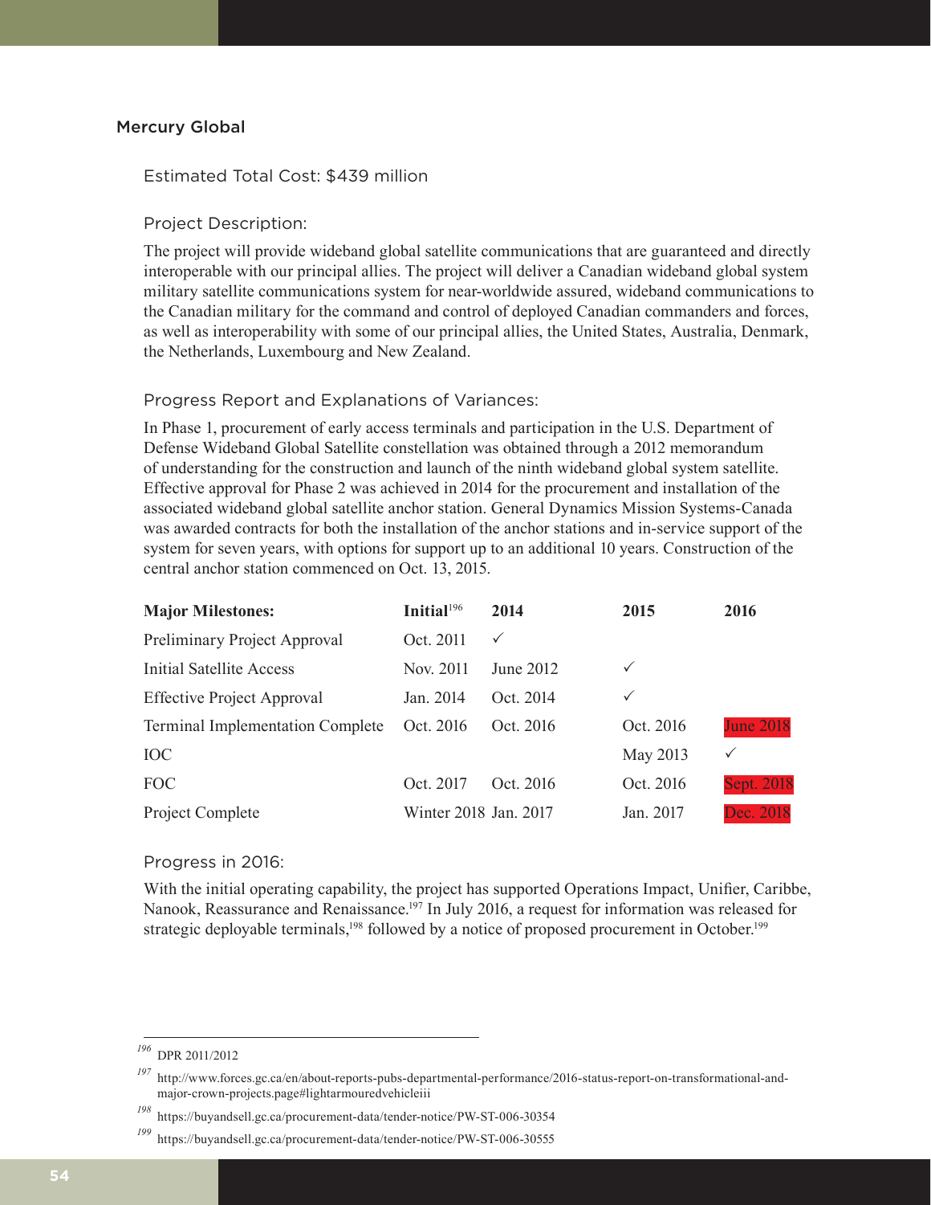## Mercury Global

### Estimated Total Cost: $439 million

### Project Description:

The project will provide wideband global satellite communications that are guaranteed and directly interoperable with our principal allies. The project will deliver a Canadian wideband global system military satellite communications system for near-worldwide assured, wideband communications to the Canadian military for the command and control of deployed Canadian commanders and forces, as well as interoperability with some of our principal allies, the United States, Australia, Denmark, the Netherlands, Luxembourg and New Zealand.

### Progress Report and Explanations of Variances:

In Phase 1, procurement of early access terminals and participation in the U.S. Department of Defense Wideband Global Satellite constellation was obtained through a 2012 memorandum of understanding for the construction and launch of the ninth wideband global system satellite. Effective approval for Phase 2 was achieved in 2014 for the procurement and installation of the associated wideband global satellite anchor station. General Dynamics Mission Systems-Canada was awarded contracts for both the installation of the anchor stations and in-service support of the system for seven years, with options for support up to an additional 10 years. Construction of the central anchor station commenced on Oct. 13, 2015.

| Major Milestones: | Initial[196] | 2014 | 2015 | 2016 |
|---|---|---|---|---|
| Preliminary Project Approval | Oct. 2011 | ✓ | | |
| Initial Satellite Access | Nov. 2011 | June 2012 | ✓ | |
| Effective Project Approval | Jan. 2014 | Oct. 2014 | ✓ | |
| Terminal Implementation Complete | Oct. 2016 | Oct. 2016 | Oct. 2016 | June 2018 |
| IOC | | | May 2013 | ✓ |
| FOC | Oct. 2017 | Oct. 2016 | Oct. 2016 | Sept. 2018 |
| Project Complete | Winter 2018 | Jan. 2017 | Jan. 2017 | Dec. 2018 |

### Progress in 2016:

With the initial operating capability, the project has supported Operations Impact, Unifier, Caribbe, Nanook, Reassurance and Renaissance.[197] In July 2016, a request for information was released for strategic deployable terminals,[198] followed by a notice of proposed procurement in October.[199]

---

[196] DPR 2011/2012

[197] http://www.forces.gc.ca/en/about-reports-pubs-departmental-performance/2016-status-report-on-transformational-and-major-crown-projects.page#lightarmouredvehicleiii

[198] https://buyandsell.gc.ca/procurement-data/tender-notice/PW-ST-006-30354

[199] https://buyandsell.gc.ca/procurement-data/tender-notice/PW-ST-006-30555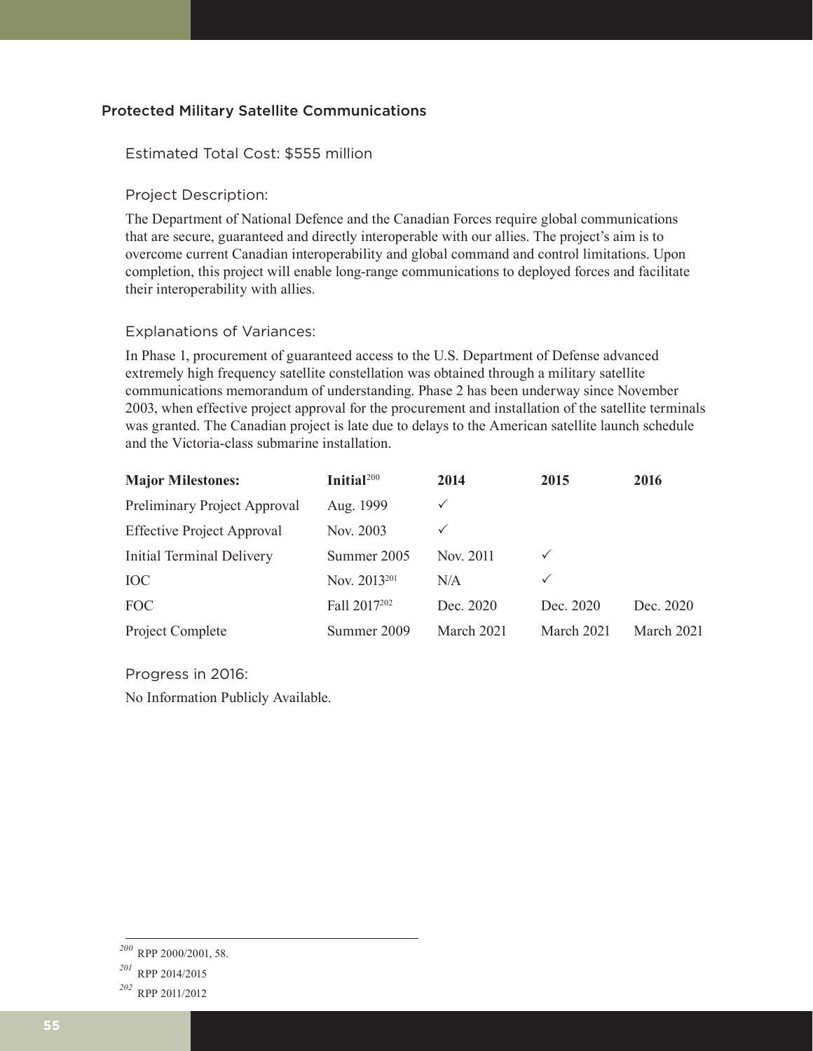## Protected Military Satellite Communications

### Estimated Total Cost: $555 million

### Project Description:

The Department of National Defence and the Canadian Forces require global communications that are secure, guaranteed and directly interoperable with our allies. The project's aim is to overcome current Canadian interoperability and global command and control limitations. Upon completion, this project will enable long-range communications to deployed forces and facilitate their interoperability with allies.

### Explanations of Variances:

In Phase 1, procurement of guaranteed access to the U.S. Department of Defense advanced extremely high frequency satellite constellation was obtained through a military satellite communications memorandum of understanding. Phase 2 has been underway since November 2003, when effective project approval for the procurement and installation of the satellite terminals was granted. The Canadian project is late due to delays to the American satellite launch schedule and the Victoria-class submarine installation.

| Major Milestones: | Initial[200] | 2014 | 2015 | 2016 |
|---|---|---|---|---|
| Preliminary Project Approval | Aug. 1999 | ✓ | | |
| Effective Project Approval | Nov. 2003 | ✓ | | |
| Initial Terminal Delivery | Summer 2005 | Nov. 2011 | ✓ | |
| IOC | Nov. 2013[201] | N/A | ✓ | |
| FOC | Fall 2017[202] | Dec. 2020 | Dec. 2020 | Dec. 2020 |
| Project Complete | Summer 2009 | March 2021 | March 2021 | March 2021 |

### Progress in 2016:

No Information Publicly Available.

---

[200] RPP 2000/2001, 58.

[201] RPP 2014/2015

[202] RPP 2011/2012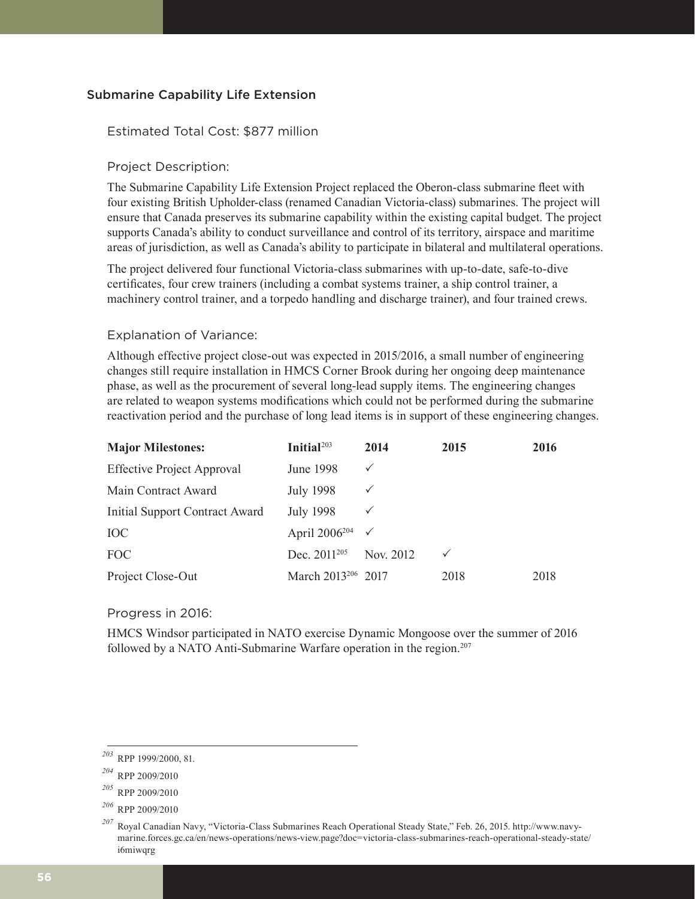## Submarine Capability Life Extension

### Estimated Total Cost: $877 million

### Project Description:

The Submarine Capability Life Extension Project replaced the Oberon-class submarine fleet with four existing British Upholder-class (renamed Canadian Victoria-class) submarines. The project will ensure that Canada preserves its submarine capability within the existing capital budget. The project supports Canada's ability to conduct surveillance and control of its territory, airspace and maritime areas of jurisdiction, as well as Canada's ability to participate in bilateral and multilateral operations.

The project delivered four functional Victoria-class submarines with up-to-date, safe-to-dive certificates, four crew trainers (including a combat systems trainer, a ship control trainer, a machinery control trainer, and a torpedo handling and discharge trainer), and four trained crews.

### Explanation of Variance:

Although effective project close-out was expected in 2015/2016, a small number of engineering changes still require installation in HMCS Corner Brook during her ongoing deep maintenance phase, as well as the procurement of several long-lead supply items. The engineering changes are related to weapon systems modifications which could not be performed during the submarine reactivation period and the purchase of long lead items is in support of these engineering changes.

| Major Milestones: | Initial[203] | 2014 | 2015 | 2016 |
|---|---|---|---|---|
| Effective Project Approval | June 1998 | ✓ | | |
| Main Contract Award | July 1998 | ✓ | | |
| Initial Support Contract Award | July 1998 | ✓ | | |
| IOC | April 2006[204] | ✓ | | |
| FOC | Dec. 2011[205] | Nov. 2012 | ✓ | |
| Project Close-Out | March 2013[206] | 2017 | 2018 | 2018 |

### Progress in 2016:

HMCS Windsor participated in NATO exercise Dynamic Mongoose over the summer of 2016 followed by a NATO Anti-Submarine Warfare operation in the region.[207]

---

[203] RPP 1999/2000, 81.

[204] RPP 2009/2010

[205] RPP 2009/2010

[206] RPP 2009/2010

[207] Royal Canadian Navy, "Victoria-Class Submarines Reach Operational Steady State," Feb. 26, 2015. http://www.navy-marine.forces.gc.ca/en/news-operations/news-view.page?doc=victoria-class-submarines-reach-operational-steady-state/i6miwqrg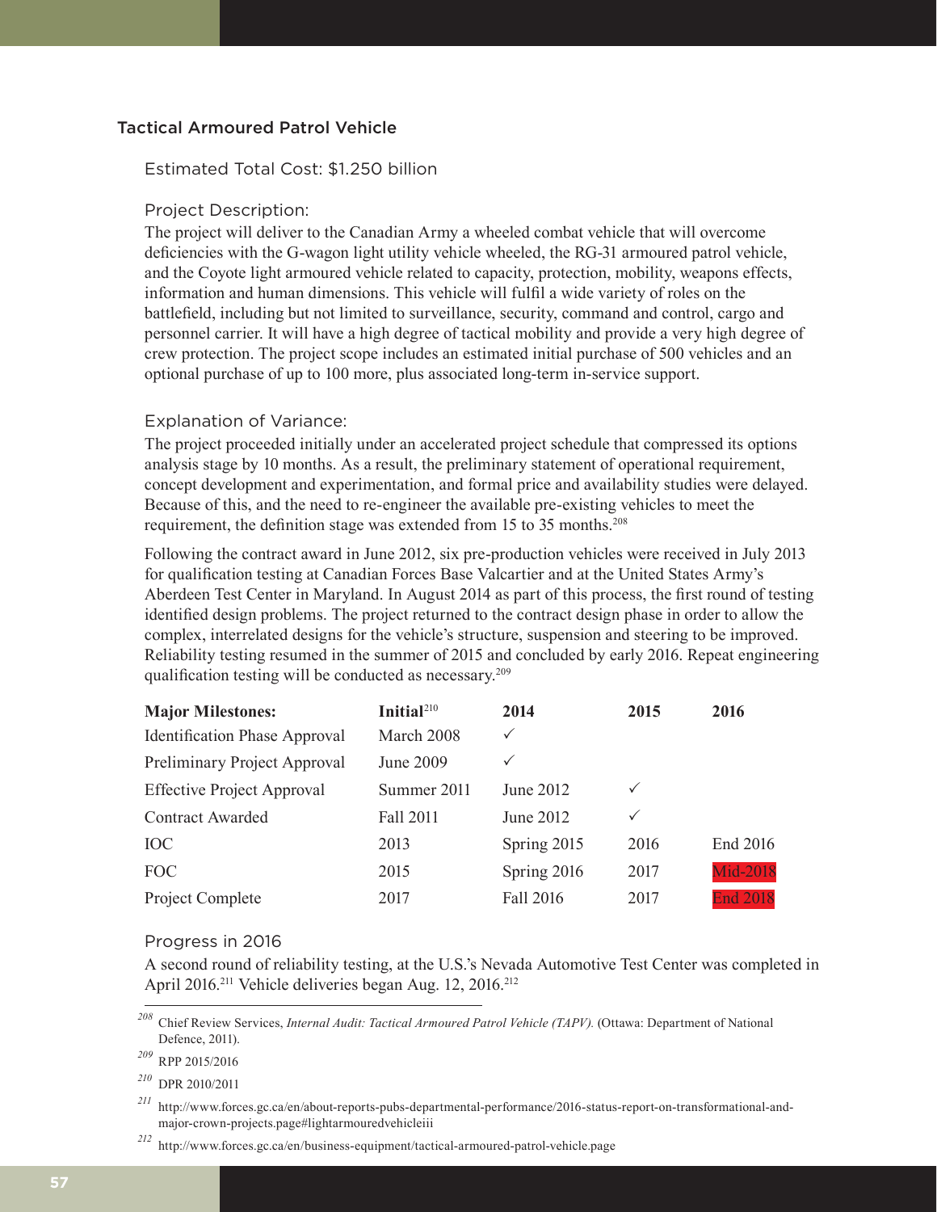## Tactical Armoured Patrol Vehicle

### Estimated Total Cost: $1.250 billion

### Project Description:

The project will deliver to the Canadian Army a wheeled combat vehicle that will overcome deficiencies with the G-wagon light utility vehicle wheeled, the RG-31 armoured patrol vehicle, and the Coyote light armoured vehicle related to capacity, protection, mobility, weapons effects, information and human dimensions. This vehicle will fulfil a wide variety of roles on the battlefield, including but not limited to surveillance, security, command and control, cargo and personnel carrier. It will have a high degree of tactical mobility and provide a very high degree of crew protection. The project scope includes an estimated initial purchase of 500 vehicles and an optional purchase of up to 100 more, plus associated long-term in-service support.

### Explanation of Variance:

The project proceeded initially under an accelerated project schedule that compressed its options analysis stage by 10 months. As a result, the preliminary statement of operational requirement, concept development and experimentation, and formal price and availability studies were delayed. Because of this, and the need to re-engineer the available pre-existing vehicles to meet the requirement, the definition stage was extended from 15 to 35 months.[208]

Following the contract award in June 2012, six pre-production vehicles were received in July 2013 for qualification testing at Canadian Forces Base Valcartier and at the United States Army's Aberdeen Test Center in Maryland. In August 2014 as part of this process, the first round of testing identified design problems. The project returned to the contract design phase in order to allow the complex, interrelated designs for the vehicle's structure, suspension and steering to be improved. Reliability testing resumed in the summer of 2015 and concluded by early 2016. Repeat engineering qualification testing will be conducted as necessary.[209]

| **Major Milestones:** | **Initial**[210] | **2014** | **2015** | **2016** |
|---|---|---|---|---|
| Identification Phase Approval | March 2008 | ✓ | | |
| Preliminary Project Approval | June 2009 | ✓ | | |
| Effective Project Approval | Summer 2011 | June 2012 | ✓ | |
| Contract Awarded | Fall 2011 | June 2012 | ✓ | |
| IOC | 2013 | Spring 2015 | 2016 | End 2016 |
| FOC | 2015 | Spring 2016 | 2017 | Mid-2018 |
| Project Complete | 2017 | Fall 2016 | 2017 | End 2018 |

### Progress in 2016

A second round of reliability testing, at the U.S.'s Nevada Automotive Test Center was completed in April 2016.[211] Vehicle deliveries began Aug. 12, 2016.[212]

---

[208] Chief Review Services, *Internal Audit: Tactical Armoured Patrol Vehicle (TAPV).* (Ottawa: Department of National Defence, 2011).

[209] RPP 2015/2016

[210] DPR 2010/2011

[211] http://www.forces.gc.ca/en/about-reports-pubs-departmental-performance/2016-status-report-on-transformational-and-major-crown-projects.page#lightarmouredvehicleiii

[212] http://www.forces.gc.ca/en/business-equipment/tactical-armoured-patrol-vehicle.page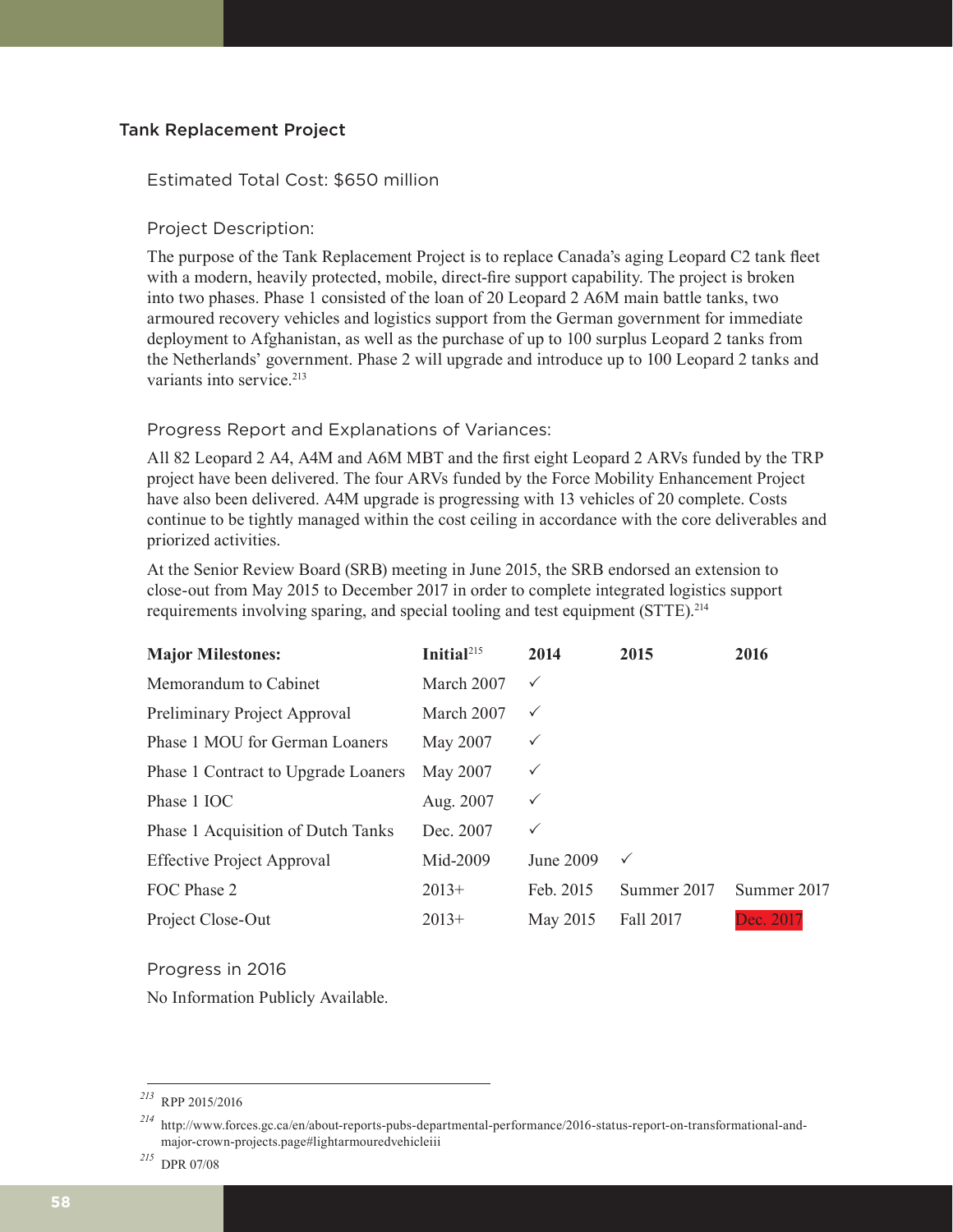## Tank Replacement Project

### Estimated Total Cost: $650 million

### Project Description:

The purpose of the Tank Replacement Project is to replace Canada's aging Leopard C2 tank fleet with a modern, heavily protected, mobile, direct-fire support capability. The project is broken into two phases. Phase 1 consisted of the loan of 20 Leopard 2 A6M main battle tanks, two armoured recovery vehicles and logistics support from the German government for immediate deployment to Afghanistan, as well as the purchase of up to 100 surplus Leopard 2 tanks from the Netherlands' government. Phase 2 will upgrade and introduce up to 100 Leopard 2 tanks and variants into service.[213]

### Progress Report and Explanations of Variances:

All 82 Leopard 2 A4, A4M and A6M MBT and the first eight Leopard 2 ARVs funded by the TRP project have been delivered. The four ARVs funded by the Force Mobility Enhancement Project have also been delivered. A4M upgrade is progressing with 13 vehicles of 20 complete. Costs continue to be tightly managed within the cost ceiling in accordance with the core deliverables and priorized activities.

At the Senior Review Board (SRB) meeting in June 2015, the SRB endorsed an extension to close-out from May 2015 to December 2017 in order to complete integrated logistics support requirements involving sparing, and special tooling and test equipment (STTE).[214]

| **Major Milestones:** | **Initial**[215] | **2014** | **2015** | **2016** |
|---|---|---|---|---|
| Memorandum to Cabinet | March 2007 | ✓ | | |
| Preliminary Project Approval | March 2007 | ✓ | | |
| Phase 1 MOU for German Loaners | May 2007 | ✓ | | |
| Phase 1 Contract to Upgrade Loaners | May 2007 | ✓ | | |
| Phase 1 IOC | Aug. 2007 | ✓ | | |
| Phase 1 Acquisition of Dutch Tanks | Dec. 2007 | ✓ | | |
| Effective Project Approval | Mid-2009 | June 2009 | ✓ | |
| FOC Phase 2 | 2013+ | Feb. 2015 | Summer 2017 | Summer 2017 |
| Project Close-Out | 2013+ | May 2015 | Fall 2017 | Dec. 2017 |

### Progress in 2016

No Information Publicly Available.

---

213 RPP 2015/2016

214 http://www.forces.gc.ca/en/about-reports-pubs-departmental-performance/2016-status-report-on-transformational-and-major-crown-projects.page#lightarmouredvehicleiii

215 DPR 07/08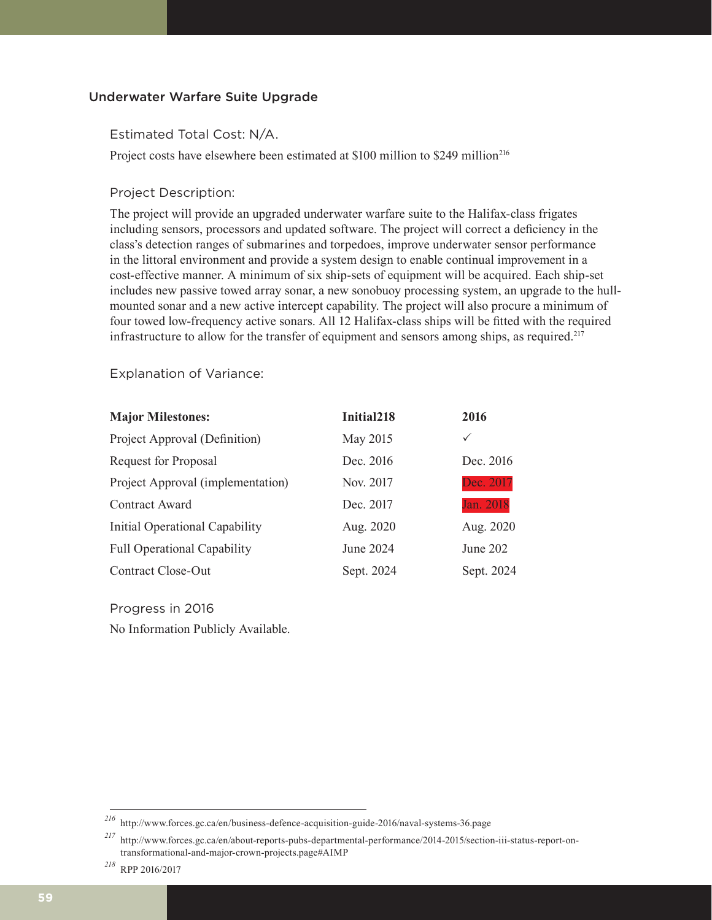## Underwater Warfare Suite Upgrade

### Estimated Total Cost: N/A.

Project costs have elsewhere been estimated at $100 million to $249 million[216]

### Project Description:

The project will provide an upgraded underwater warfare suite to the Halifax-class frigates including sensors, processors and updated software. The project will correct a deficiency in the class's detection ranges of submarines and torpedoes, improve underwater sensor performance in the littoral environment and provide a system design to enable continual improvement in a cost-effective manner. A minimum of six ship-sets of equipment will be acquired. Each ship-set includes new passive towed array sonar, a new sonobuoy processing system, an upgrade to the hull-mounted sonar and a new active intercept capability. The project will also procure a minimum of four towed low-frequency active sonars. All 12 Halifax-class ships will be fitted with the required infrastructure to allow for the transfer of equipment and sensors among ships, as required.[217]

### Explanation of Variance:

| **Major Milestones:** | **Initial218** | **2016** |
|---|---|---|
| Project Approval (Definition) | May 2015 | ✓ |
| Request for Proposal | Dec. 2016 | Dec. 2016 |
| Project Approval (implementation) | Nov. 2017 | Dec. 2017 |
| Contract Award | Dec. 2017 | Jan. 2018 |
| Initial Operational Capability | Aug. 2020 | Aug. 2020 |
| Full Operational Capability | June 2024 | June 202 |
| Contract Close-Out | Sept. 2024 | Sept. 2024 |

### Progress in 2016

No Information Publicly Available.

---

[216] http://www.forces.gc.ca/en/business-defence-acquisition-guide-2016/naval-systems-36.page

[217] http://www.forces.gc.ca/en/about-reports-pubs-departmental-performance/2014-2015/section-iii-status-report-on-transformational-and-major-crown-projects.page#AIMP

[218] RPP 2016/2017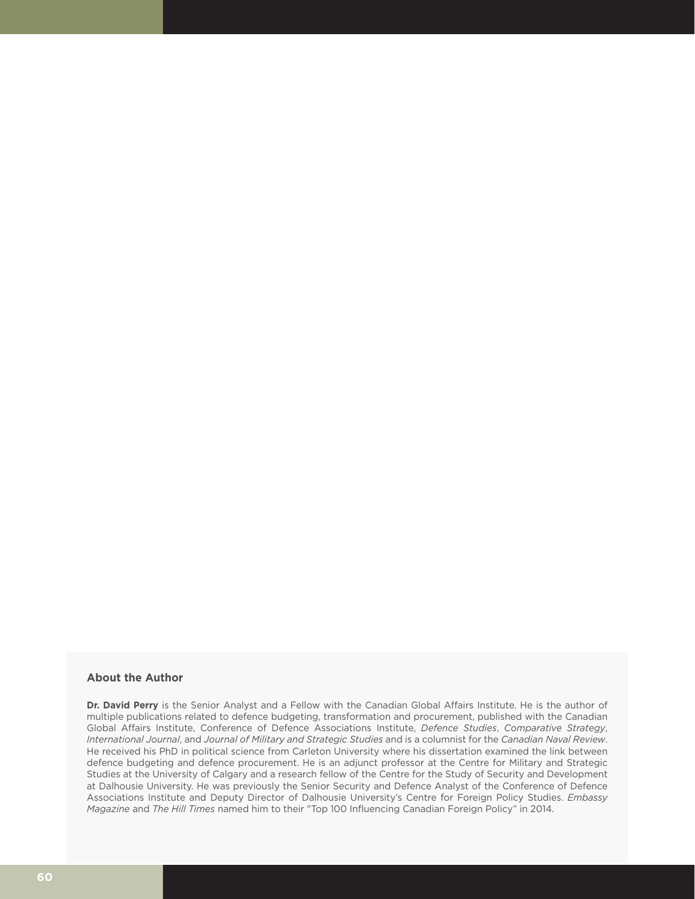### About the Author

**Dr. David Perry** is the Senior Analyst and a Fellow with the Canadian Global Affairs Institute. He is the author of multiple publications related to defence budgeting, transformation and procurement, published with the Canadian Global Affairs Institute, Conference of Defence Associations Institute, *Defence Studies*, *Comparative Strategy*, *International Journal*, and *Journal of Military and Strategic Studies* and is a columnist for the *Canadian Naval Review*. He received his PhD in political science from Carleton University where his dissertation examined the link between defence budgeting and defence procurement. He is an adjunct professor at the Centre for Military and Strategic Studies at the University of Calgary and a research fellow of the Centre for the Study of Security and Development at Dalhousie University. He was previously the Senior Security and Defence Analyst of the Conference of Defence Associations Institute and Deputy Director of Dalhousie University's Centre for Foreign Policy Studies. *Embassy Magazine* and *The Hill Times* named him to their "Top 100 Influencing Canadian Foreign Policy" in 2014.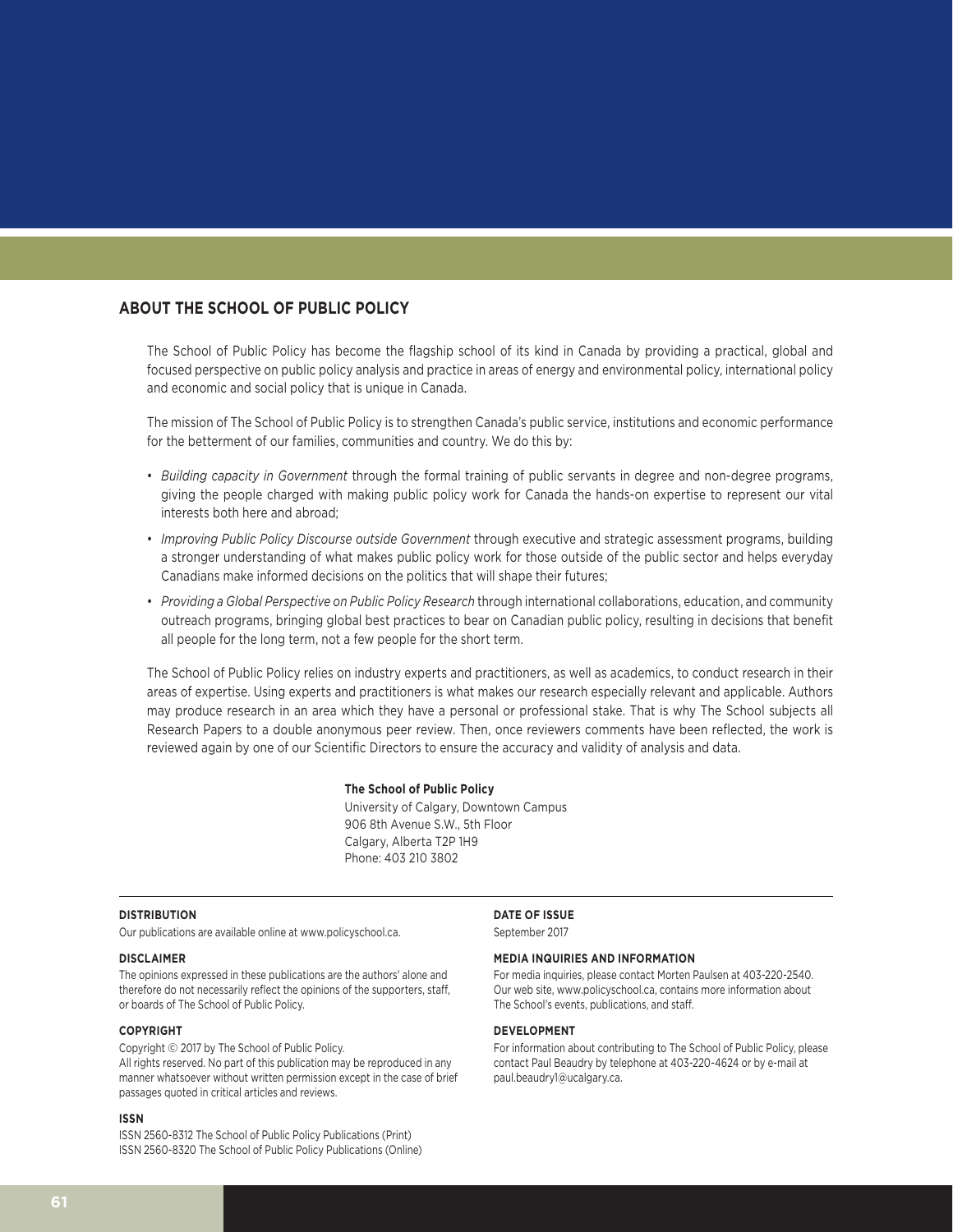## ABOUT THE SCHOOL OF PUBLIC POLICY

The School of Public Policy has become the flagship school of its kind in Canada by providing a practical, global and focused perspective on public policy analysis and practice in areas of energy and environmental policy, international policy and economic and social policy that is unique in Canada.

The mission of The School of Public Policy is to strengthen Canada's public service, institutions and economic performance for the betterment of our families, communities and country. We do this by:

- *Building capacity in Government* through the formal training of public servants in degree and non-degree programs, giving the people charged with making public policy work for Canada the hands-on expertise to represent our vital interests both here and abroad;
- *Improving Public Policy Discourse outside Government* through executive and strategic assessment programs, building a stronger understanding of what makes public policy work for those outside of the public sector and helps everyday Canadians make informed decisions on the politics that will shape their futures;
- *Providing a Global Perspective on Public Policy Research* through international collaborations, education, and community outreach programs, bringing global best practices to bear on Canadian public policy, resulting in decisions that benefit all people for the long term, not a few people for the short term.

The School of Public Policy relies on industry experts and practitioners, as well as academics, to conduct research in their areas of expertise. Using experts and practitioners is what makes our research especially relevant and applicable. Authors may produce research in an area which they have a personal or professional stake. That is why The School subjects all Research Papers to a double anonymous peer review. Then, once reviewers comments have been reflected, the work is reviewed again by one of our Scientific Directors to ensure the accuracy and validity of analysis and data.

**The School of Public Policy**
University of Calgary, Downtown Campus
906 8th Avenue S.W., 5th Floor
Calgary, Alberta T2P 1H9
Phone: 403 210 3802

**DISTRIBUTION**
Our publications are available online at www.policyschool.ca.

**DISCLAIMER**
The opinions expressed in these publications are the authors' alone and therefore do not necessarily reflect the opinions of the supporters, staff, or boards of The School of Public Policy.

**COPYRIGHT**
Copyright © 2017 by The School of Public Policy.
All rights reserved. No part of this publication may be reproduced in any manner whatsoever without written permission except in the case of brief passages quoted in critical articles and reviews.

**ISSN**
ISSN 2560-8312 The School of Public Policy Publications (Print)
ISSN 2560-8320 The School of Public Policy Publications (Online)

**DATE OF ISSUE**
September 2017

**MEDIA INQUIRIES AND INFORMATION**
For media inquiries, please contact Morten Paulsen at 403-220-2540. Our web site, www.policyschool.ca, contains more information about The School's events, publications, and staff.

**DEVELOPMENT**
For information about contributing to The School of Public Policy, please contact Paul Beaudry by telephone at 403-220-4624 or by e-mail at paul.beaudry1@ucalgary.ca.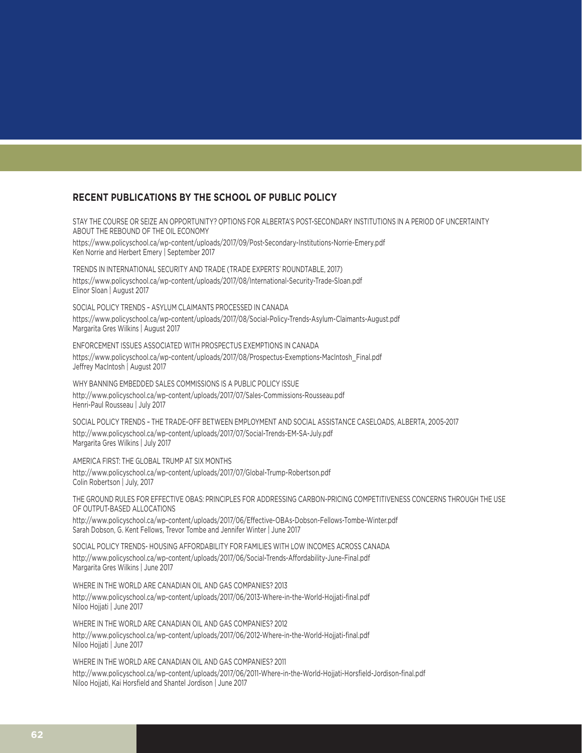## RECENT PUBLICATIONS BY THE SCHOOL OF PUBLIC POLICY

STAY THE COURSE OR SEIZE AN OPPORTUNITY? OPTIONS FOR ALBERTA'S POST-SECONDARY INSTITUTIONS IN A PERIOD OF UNCERTAINTY ABOUT THE REBOUND OF THE OIL ECONOMY
https://www.policyschool.ca/wp-content/uploads/2017/09/Post-Secondary-Institutions-Norrie-Emery.pdf
Ken Norrie and Herbert Emery | September 2017

TRENDS IN INTERNATIONAL SECURITY AND TRADE (TRADE EXPERTS' ROUNDTABLE, 2017)
https://www.policyschool.ca/wp-content/uploads/2017/08/International-Security-Trade-Sloan.pdf
Elinor Sloan | August 2017

SOCIAL POLICY TRENDS – ASYLUM CLAIMANTS PROCESSED IN CANADA
https://www.policyschool.ca/wp-content/uploads/2017/08/Social-Policy-Trends-Asylum-Claimants-August.pdf
Margarita Gres Wilkins | August 2017

ENFORCEMENT ISSUES ASSOCIATED WITH PROSPECTUS EXEMPTIONS IN CANADA
https://www.policyschool.ca/wp-content/uploads/2017/08/Prospectus-Exemptions-MacIntosh_Final.pdf
Jeffrey MacIntosh | August 2017

WHY BANNING EMBEDDED SALES COMMISSIONS IS A PUBLIC POLICY ISSUE
http://www.policyschool.ca/wp-content/uploads/2017/07/Sales-Commissions-Rousseau.pdf
Henri-Paul Rousseau | July 2017

SOCIAL POLICY TRENDS – THE TRADE-OFF BETWEEN EMPLOYMENT AND SOCIAL ASSISTANCE CASELOADS, ALBERTA, 2005-2017
http://www.policyschool.ca/wp-content/uploads/2017/07/Social-Trends-EM-SA-July.pdf
Margarita Gres Wilkins | July 2017

AMERICA FIRST: THE GLOBAL TRUMP AT SIX MONTHS
http://www.policyschool.ca/wp-content/uploads/2017/07/Global-Trump-Robertson.pdf
Colin Robertson | July, 2017

THE GROUND RULES FOR EFFECTIVE OBAS: PRINCIPLES FOR ADDRESSING CARBON-PRICING COMPETITIVENESS CONCERNS THROUGH THE USE OF OUTPUT-BASED ALLOCATIONS
http://www.policyschool.ca/wp-content/uploads/2017/06/Effective-OBAs-Dobson-Fellows-Tombe-Winter.pdf
Sarah Dobson, G. Kent Fellows, Trevor Tombe and Jennifer Winter | June 2017

SOCIAL POLICY TRENDS- HOUSING AFFORDABILITY FOR FAMILIES WITH LOW INCOMES ACROSS CANADA
http://www.policyschool.ca/wp-content/uploads/2017/06/Social-Trends-Affordability-June-Final.pdf
Margarita Gres Wilkins | June 2017

WHERE IN THE WORLD ARE CANADIAN OIL AND GAS COMPANIES? 2013
http://www.policyschool.ca/wp-content/uploads/2017/06/2013-Where-in-the-World-Hojjati-final.pdf
Niloo Hojjati | June 2017

WHERE IN THE WORLD ARE CANADIAN OIL AND GAS COMPANIES? 2012
http://www.policyschool.ca/wp-content/uploads/2017/06/2012-Where-in-the-World-Hojjati-final.pdf
Niloo Hojjati | June 2017

WHERE IN THE WORLD ARE CANADIAN OIL AND GAS COMPANIES? 2011
http://www.policyschool.ca/wp-content/uploads/2017/06/2011-Where-in-the-World-Hojjati-Horsfield-Jordison-final.pdf
Niloo Hojjati, Kai Horsfield and Shantel Jordison | June 2017